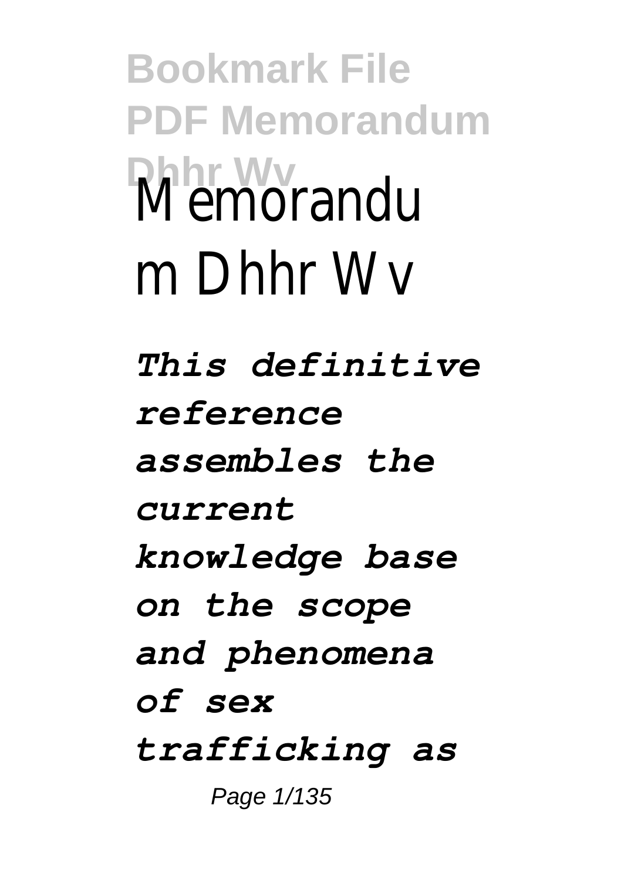# Memorandum Dhhr Wv

*This definitive reference assembles the current knowledge base on the scope and phenomena of sex trafficking as*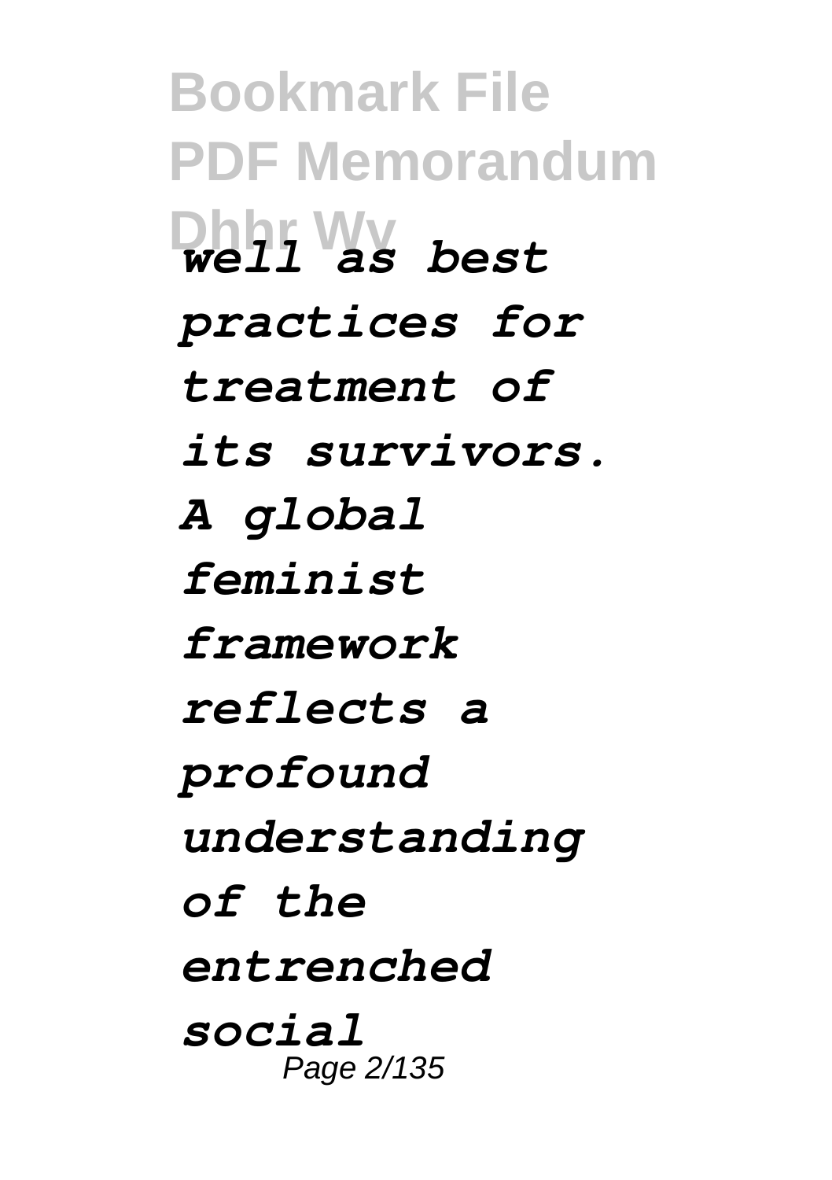*well as best practices for treatment of its survivors. A global feminist framework reflects a profound understanding of the entrenched social*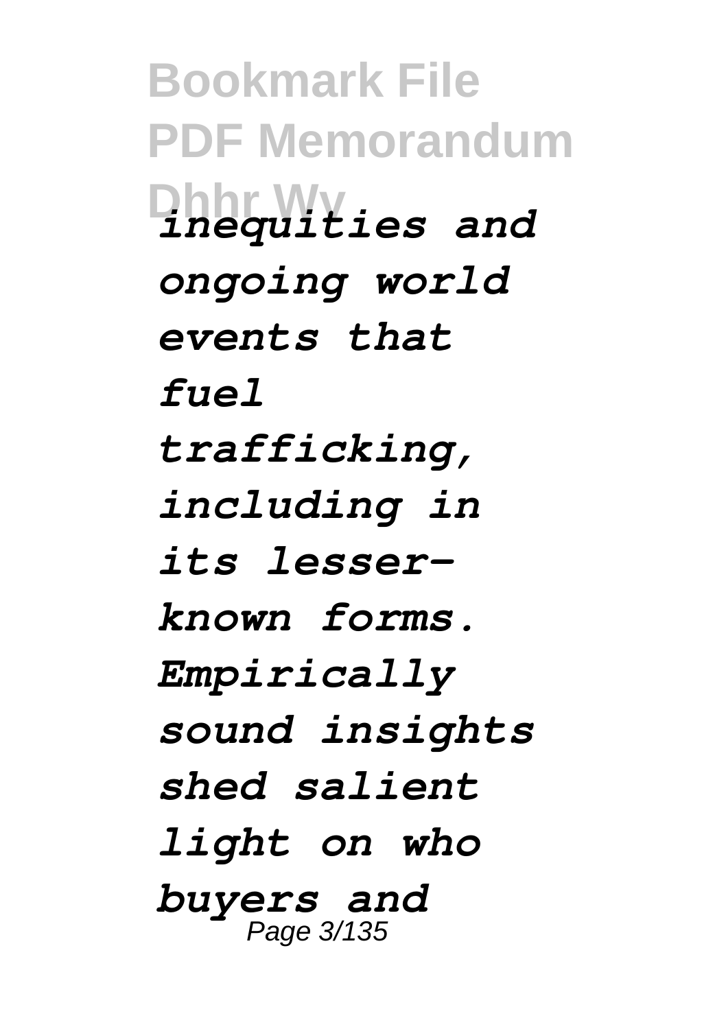*inequities and ongoing world events that fuel trafficking, including in its lesser-known forms. Empirically sound insights shed salient light on who buyers and*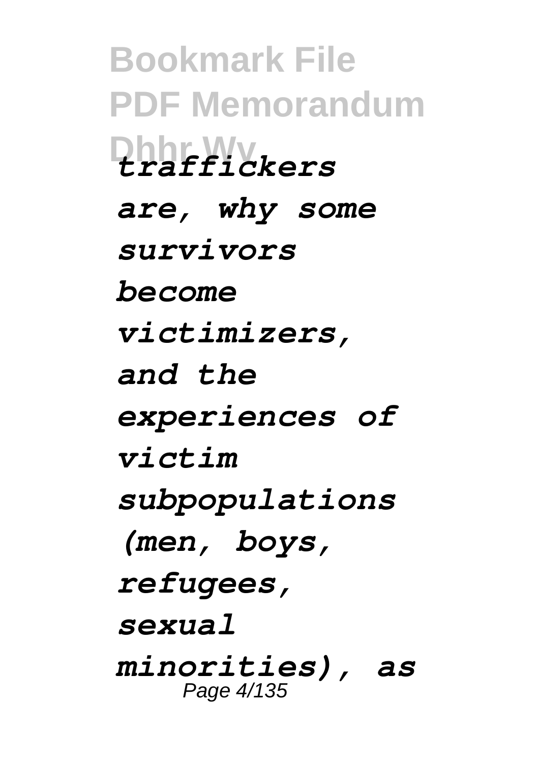*traffickers are, why some survivors become victimizers, and the experiences of victim subpopulations (men, boys, refugees, sexual minorities), as*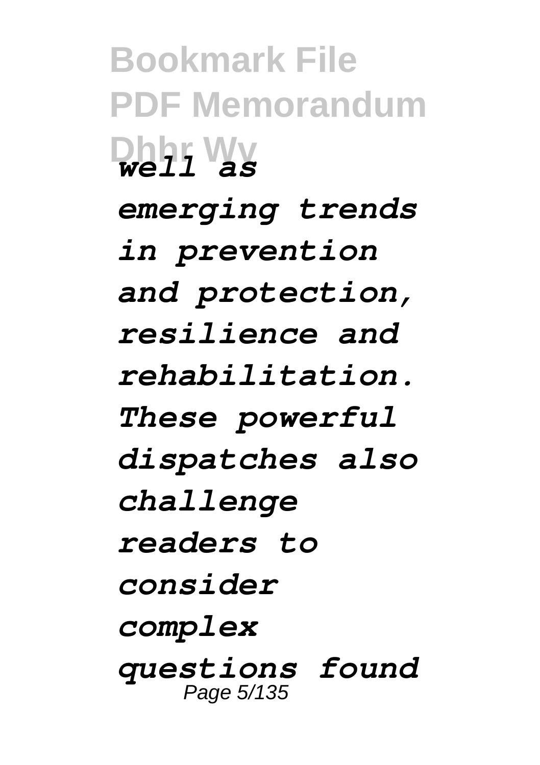*well as emerging trends in prevention and protection, resilience and rehabilitation. These powerful dispatches also challenge readers to consider complex questions found*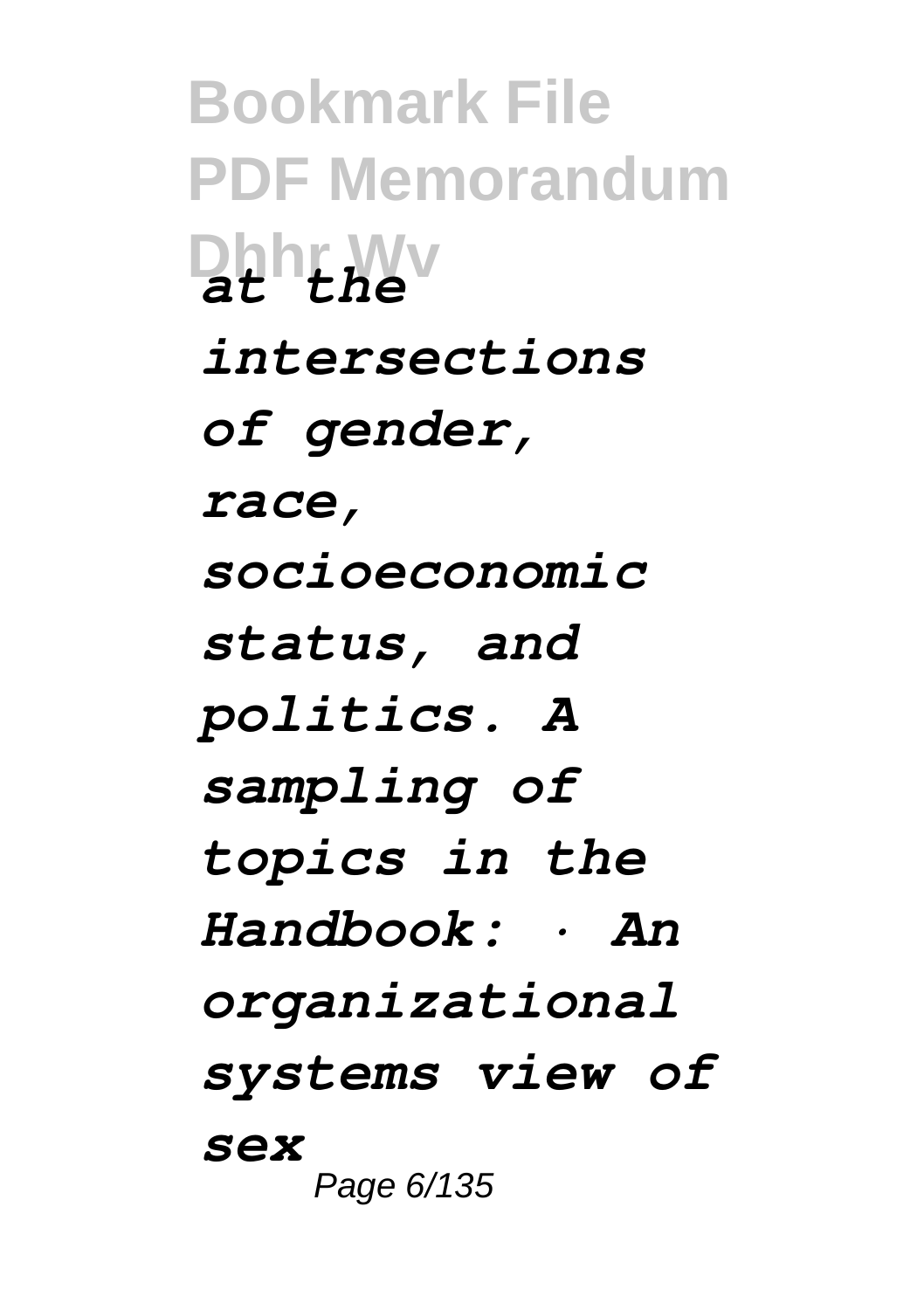*at the intersections of gender, race, socioeconomic status, and politics. A sampling of topics in the Handbook: · An organizational systems view of sex*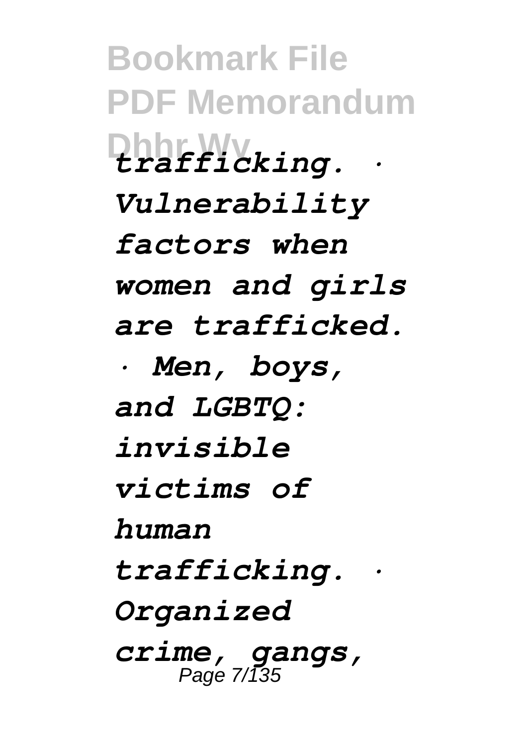*trafficking. · Vulnerability factors when women and girls are trafficked. · Men, boys, and LGBTQ: invisible victims of human trafficking. · Organized crime, gangs,*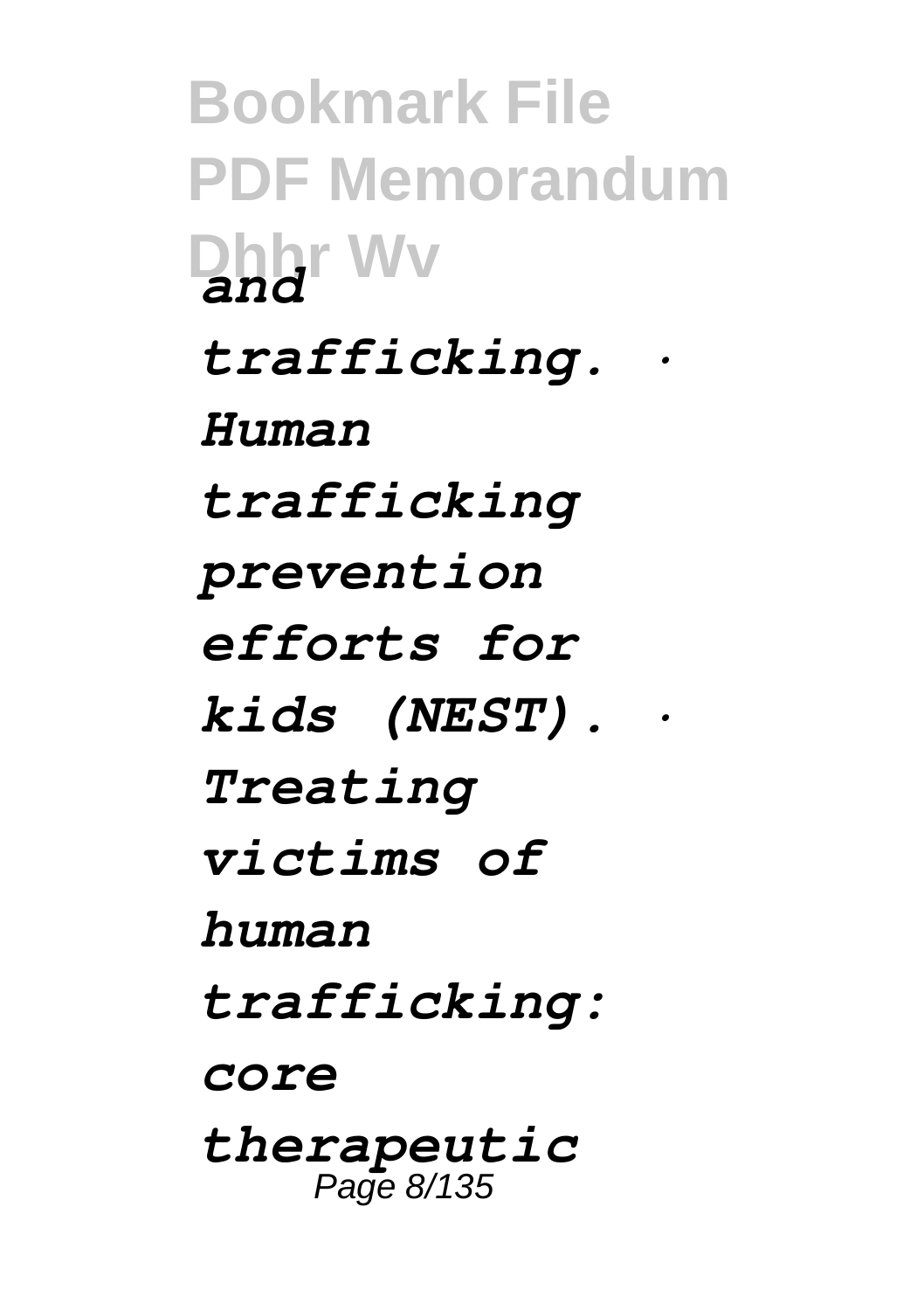*and trafficking. · Human trafficking prevention efforts for kids (NEST). · Treating victims of human trafficking: core therapeutic*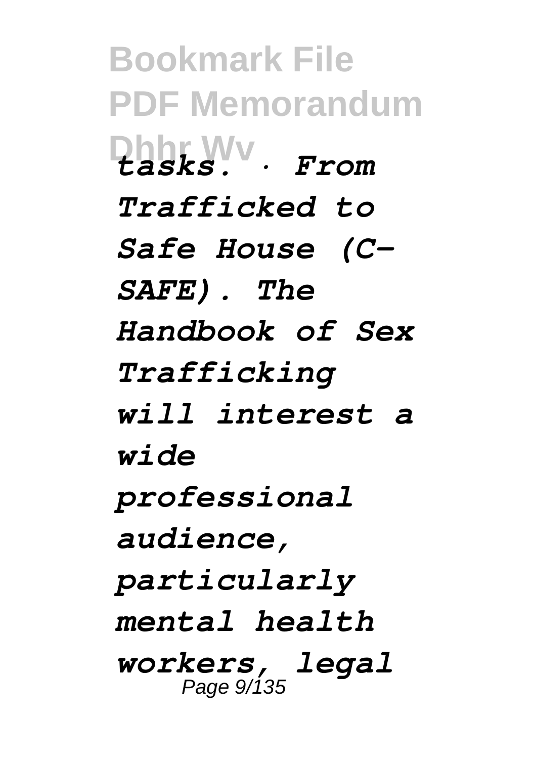*tasks. · From Trafficked to Safe House (C-SAFE). The Handbook of Sex Trafficking will interest a wide professional audience, particularly mental health workers, legal*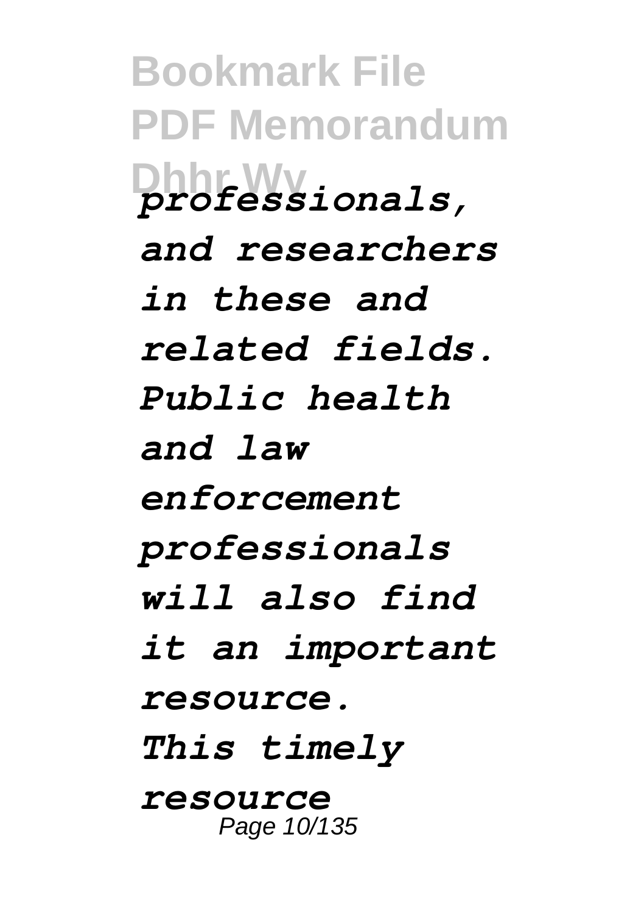*professionals, and researchers in these and related fields. Public health and law enforcement professionals will also find it an important resource.*

*This timely resource*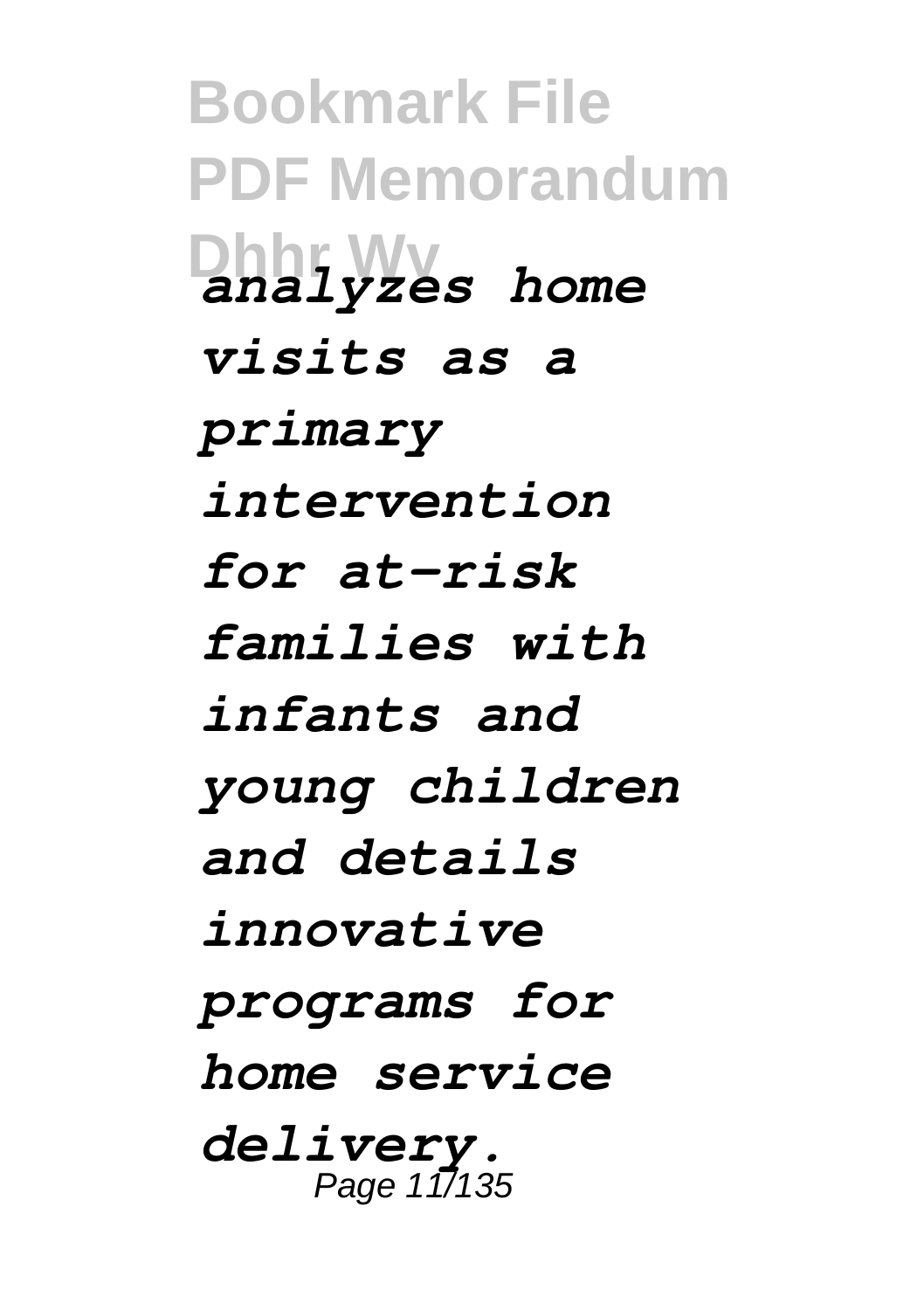*analyzes home visits as a primary intervention for at-risk families with infants and young children and details innovative programs for home service delivery.*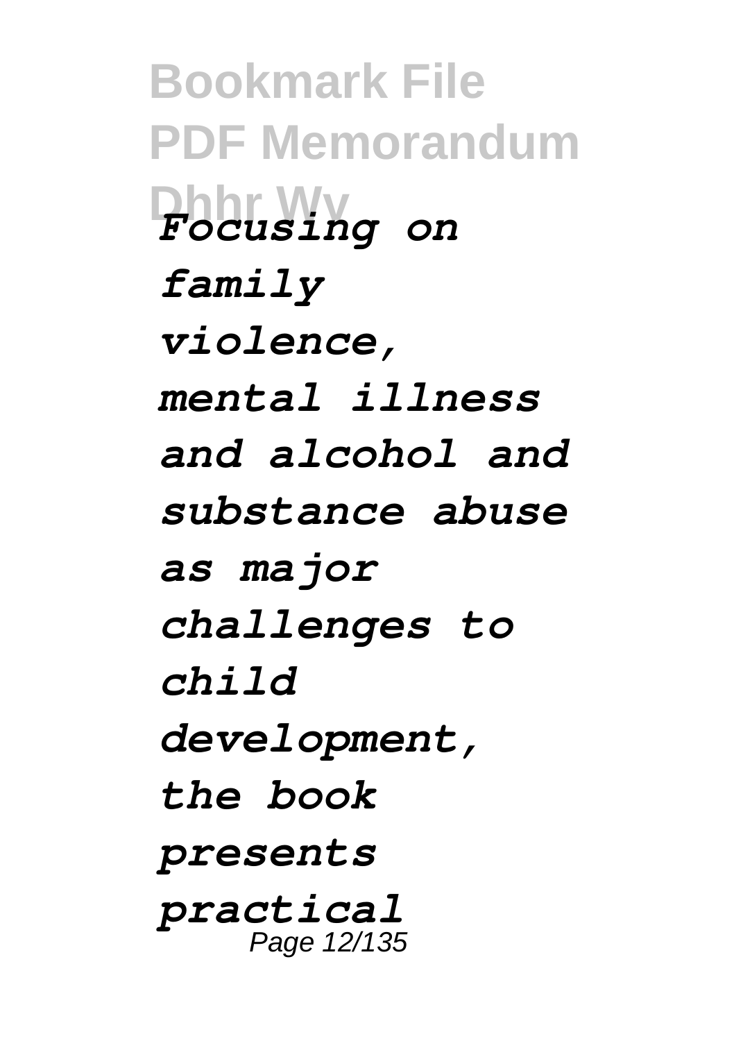*Focusing on family violence, mental illness and alcohol and substance abuse as major challenges to child development, the book presents practical*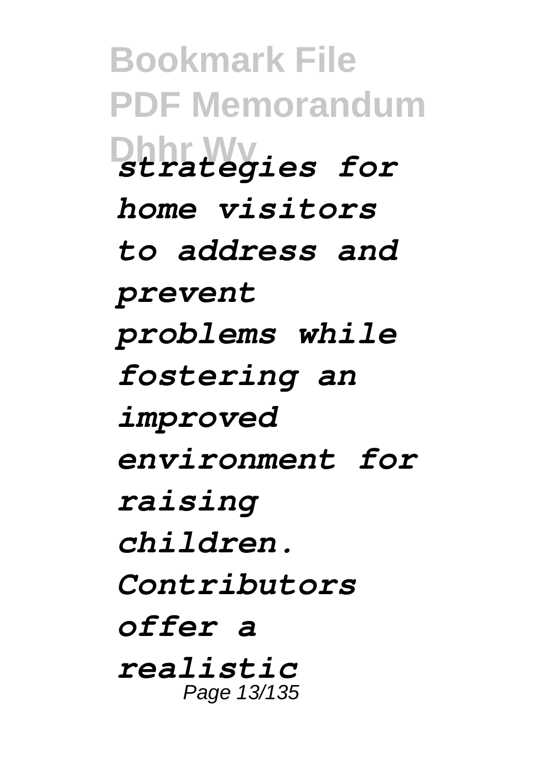*strategies for home visitors to address and prevent problems while fostering an improved environment for raising children. Contributors offer a realistic*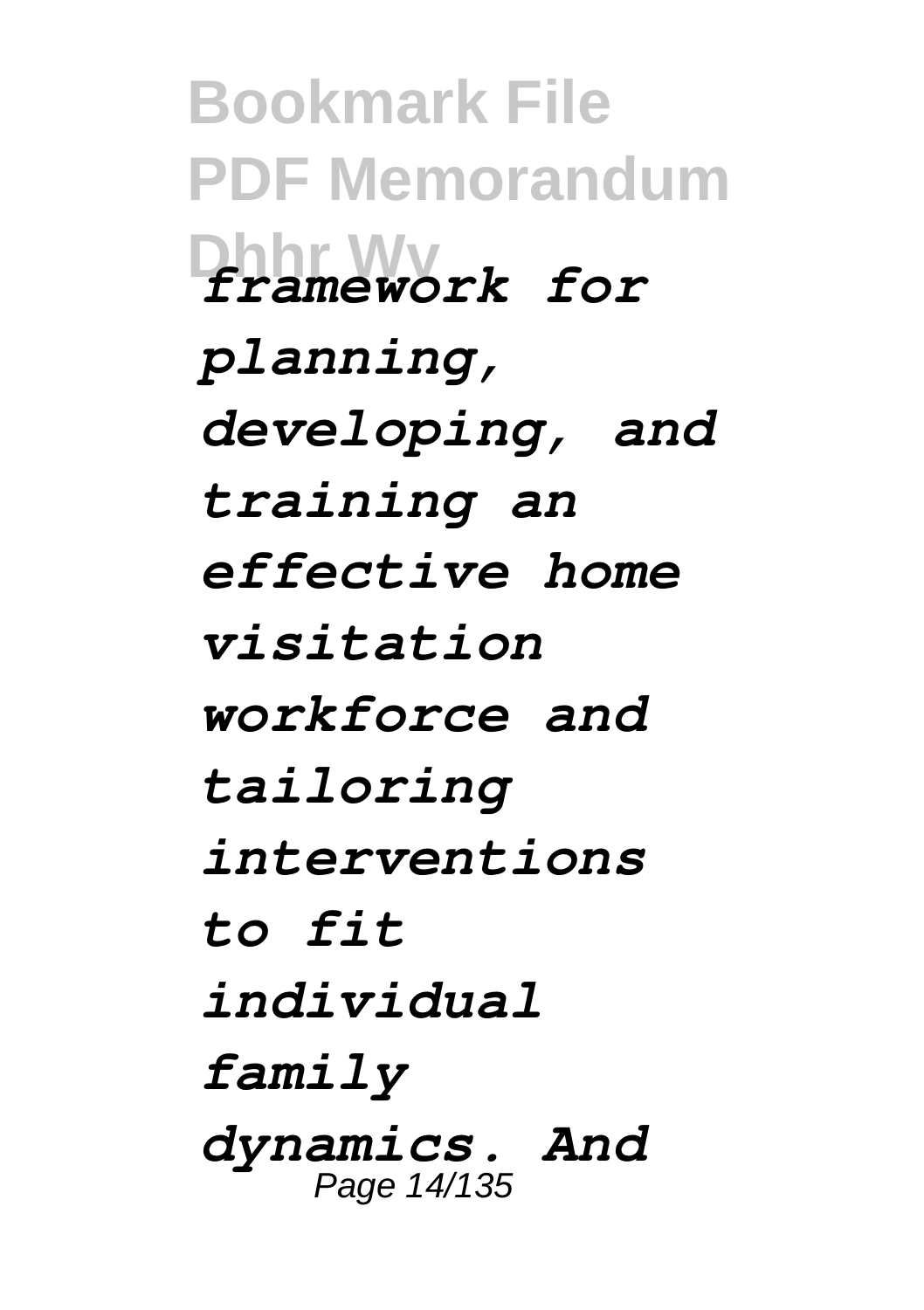*framework for planning, developing, and training an effective home visitation workforce and tailoring interventions to fit individual family dynamics. And*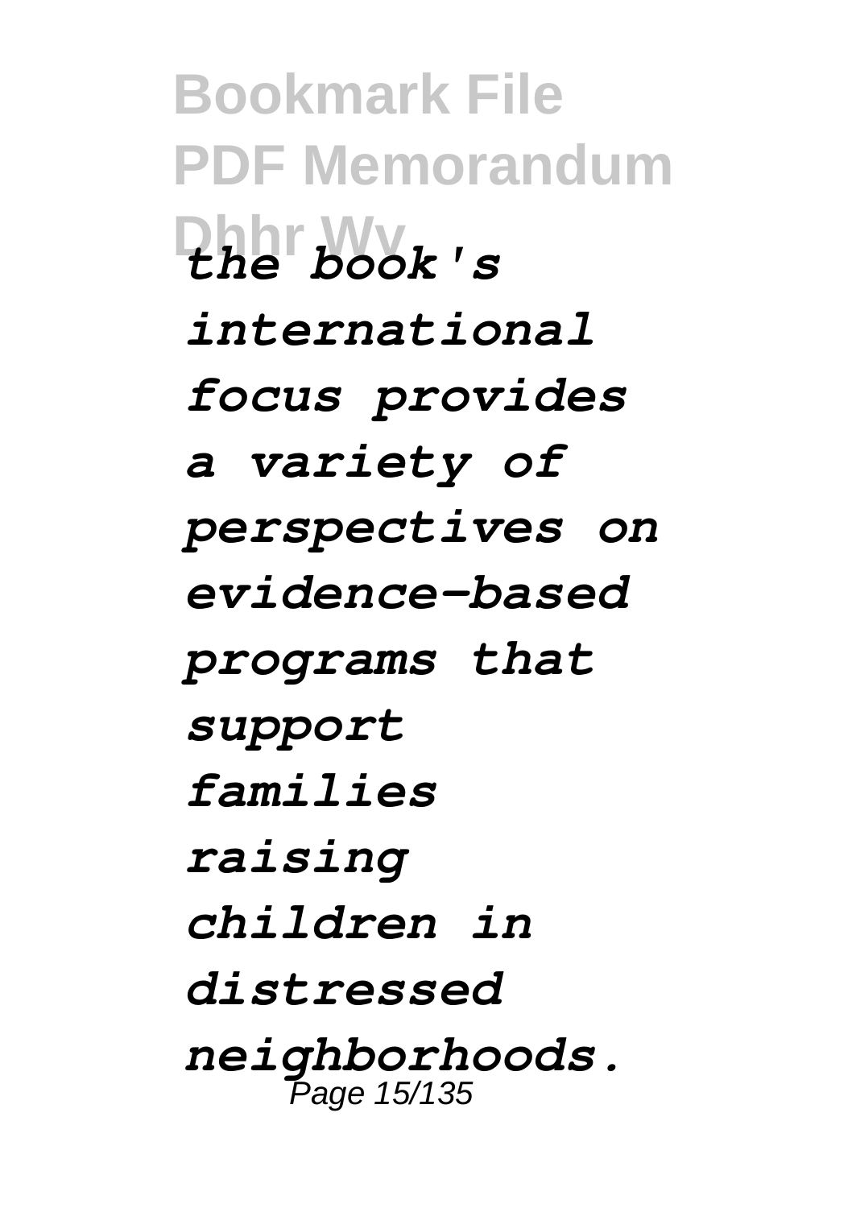*the book's international focus provides a variety of perspectives on evidence-based programs that support families raising children in distressed neighborhoods.*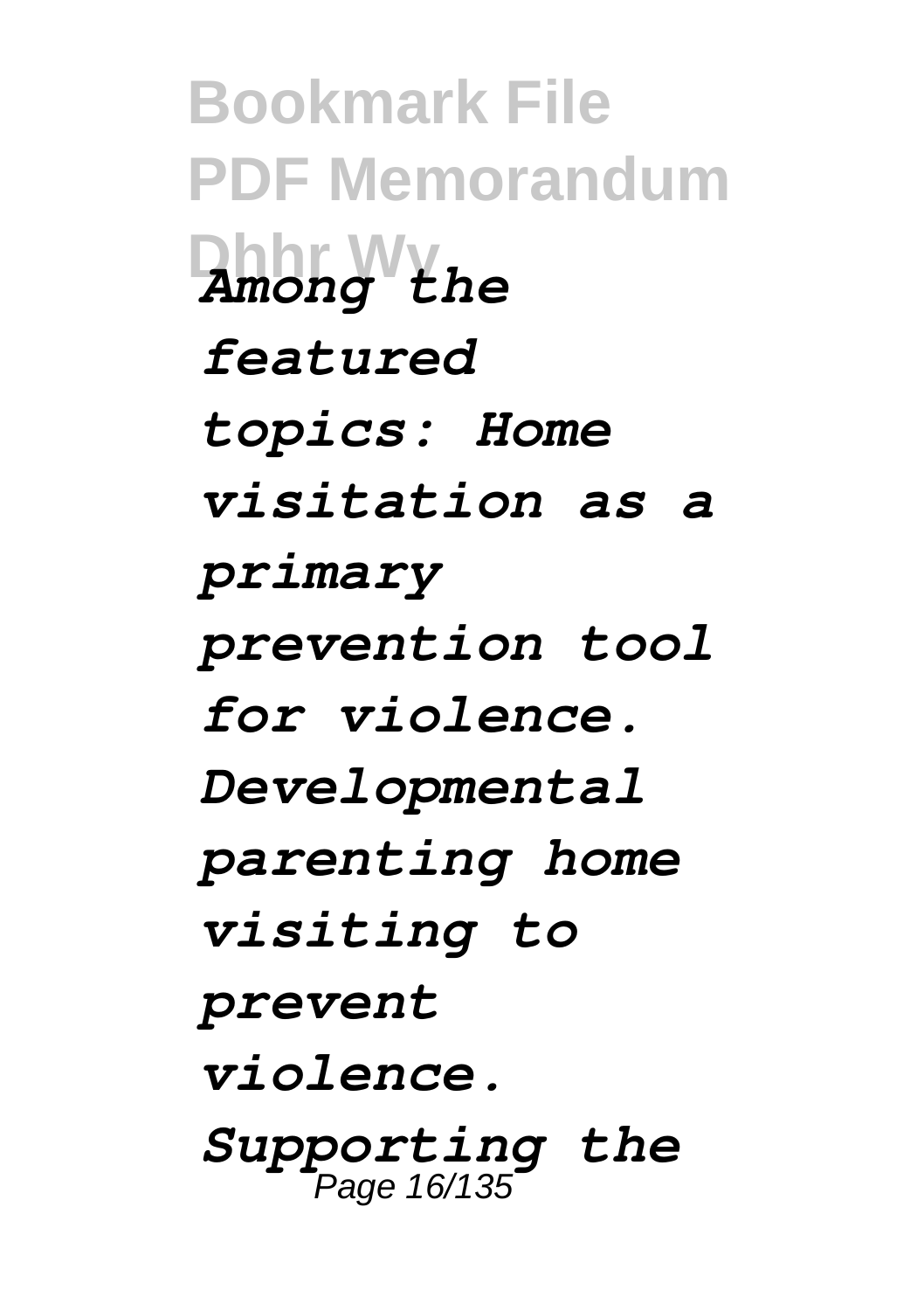*Among the featured topics: Home visitation as a primary prevention tool for violence. Developmental parenting home visiting to prevent violence. Supporting the*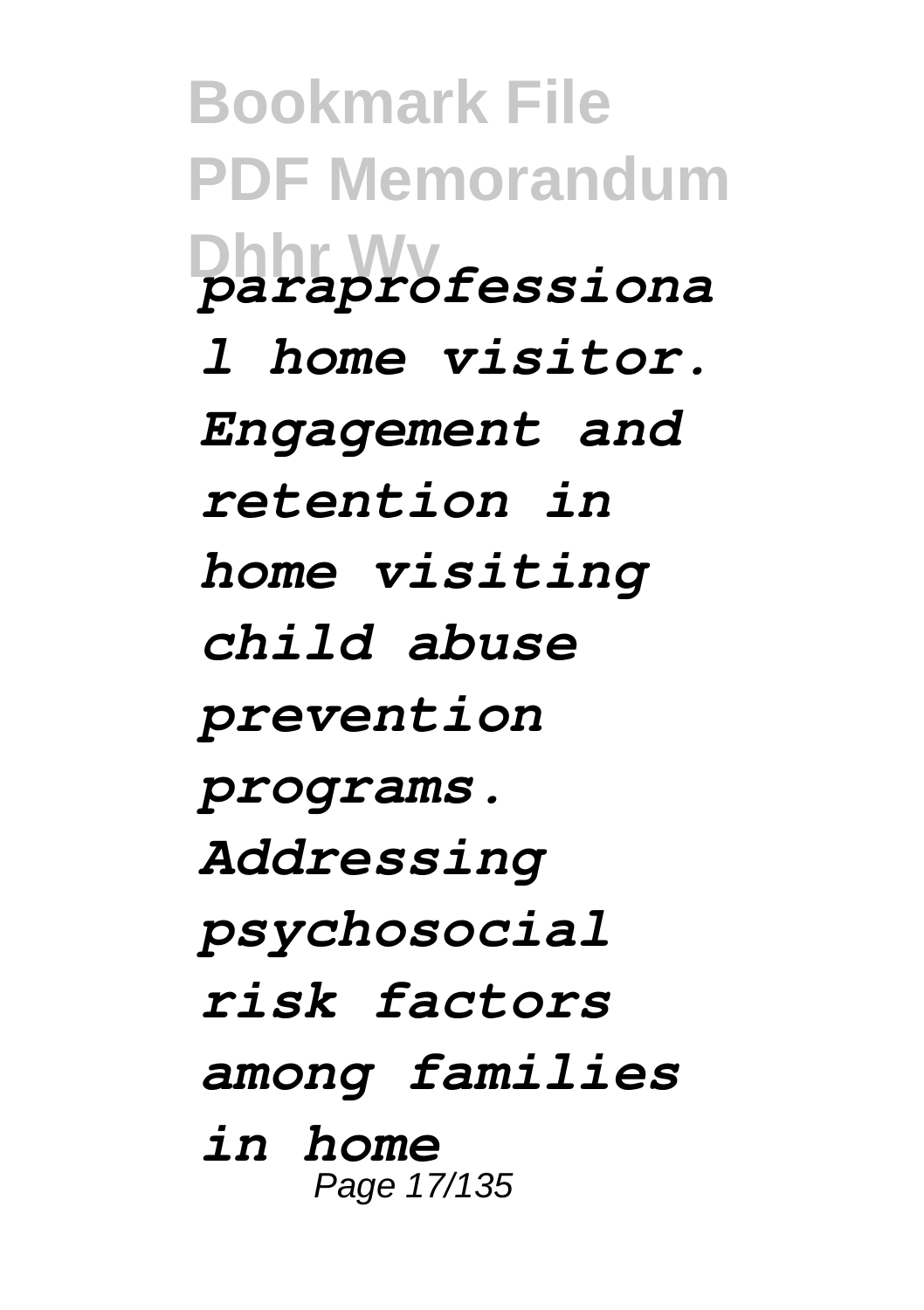*paraprofessional home visitor. Engagement and retention in home visiting child abuse prevention programs. Addressing psychosocial risk factors among families in home*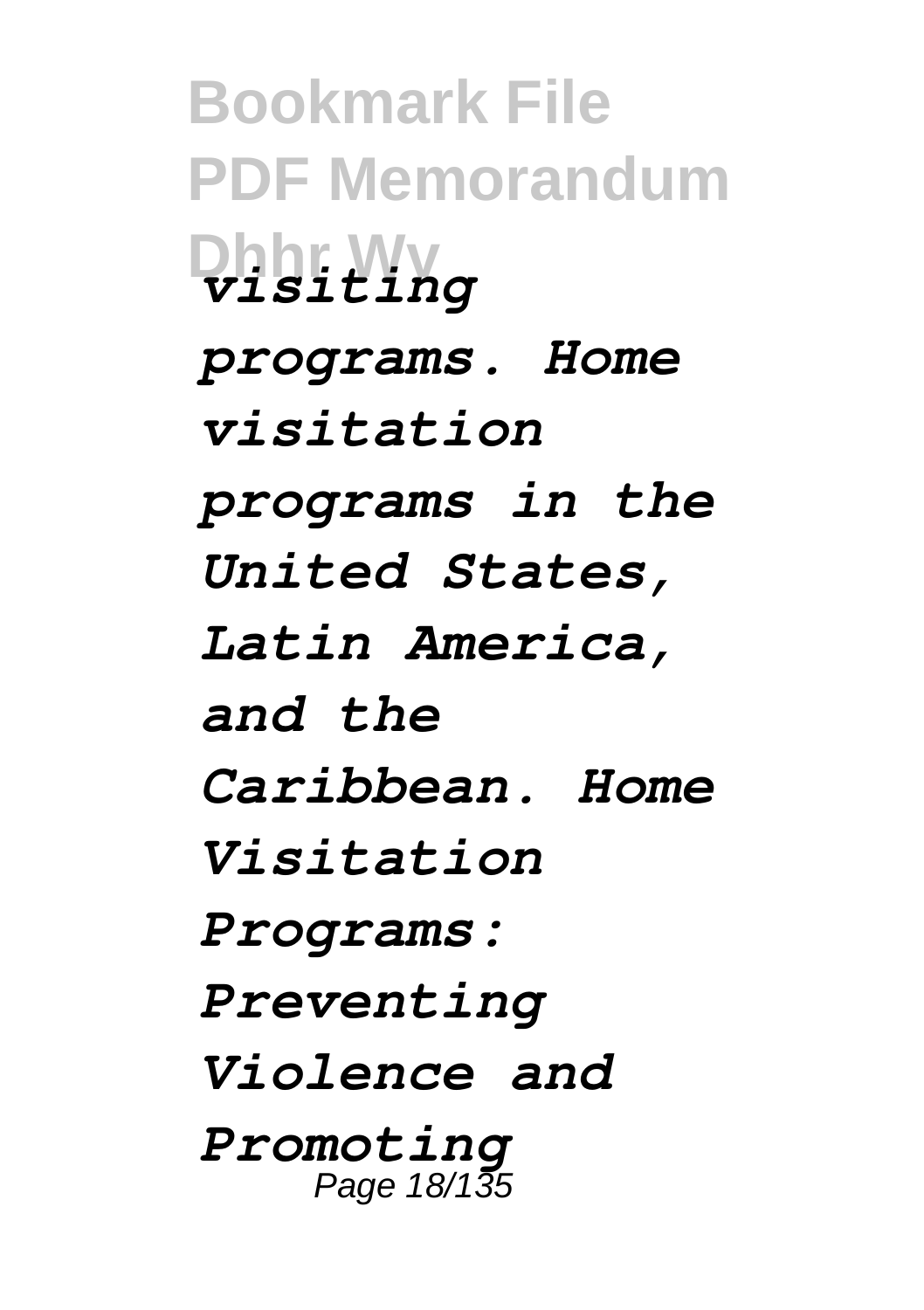*visiting programs. Home visitation programs in the United States, Latin America, and the Caribbean. Home Visitation Programs: Preventing Violence and Promoting*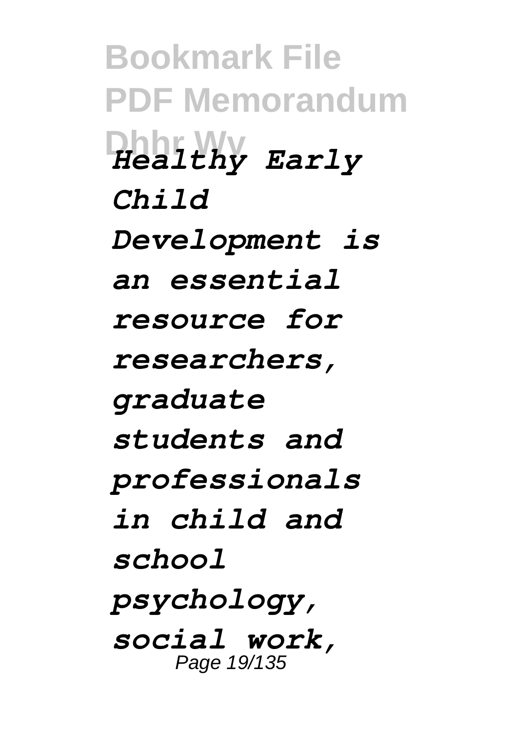*Healthy Early Child Development is an essential resource for researchers, graduate students and professionals in child and school psychology, social work,*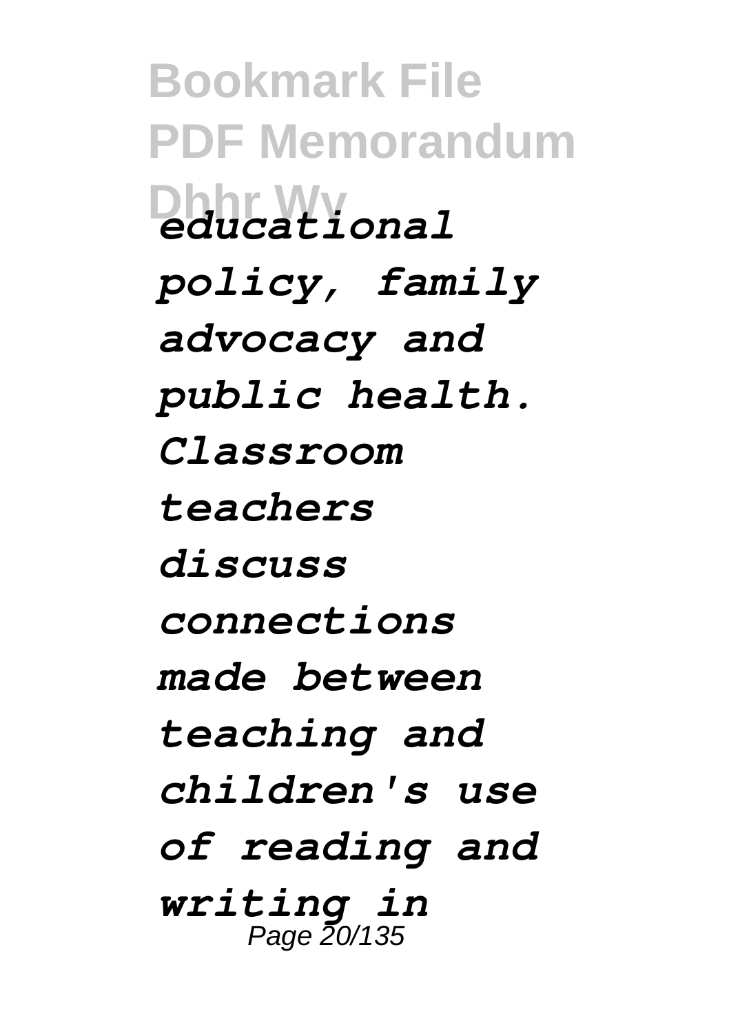*educational policy, family advocacy and public health. Classroom teachers discuss connections made between teaching and children's use of reading and writing in*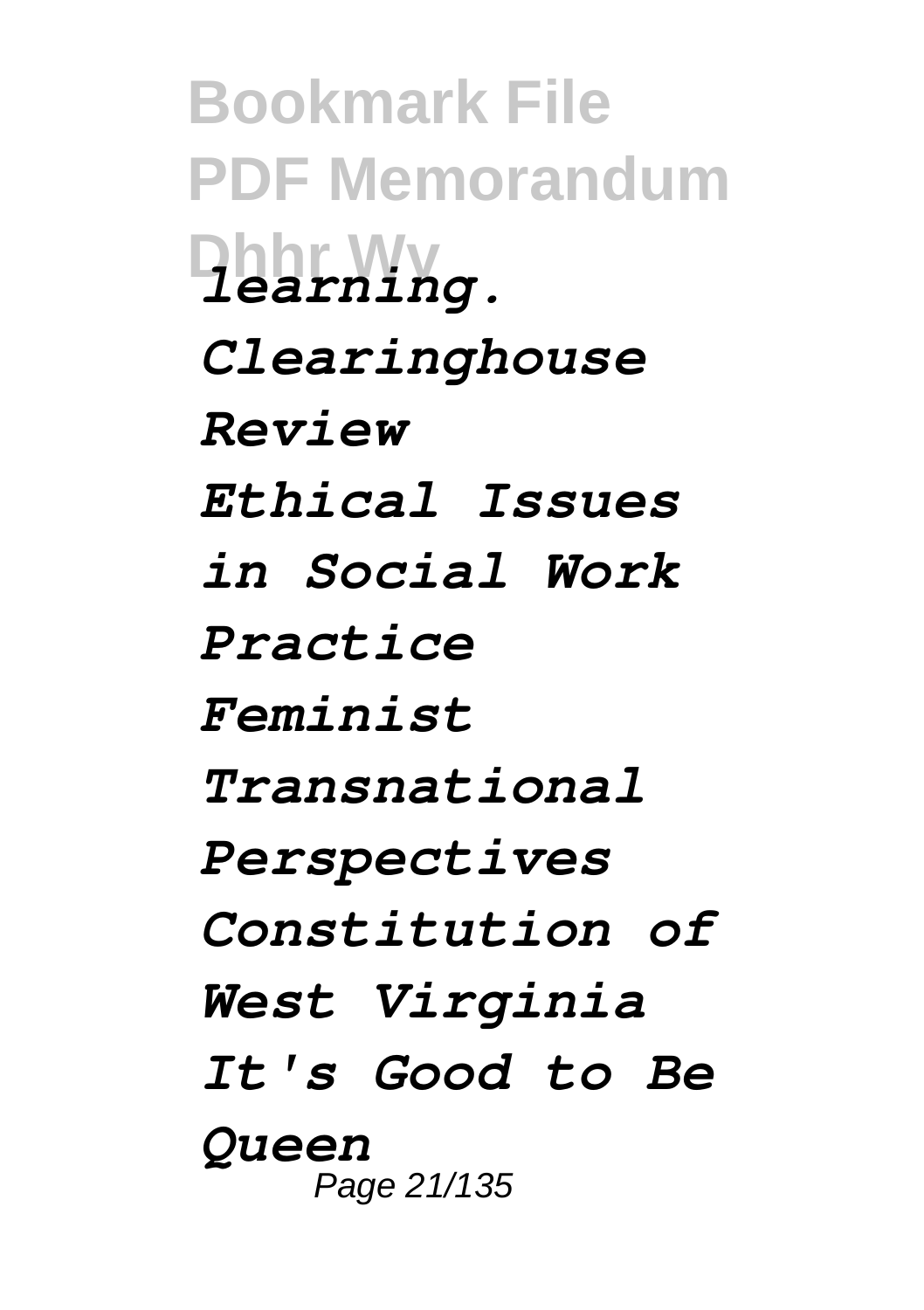*learning.*

*Clearinghouse Review*

*Ethical Issues in Social Work Practice*

*Feminist Transnational Perspectives*

*Constitution of West Virginia*

*It's Good to Be Queen*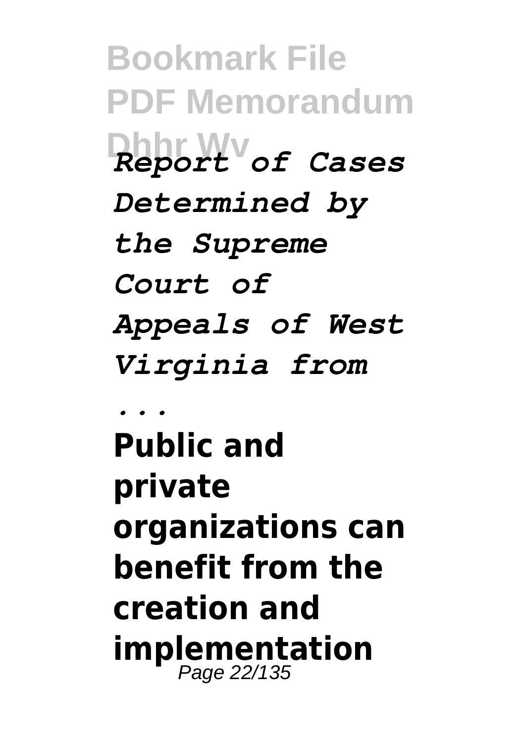*Report of Cases Determined by the Supreme Court of Appeals of West Virginia from ...*

**Public and private organizations can benefit from the creation and implementation**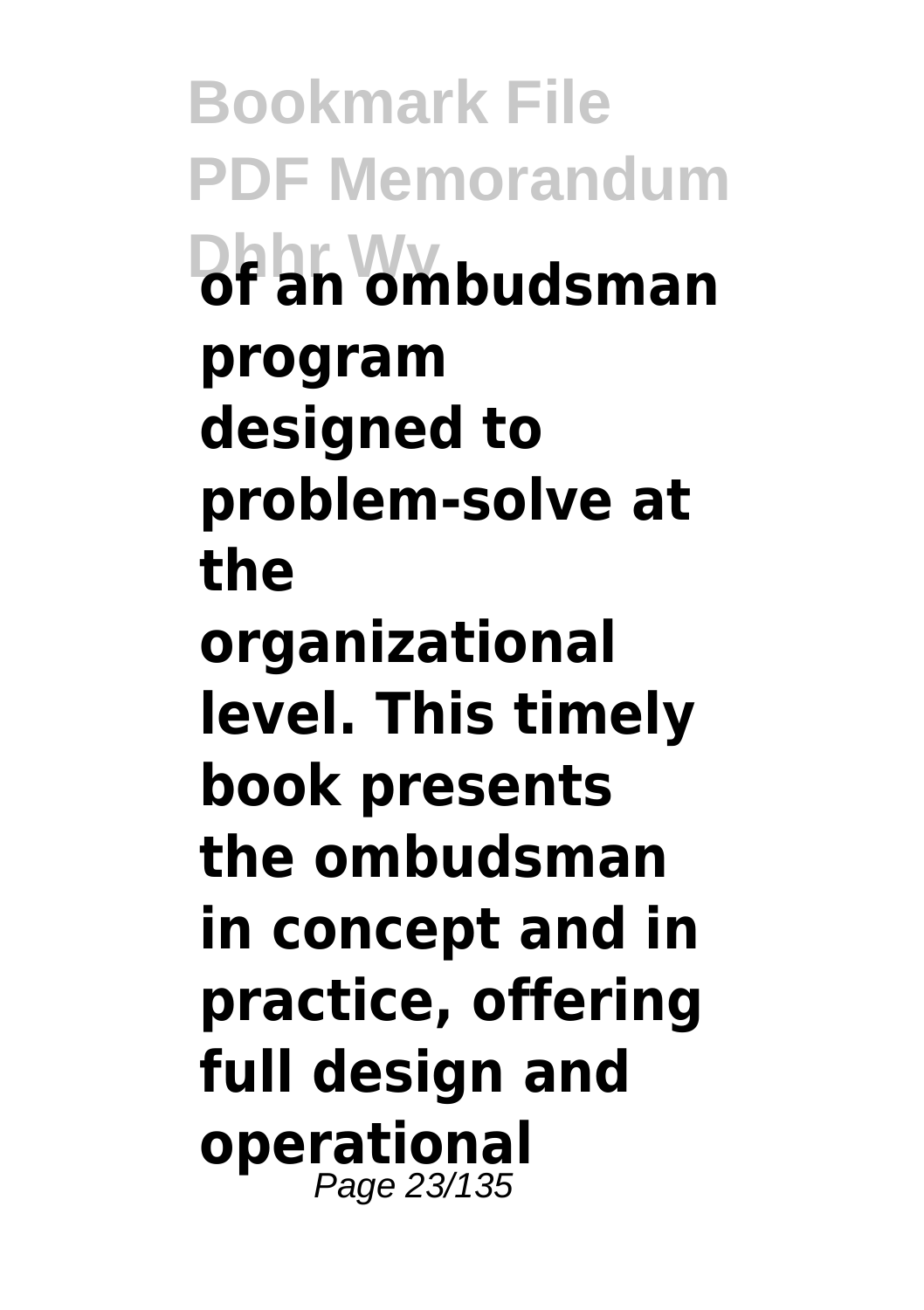**of an ombudsman program designed to problem-solve at the organizational level. This timely book presents the ombudsman in concept and in practice, offering full design and operational**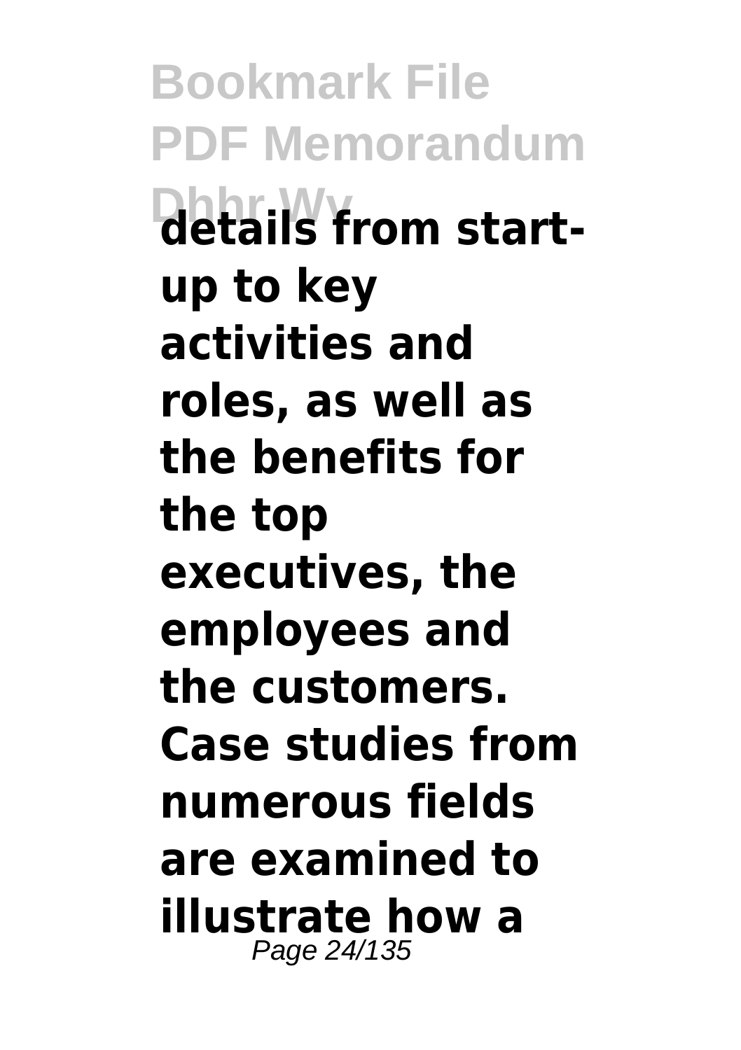**details from start-up to key activities and roles, as well as the benefits for the top executives, the employees and the customers. Case studies from numerous fields are examined to illustrate how a**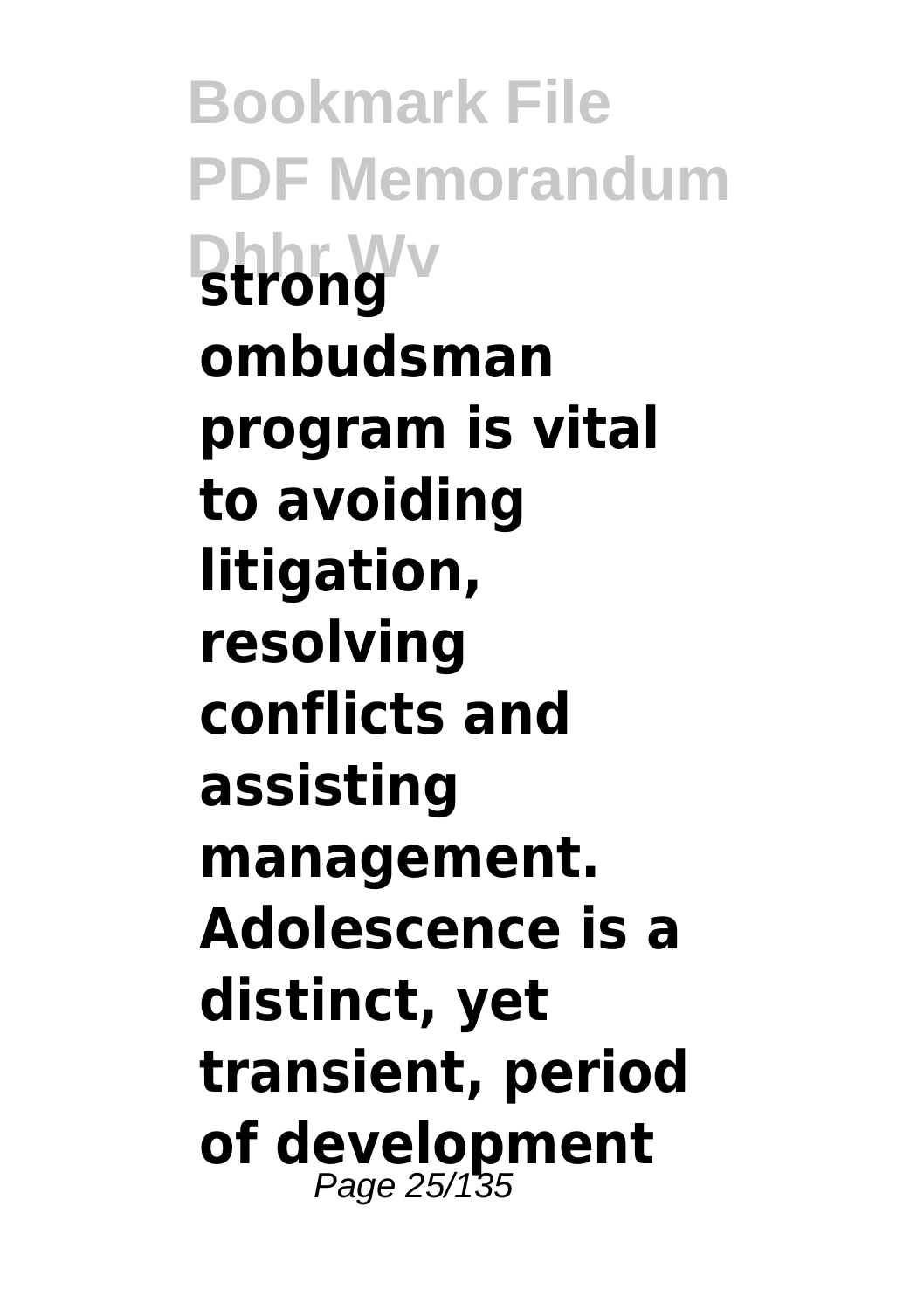**strong ombudsman program is vital to avoiding litigation, resolving conflicts and assisting management. Adolescence is a distinct, yet transient, period of development**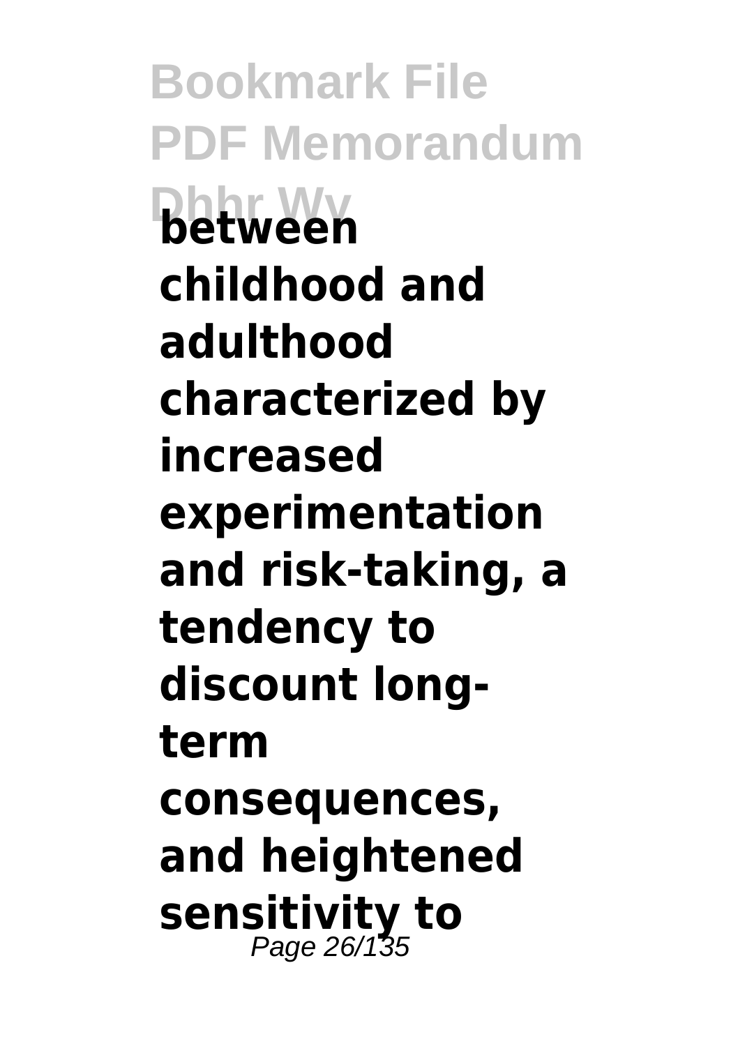**between childhood and adulthood characterized by increased experimentation and risk-taking, a tendency to discount long-term consequences, and heightened sensitivity to**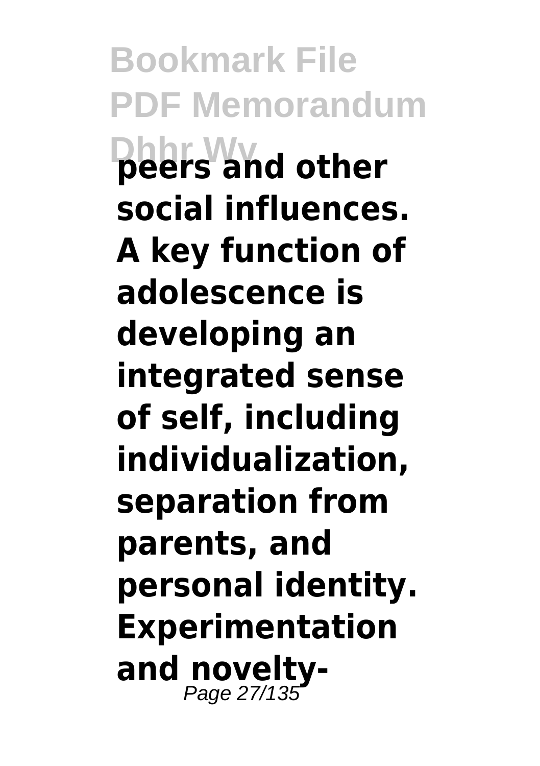**peers and other social influences. A key function of adolescence is developing an integrated sense of self, including individualization, separation from parents, and personal identity. Experimentation and novelty-**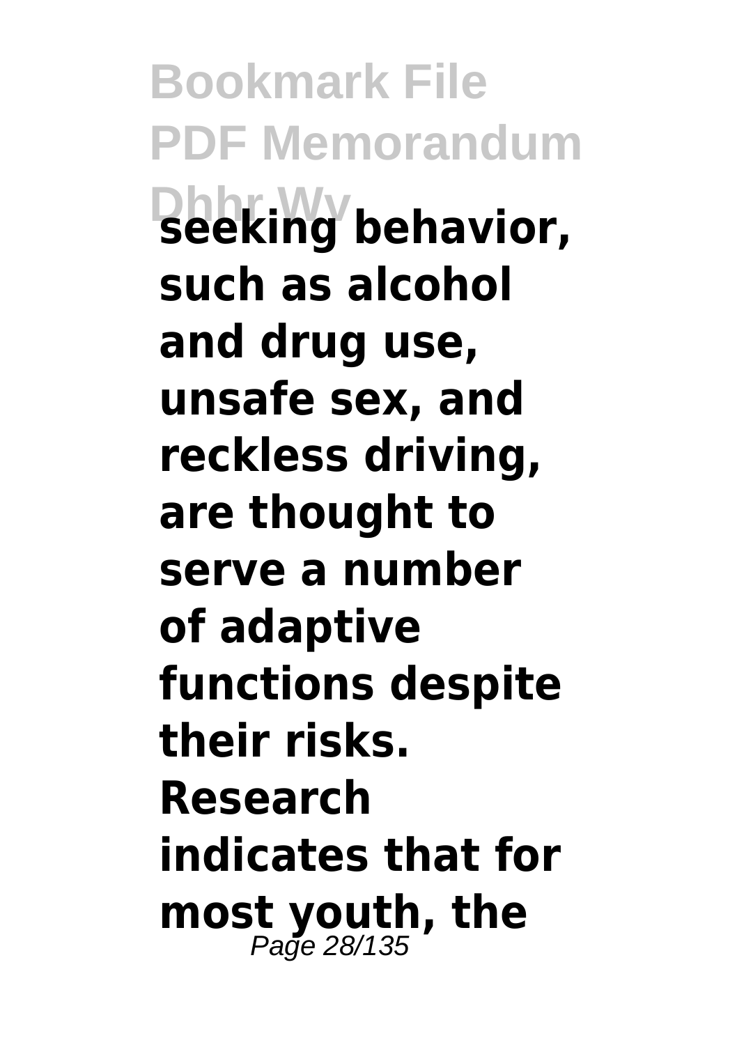**seeking behavior, such as alcohol and drug use, unsafe sex, and reckless driving, are thought to serve a number of adaptive functions despite their risks. Research indicates that for most youth, the**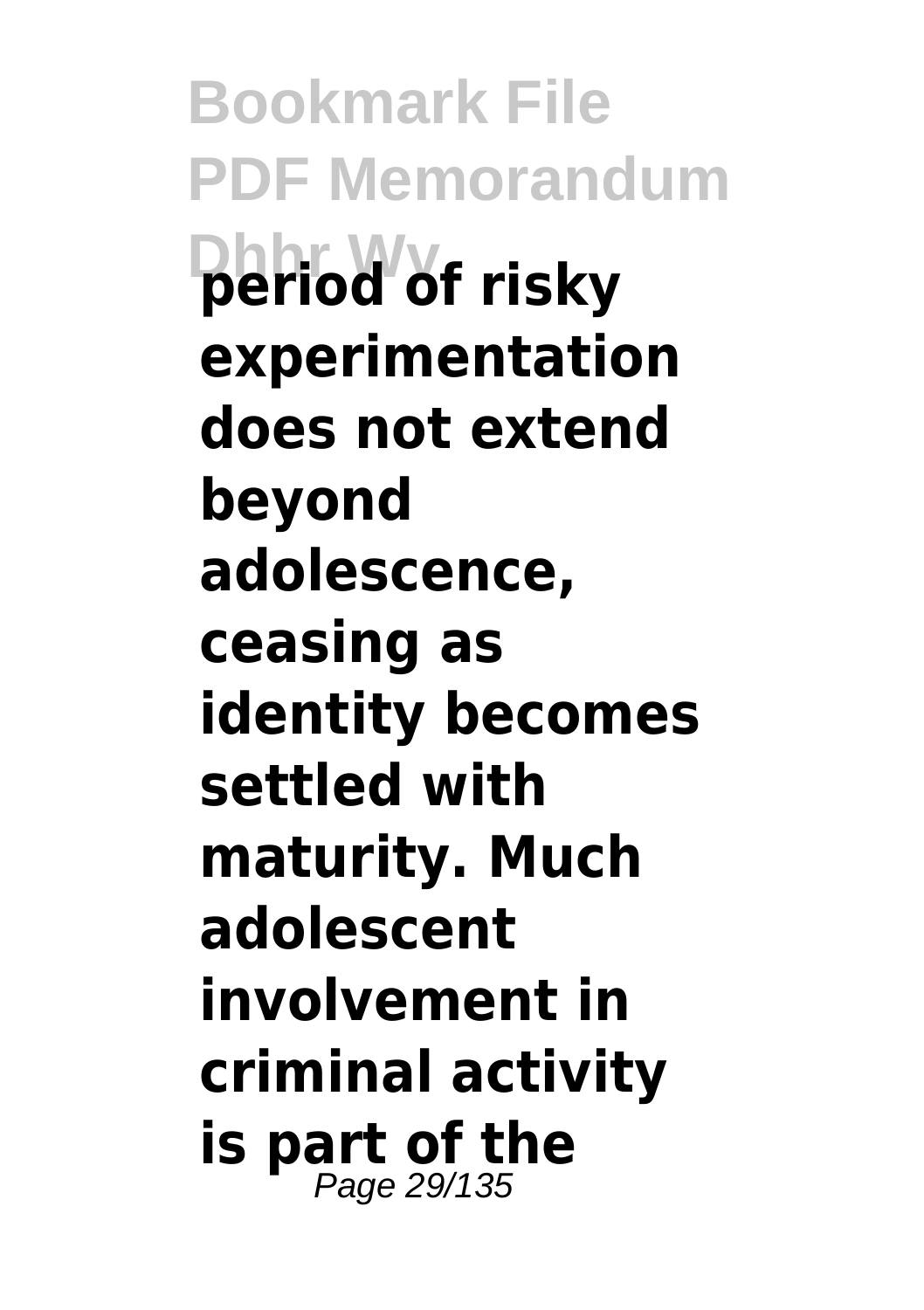**period of risky experimentation does not extend beyond adolescence, ceasing as identity becomes settled with maturity. Much adolescent involvement in criminal activity is part of the**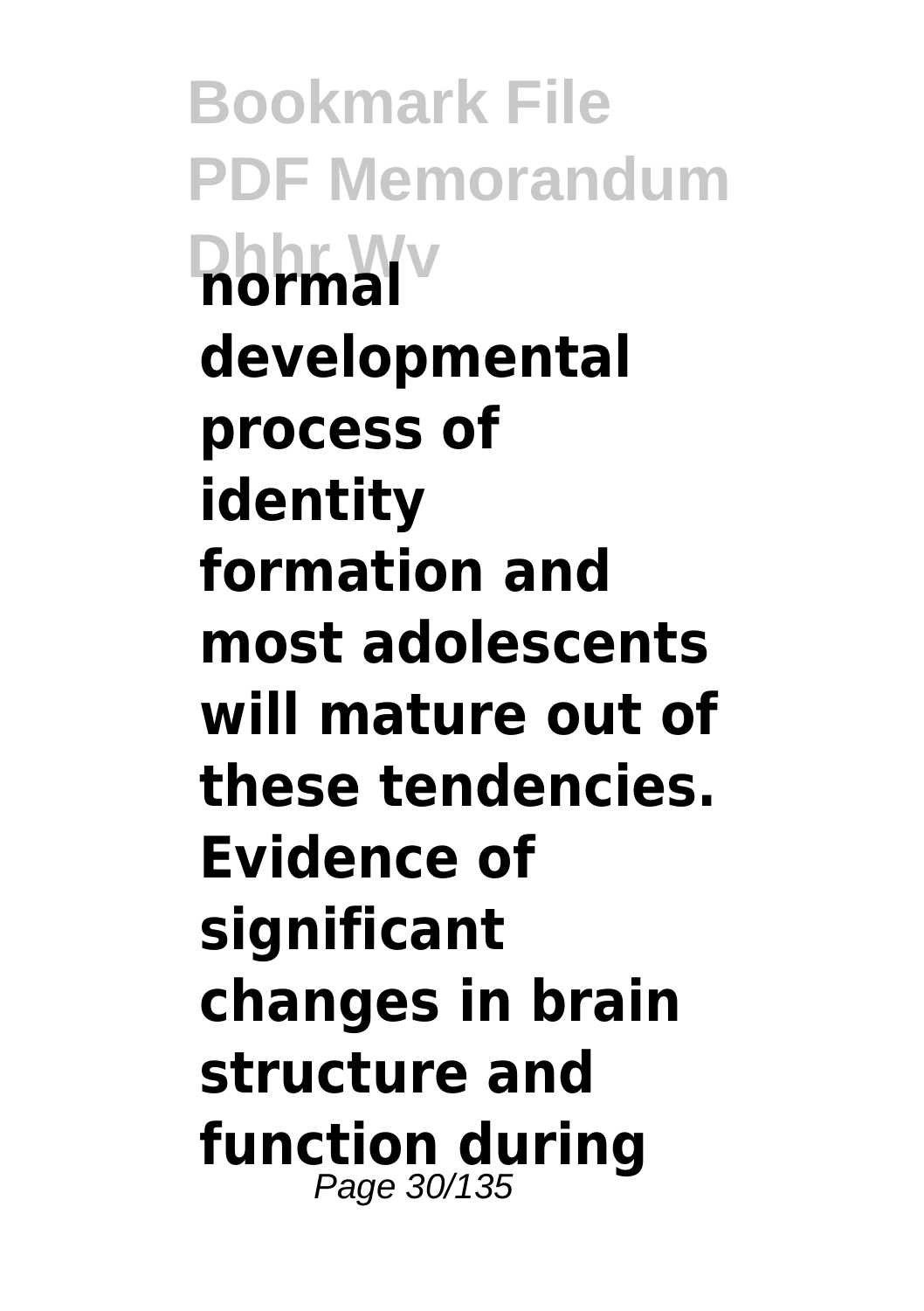**normal developmental process of identity formation and most adolescents will mature out of these tendencies. Evidence of significant changes in brain structure and function during**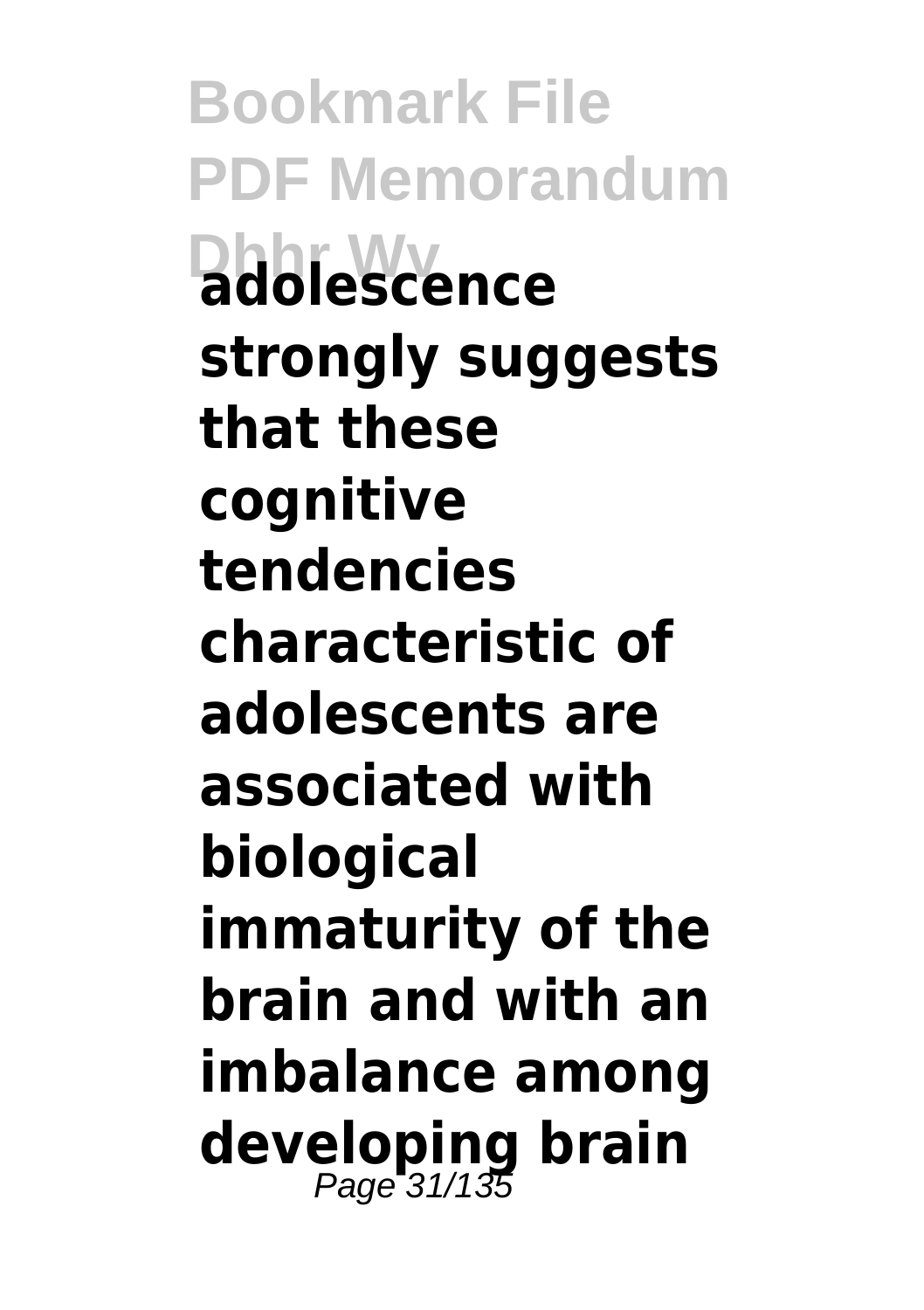**adolescence strongly suggests that these cognitive tendencies characteristic of adolescents are associated with biological immaturity of the brain and with an imbalance among developing brain**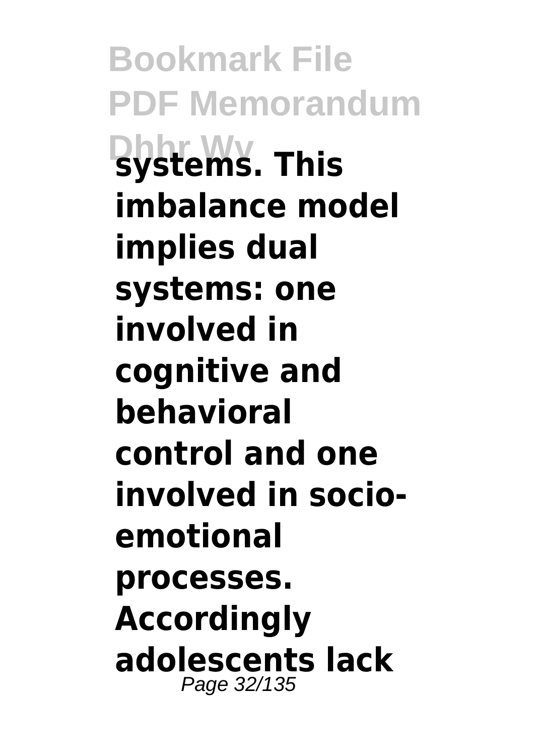**systems. This imbalance model implies dual systems: one involved in cognitive and behavioral control and one involved in socio-emotional processes. Accordingly adolescents lack**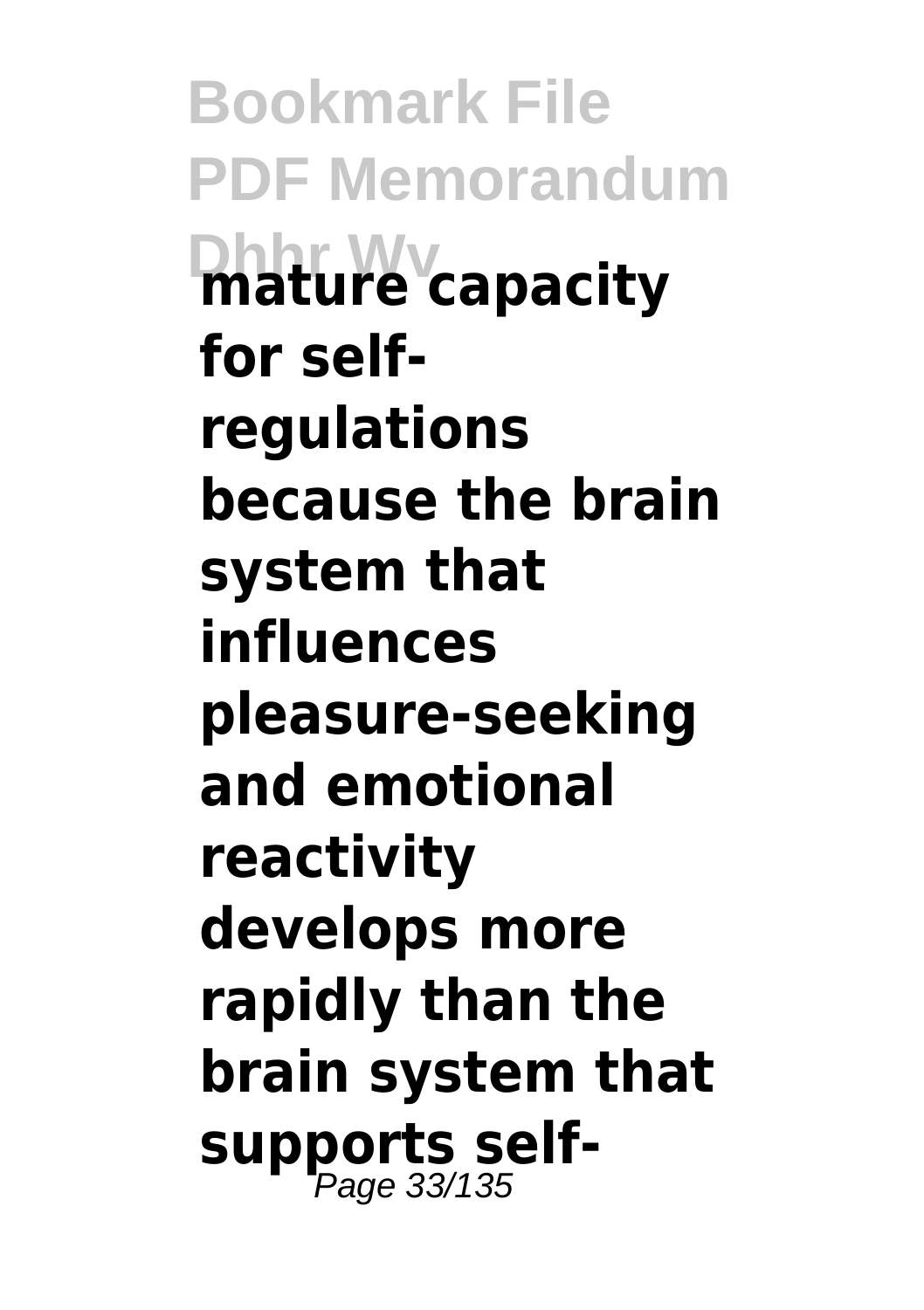**mature capacity for self-regulations because the brain system that influences pleasure-seeking and emotional reactivity develops more rapidly than the brain system that supports self-**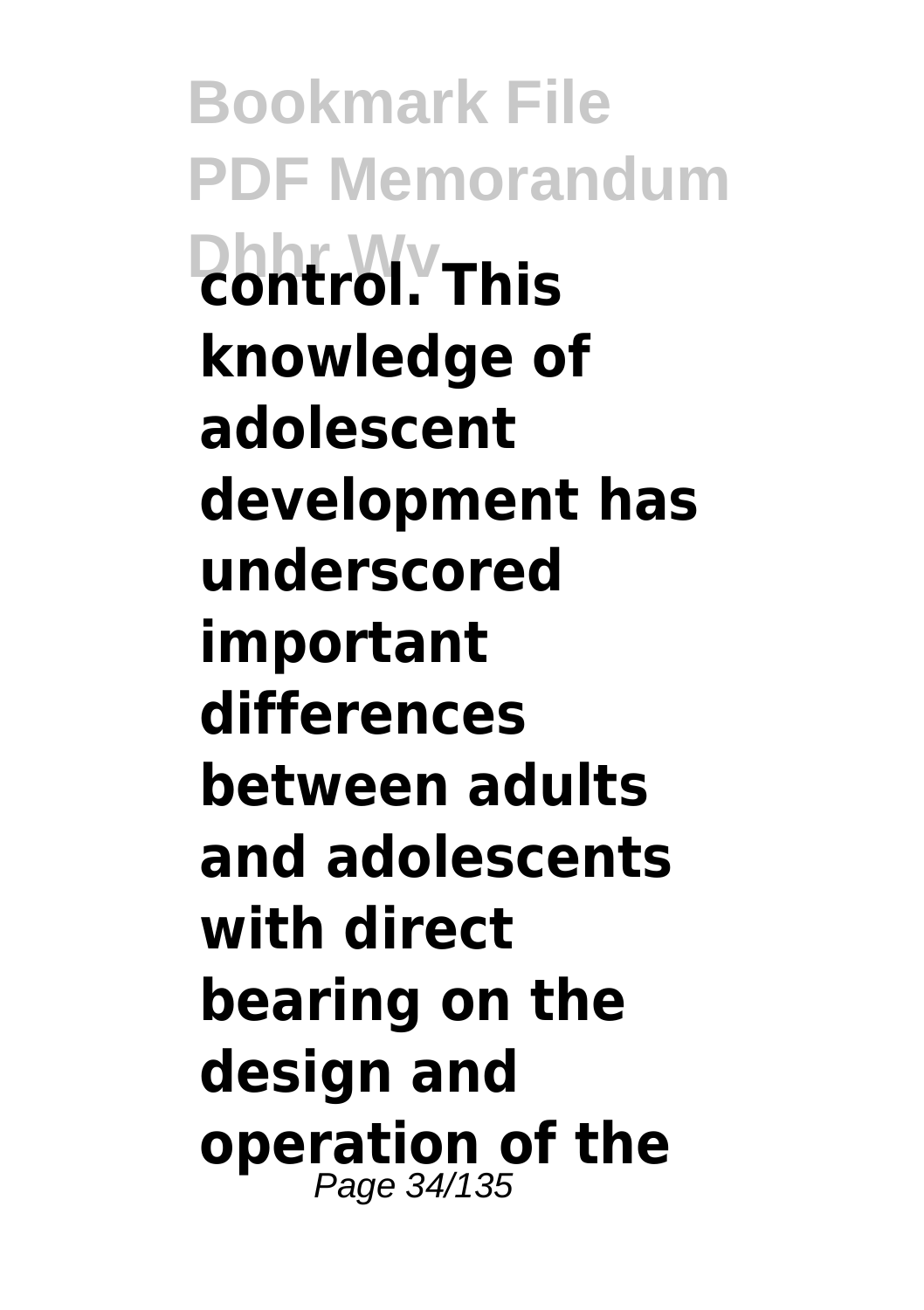**control. This knowledge of adolescent development has underscored important differences between adults and adolescents with direct bearing on the design and operation of the**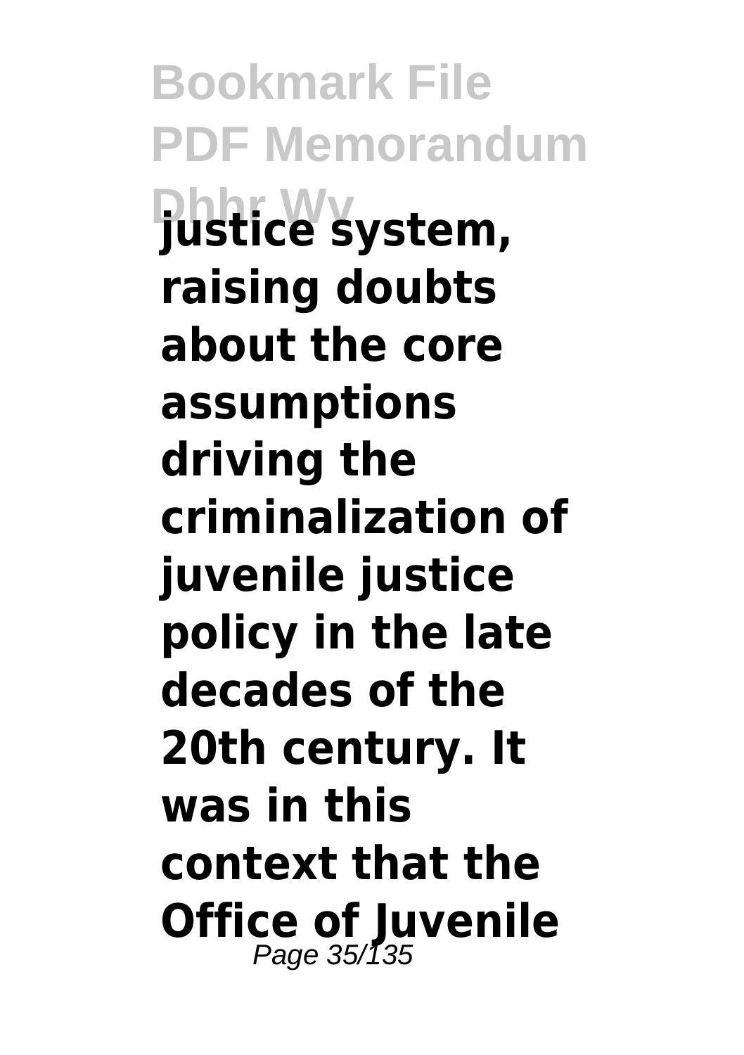**justice system, raising doubts about the core assumptions driving the criminalization of juvenile justice policy in the late decades of the 20th century. It was in this context that the Office of Juvenile**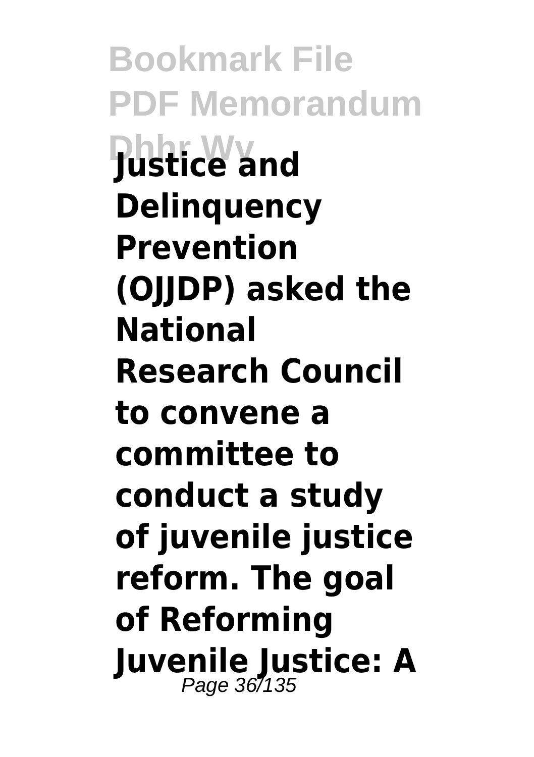**Justice and Delinquency Prevention (OJJDP) asked the National Research Council to convene a committee to conduct a study of juvenile justice reform. The goal of Reforming Juvenile Justice: A**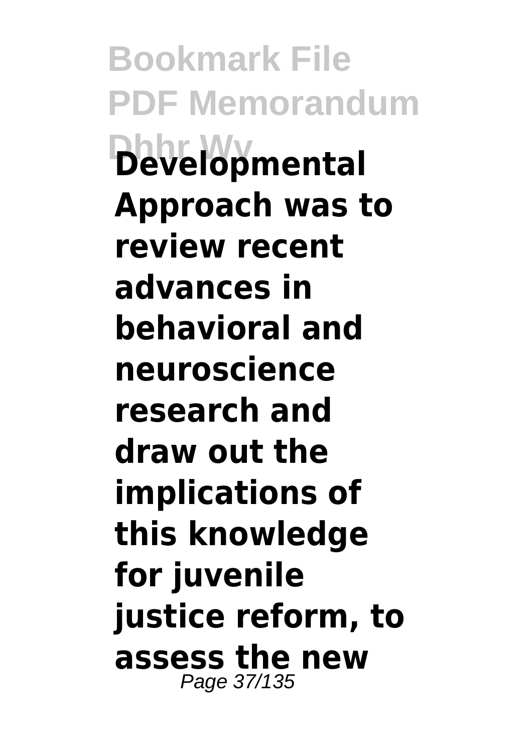**Developmental Approach was to review recent advances in behavioral and neuroscience research and draw out the implications of this knowledge for juvenile justice reform, to assess the new**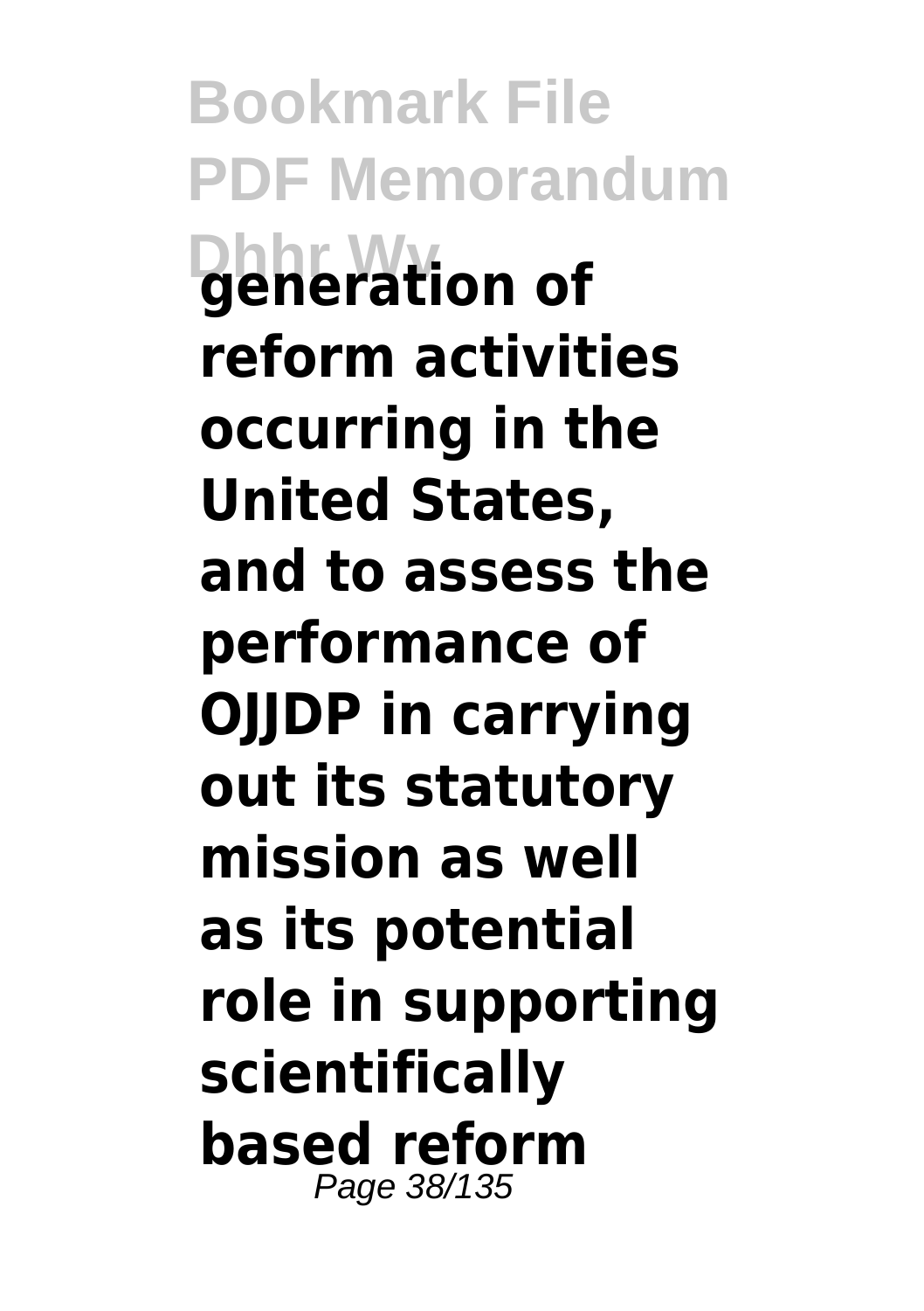**generation of reform activities occurring in the United States, and to assess the performance of OJJDP in carrying out its statutory mission as well as its potential role in supporting scientifically based reform**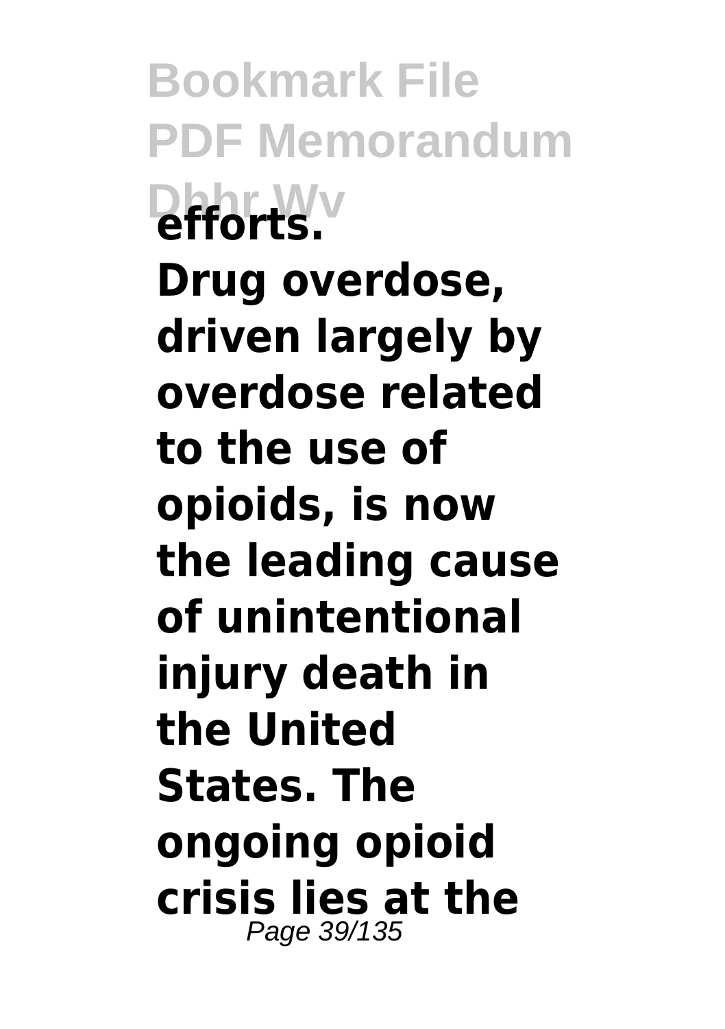**efforts.**

**Drug overdose, driven largely by overdose related to the use of opioids, is now the leading cause of unintentional injury death in the United States. The ongoing opioid crisis lies at the**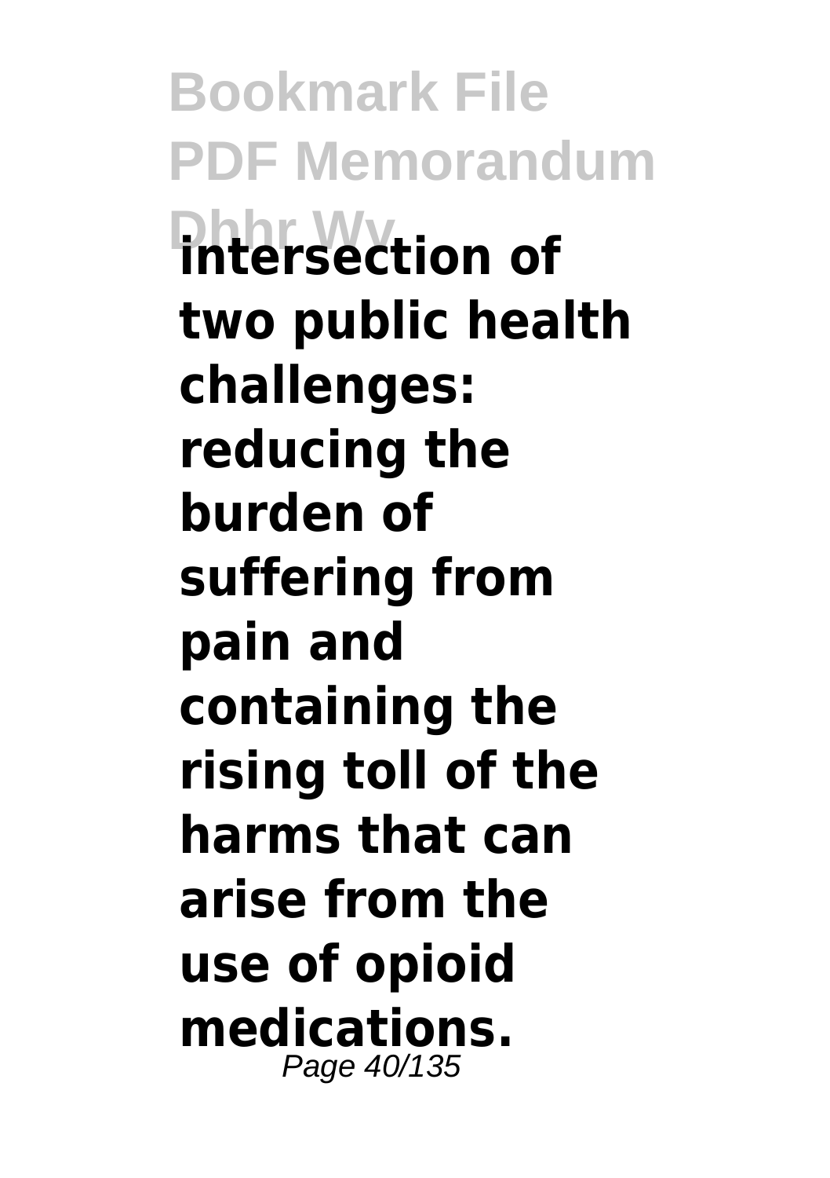**intersection of two public health challenges: reducing the burden of suffering from pain and containing the rising toll of the harms that can arise from the use of opioid medications.**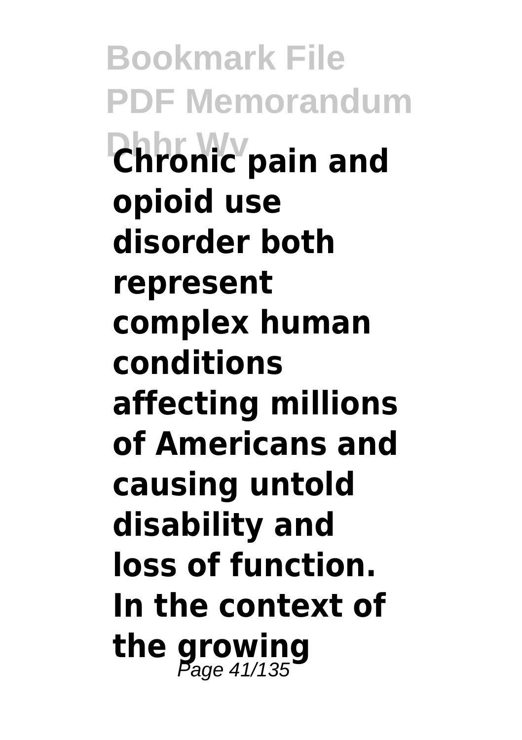**Chronic pain and opioid use disorder both represent complex human conditions affecting millions of Americans and causing untold disability and loss of function. In the context of the growing**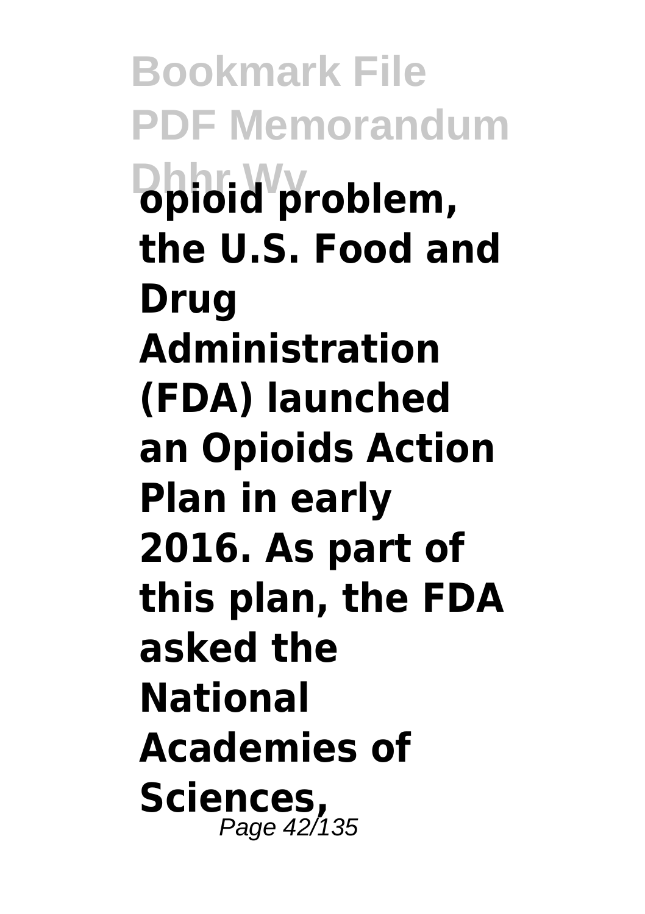**opioid problem, the U.S. Food and Drug Administration (FDA) launched an Opioids Action Plan in early 2016. As part of this plan, the FDA asked the National Academies of Sciences,**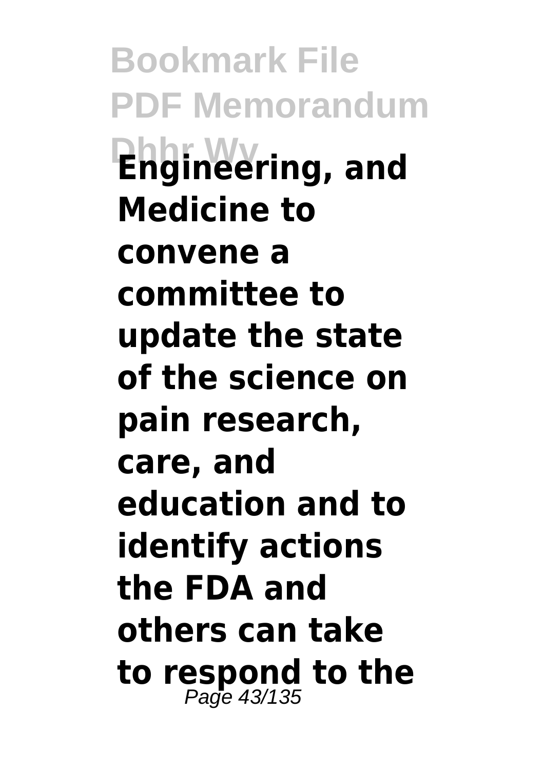**Engineering, and Medicine to convene a committee to update the state of the science on pain research, care, and education and to identify actions the FDA and others can take to respond to the**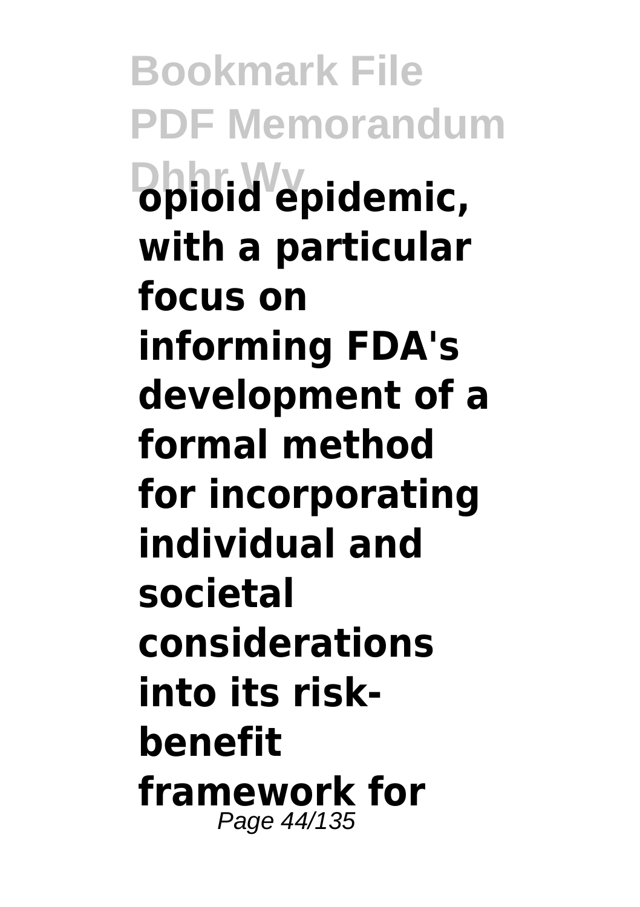**opioid epidemic, with a particular focus on informing FDA's development of a formal method for incorporating individual and societal considerations into its risk-benefit framework for**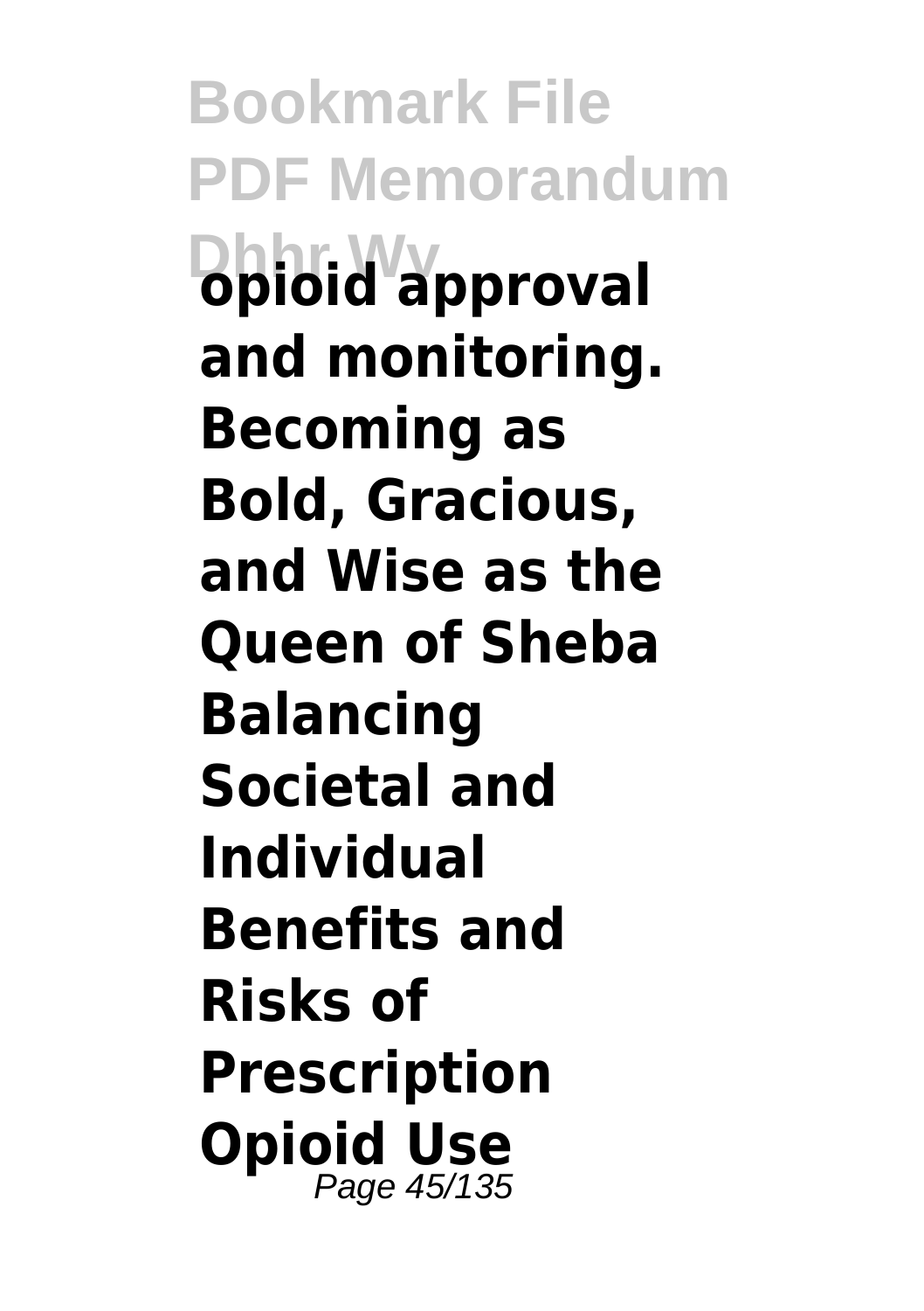**opioid approval and monitoring. Becoming as Bold, Gracious, and Wise as the Queen of Sheba Balancing Societal and Individual Benefits and Risks of Prescription Opioid Use**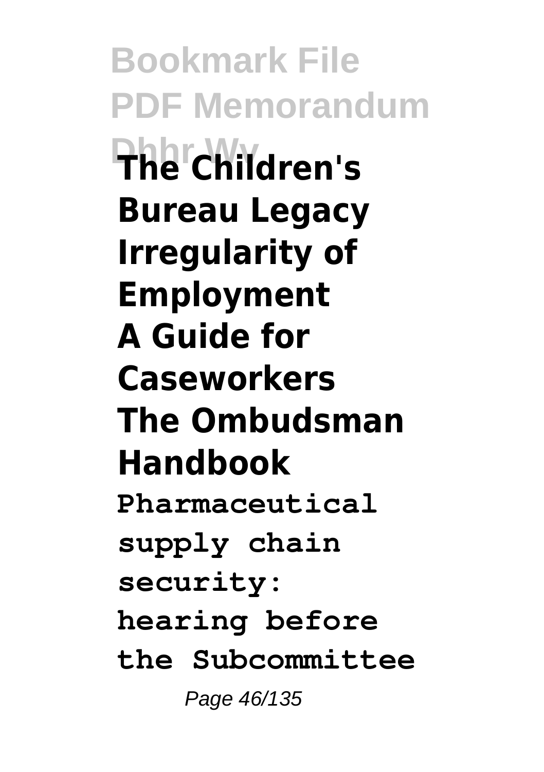**The Children's Bureau Legacy**
**Irregularity of Employment**
**A Guide for Caseworkers**
**The Ombudsman Handbook**
**Pharmaceutical supply chain security: hearing before the Subcommittee**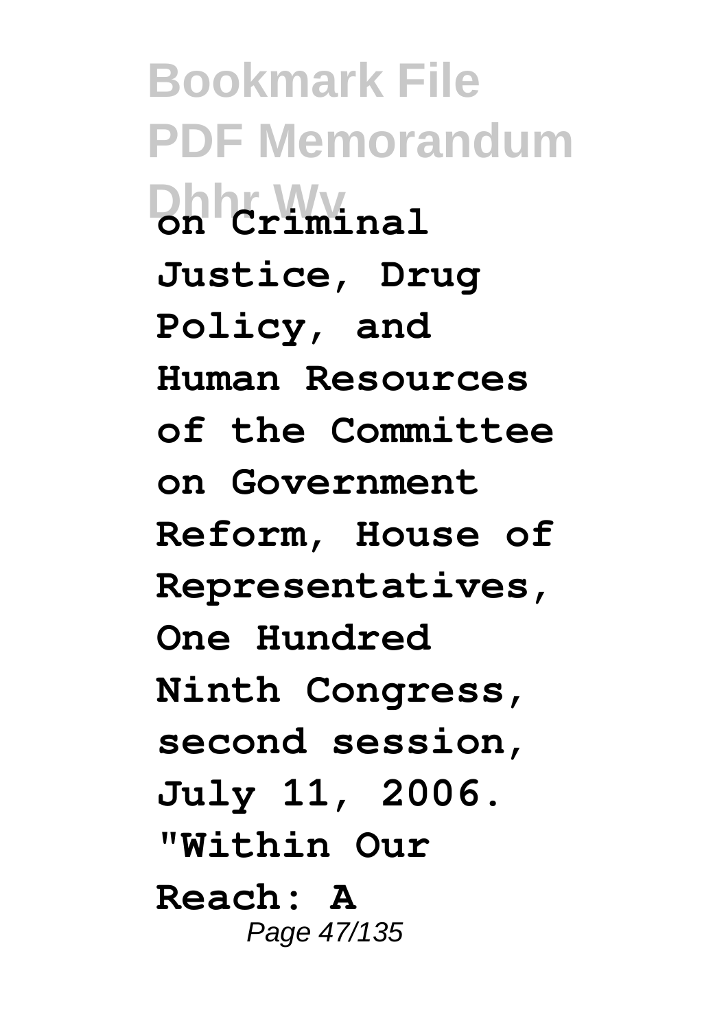**on Criminal Justice, Drug Policy, and Human Resources of the Committee on Government Reform, House of Representatives, One Hundred Ninth Congress, second session, July 11, 2006. "Within Our Reach: A**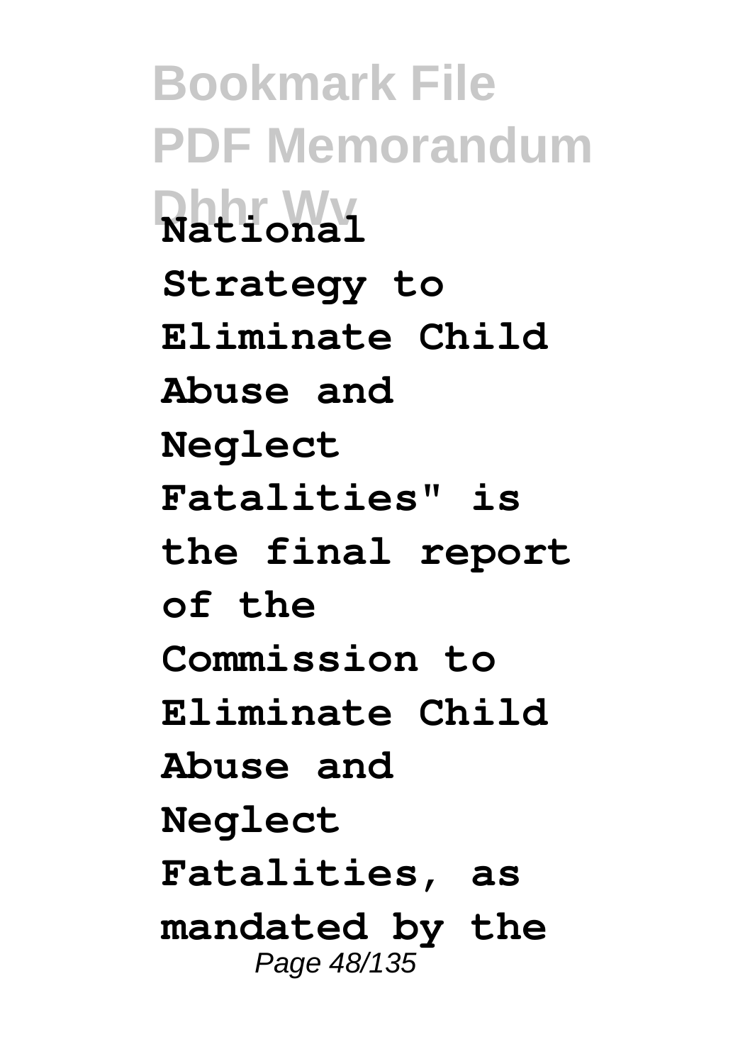**National Strategy to Eliminate Child Abuse and Neglect Fatalities" is the final report of the Commission to Eliminate Child Abuse and Neglect Fatalities, as mandated by the**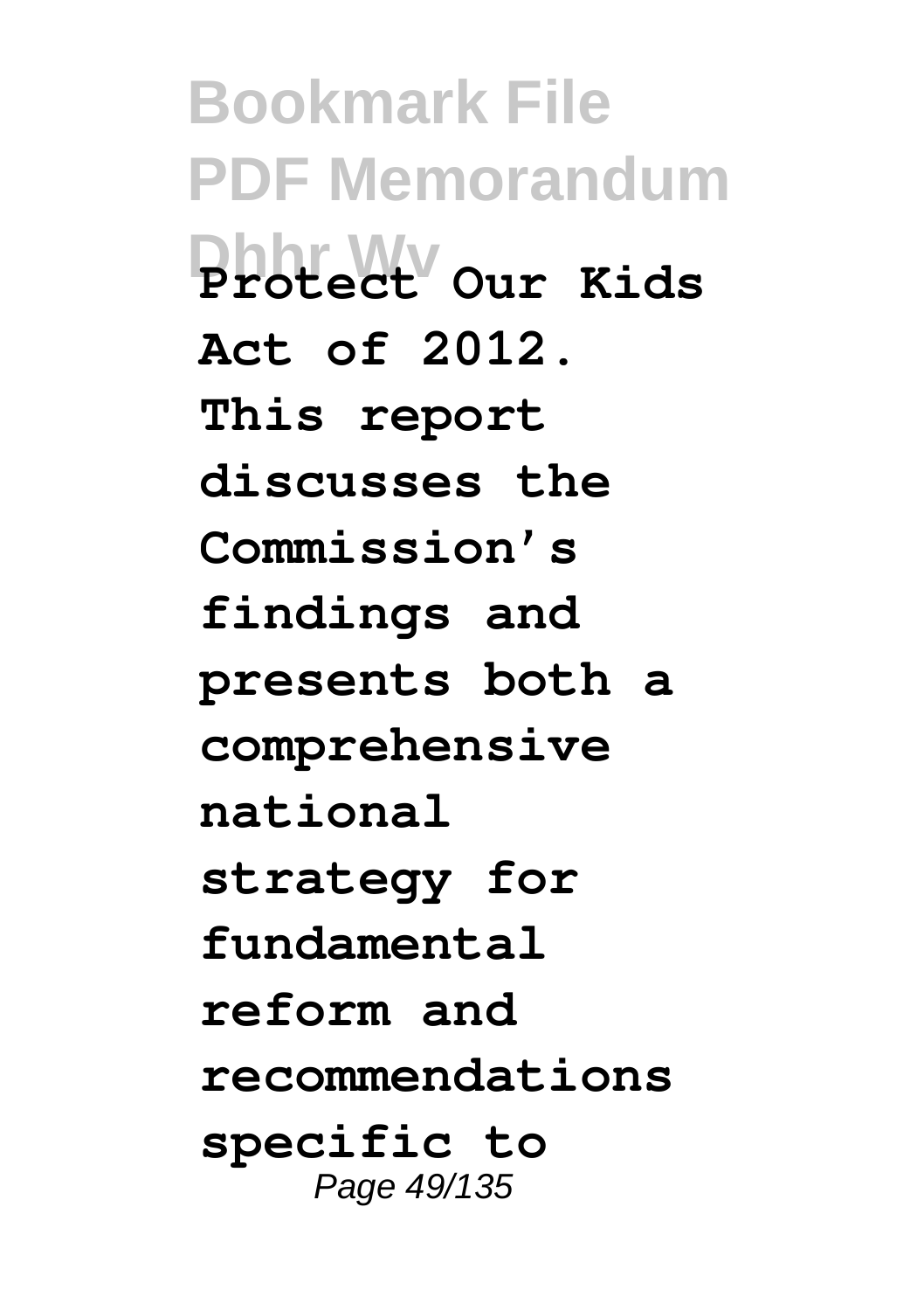**Protect Our Kids Act of 2012. This report discusses the Commission's findings and presents both a comprehensive national strategy for fundamental reform and recommendations specific to**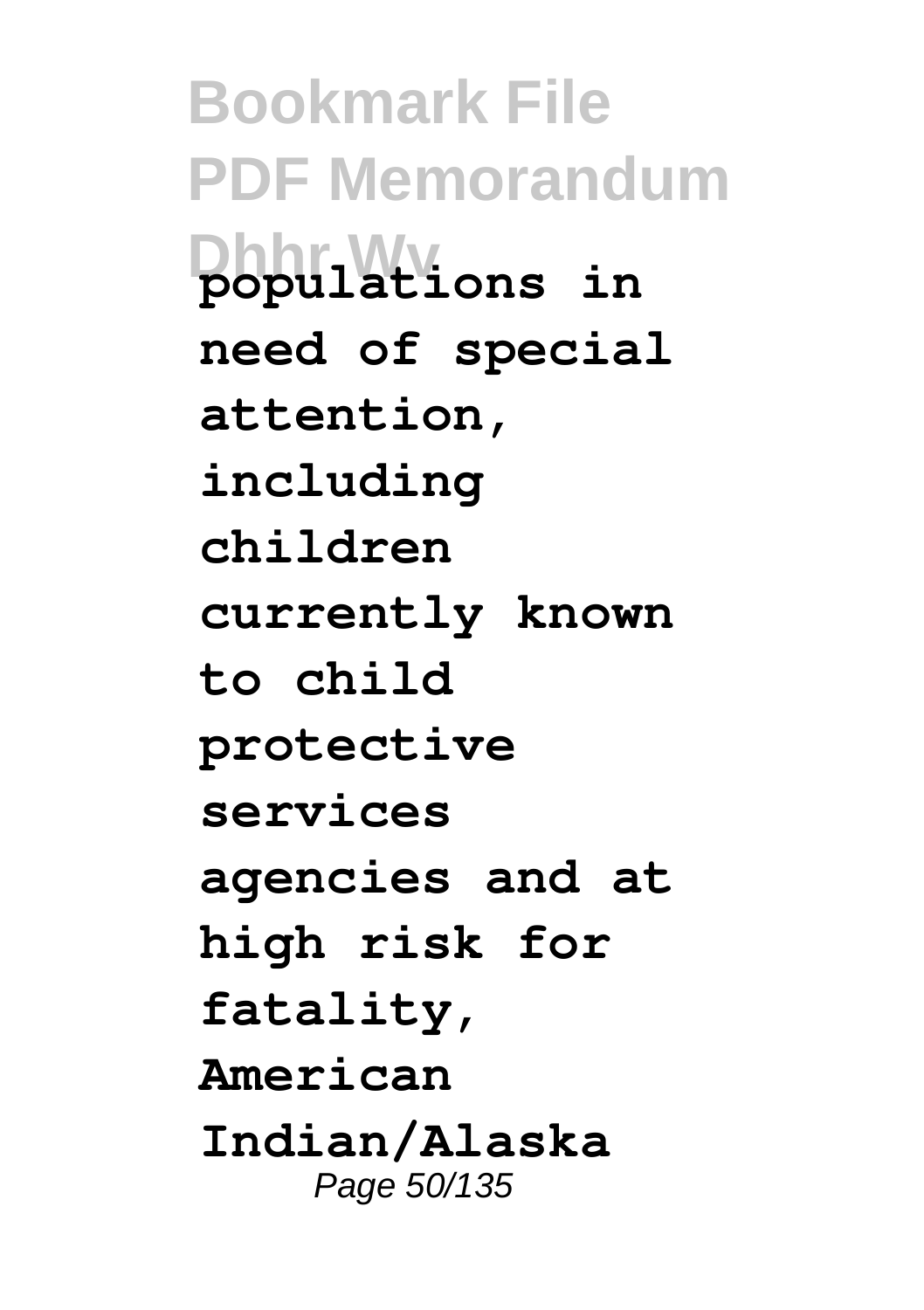populations in need of special attention, including children currently known to child protective services agencies and at high risk for fatality, American Indian/Alaska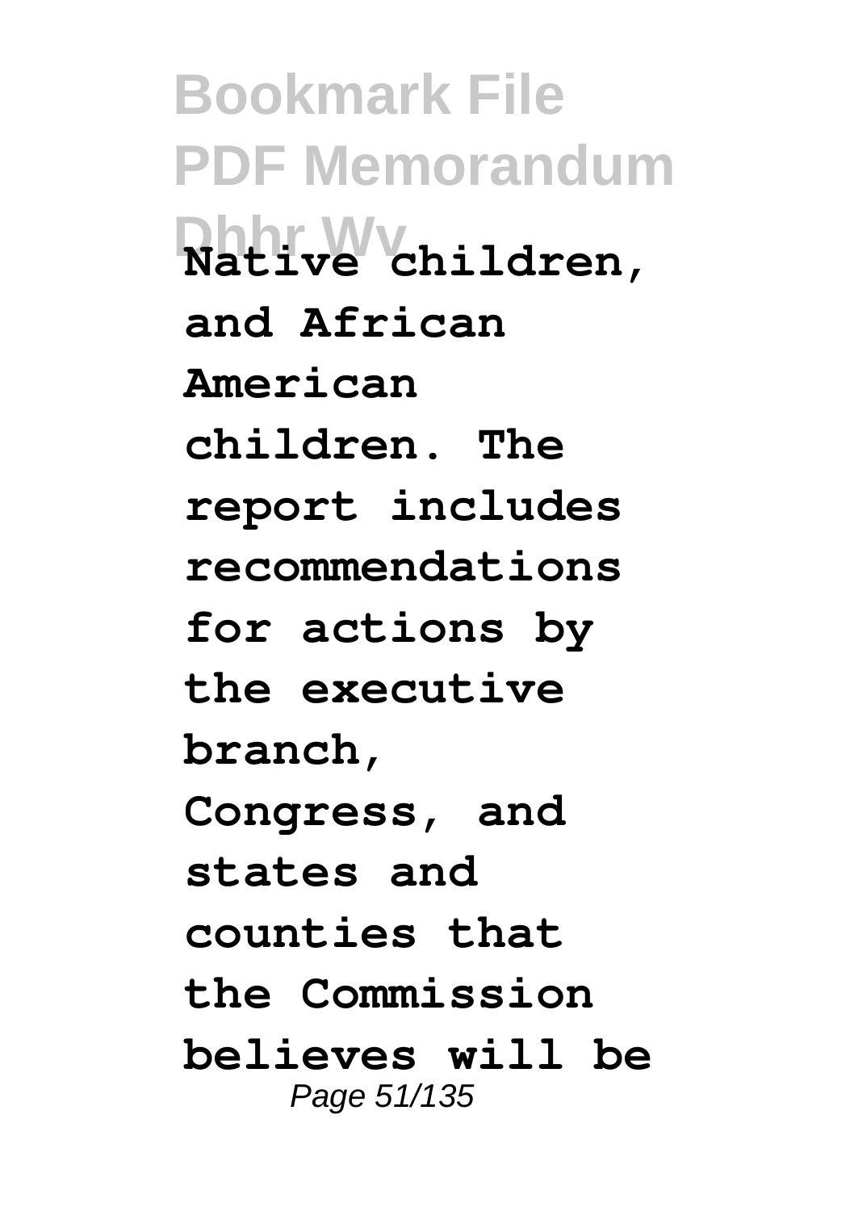**Native children, and African American children. The report includes recommendations for actions by the executive branch, Congress, and states and counties that the Commission believes will be**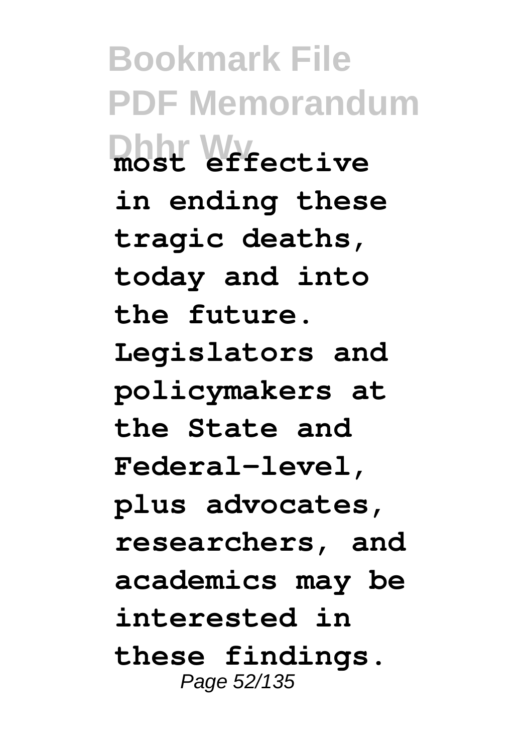most effective in ending these tragic deaths, today and into the future. Legislators and policymakers at the State and Federal-level, plus advocates, researchers, and academics may be interested in these findings.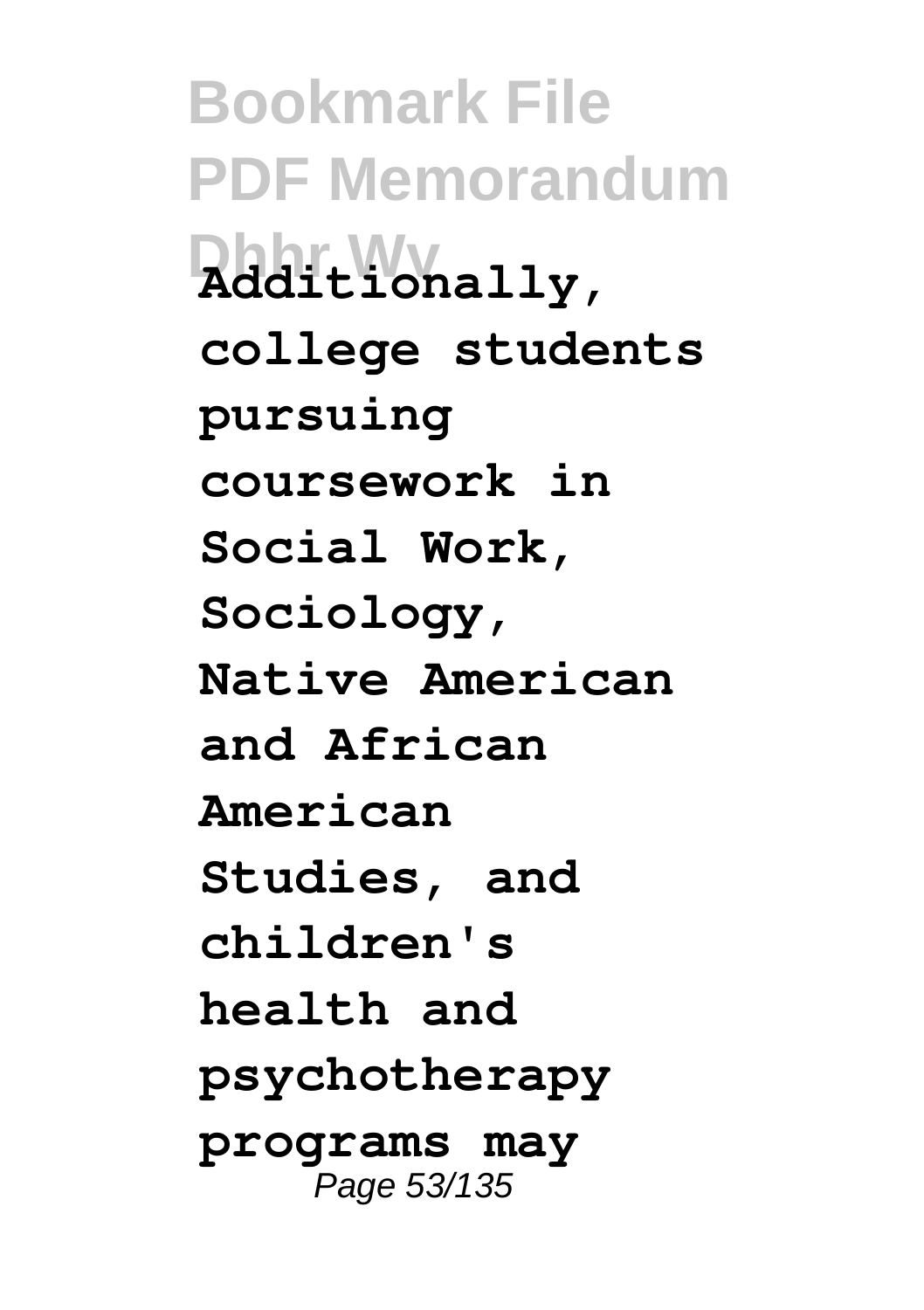Additionally, college students pursuing coursework in Social Work, Sociology, Native American and African American Studies, and children's health and psychotherapy programs may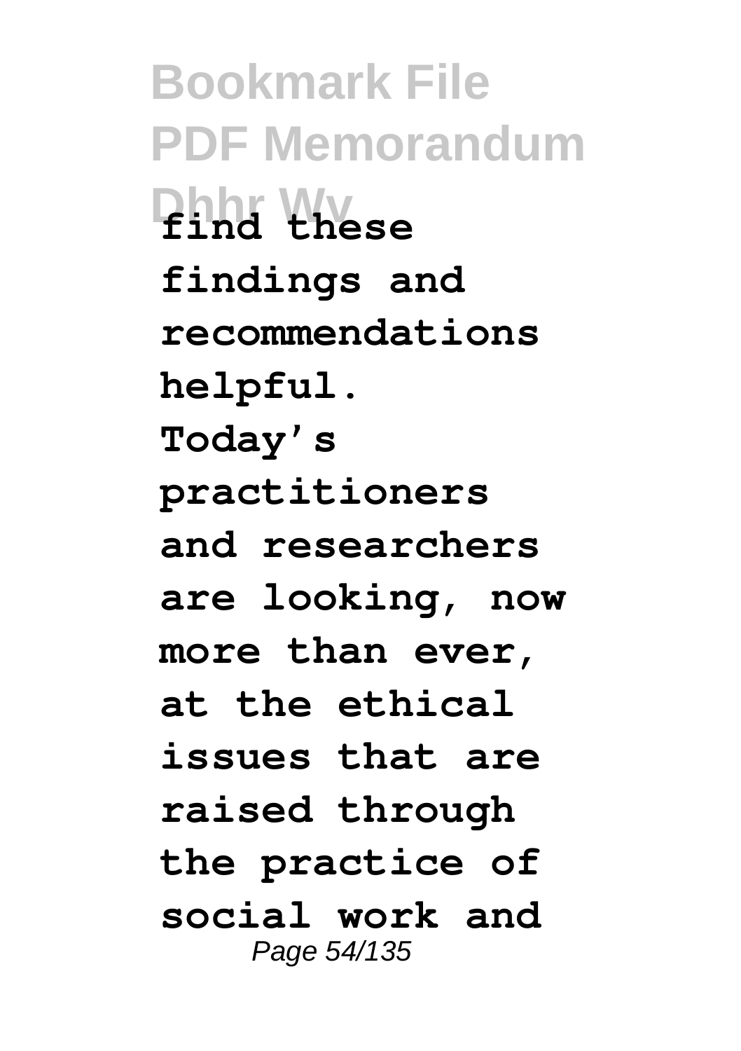**find these findings and recommendations helpful. Today's practitioners and researchers are looking, now more than ever, at the ethical issues that are raised through the practice of social work and**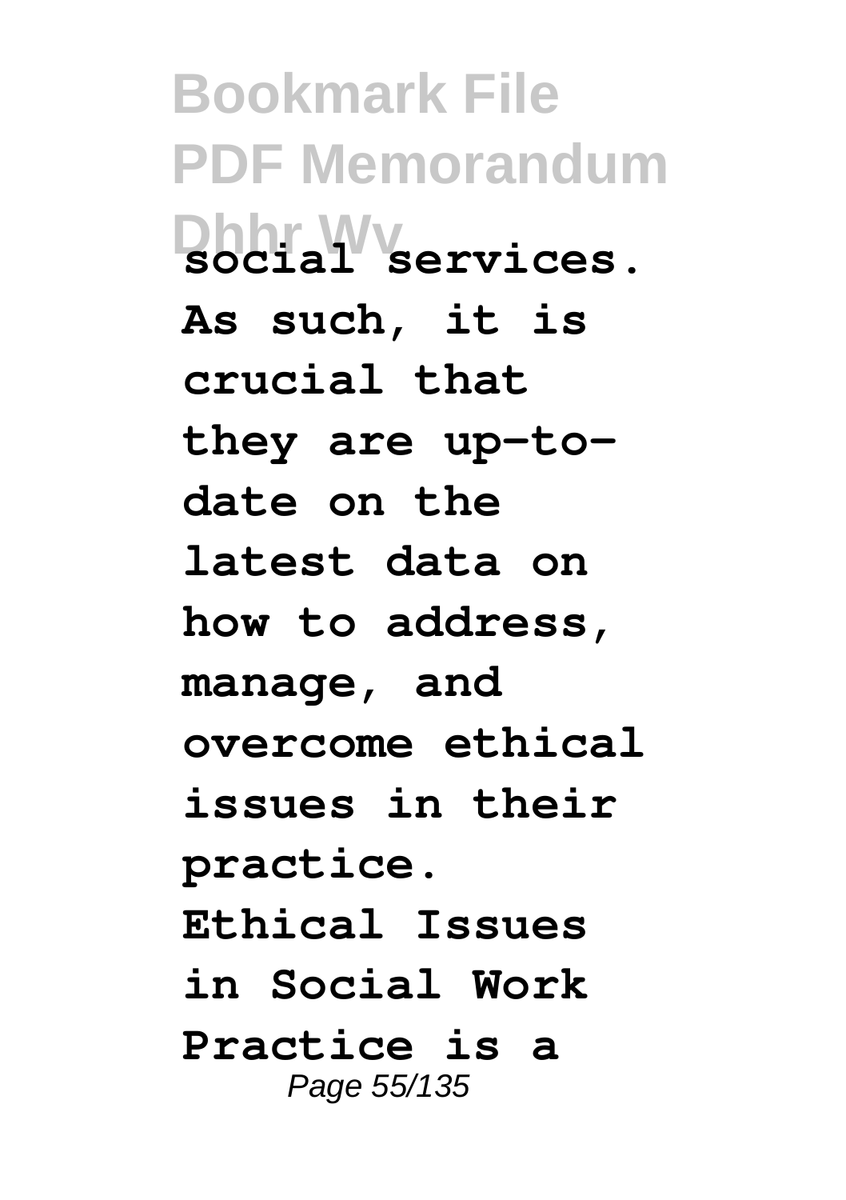social services. As such, it is crucial that they are up-to-date on the latest data on how to address, manage, and overcome ethical issues in their practice. Ethical Issues in Social Work Practice is a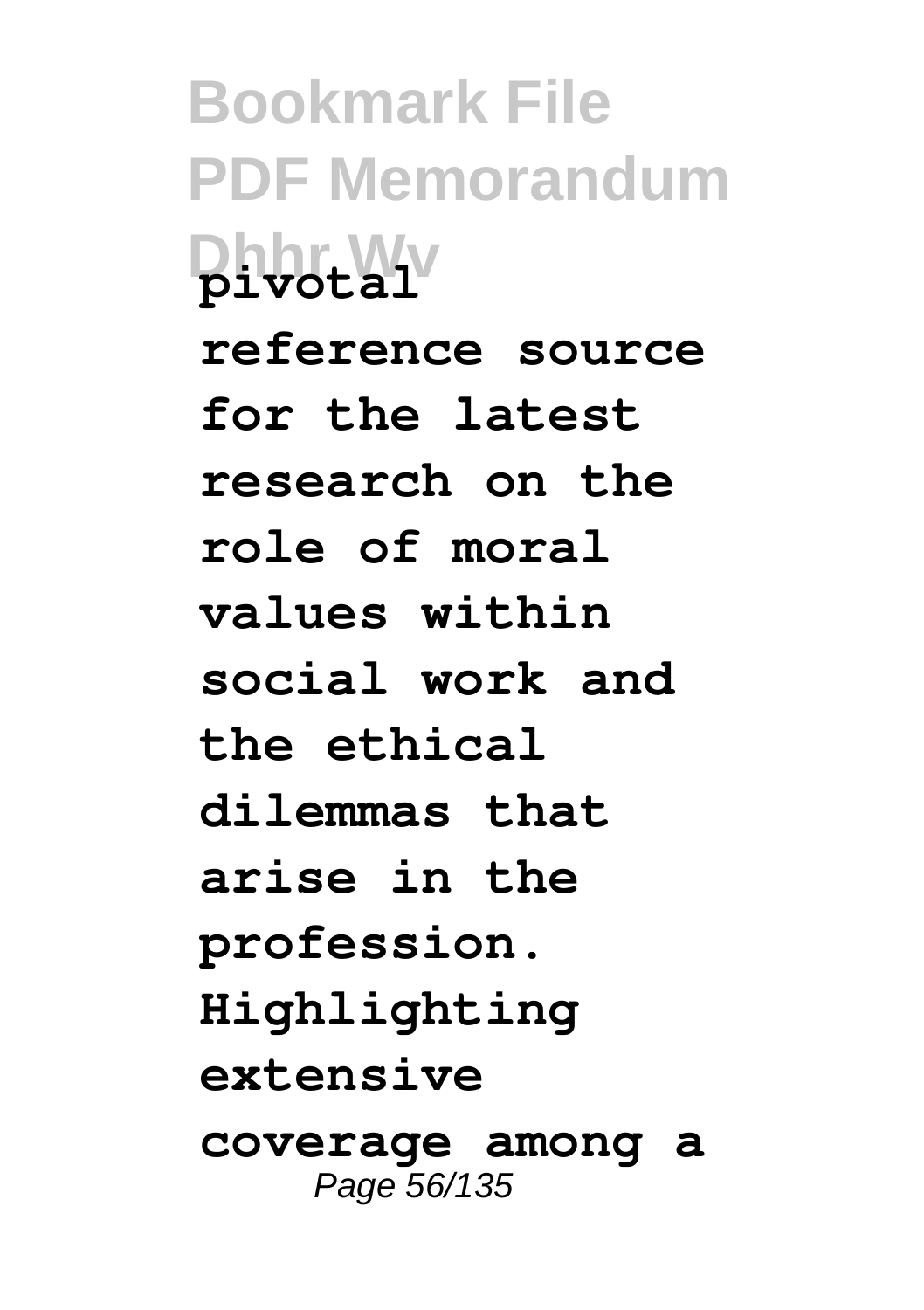**pivotal reference source for the latest research on the role of moral values within social work and the ethical dilemmas that arise in the profession. Highlighting extensive coverage among a**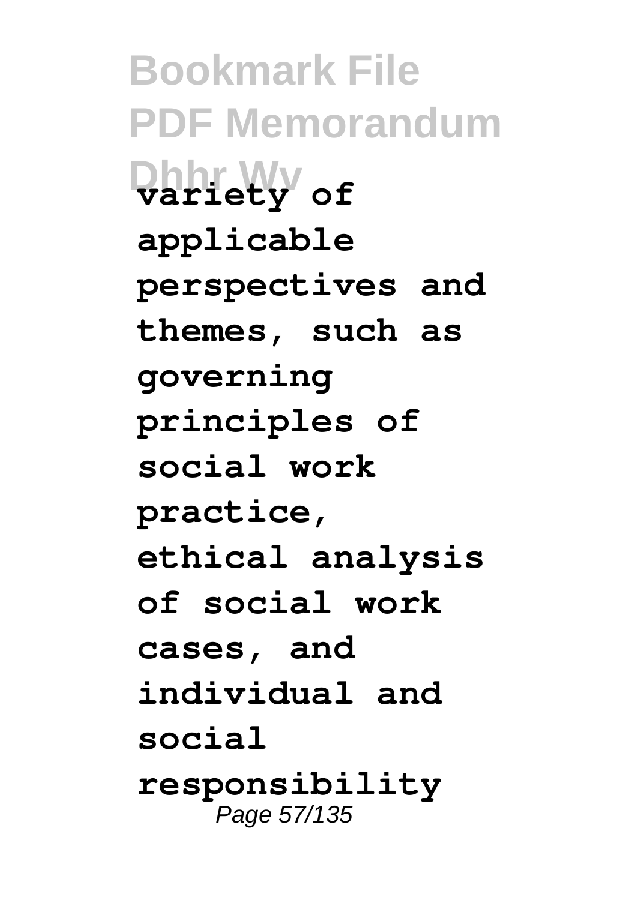**variety of applicable perspectives and themes, such as governing principles of social work practice, ethical analysis of social work cases, and individual and social responsibility**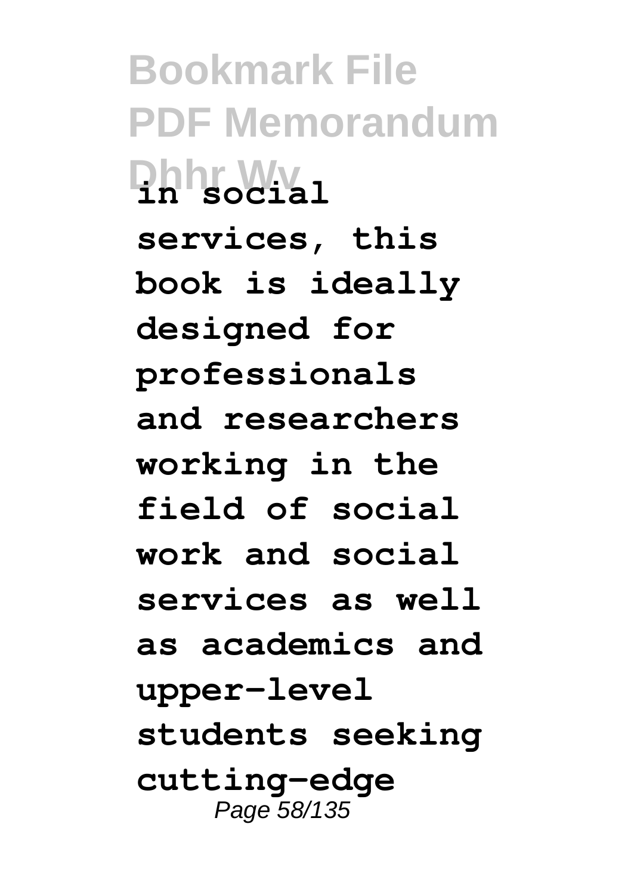in social services, this book is ideally designed for professionals and researchers working in the field of social work and social services as well as academics and upper-level students seeking cutting-edge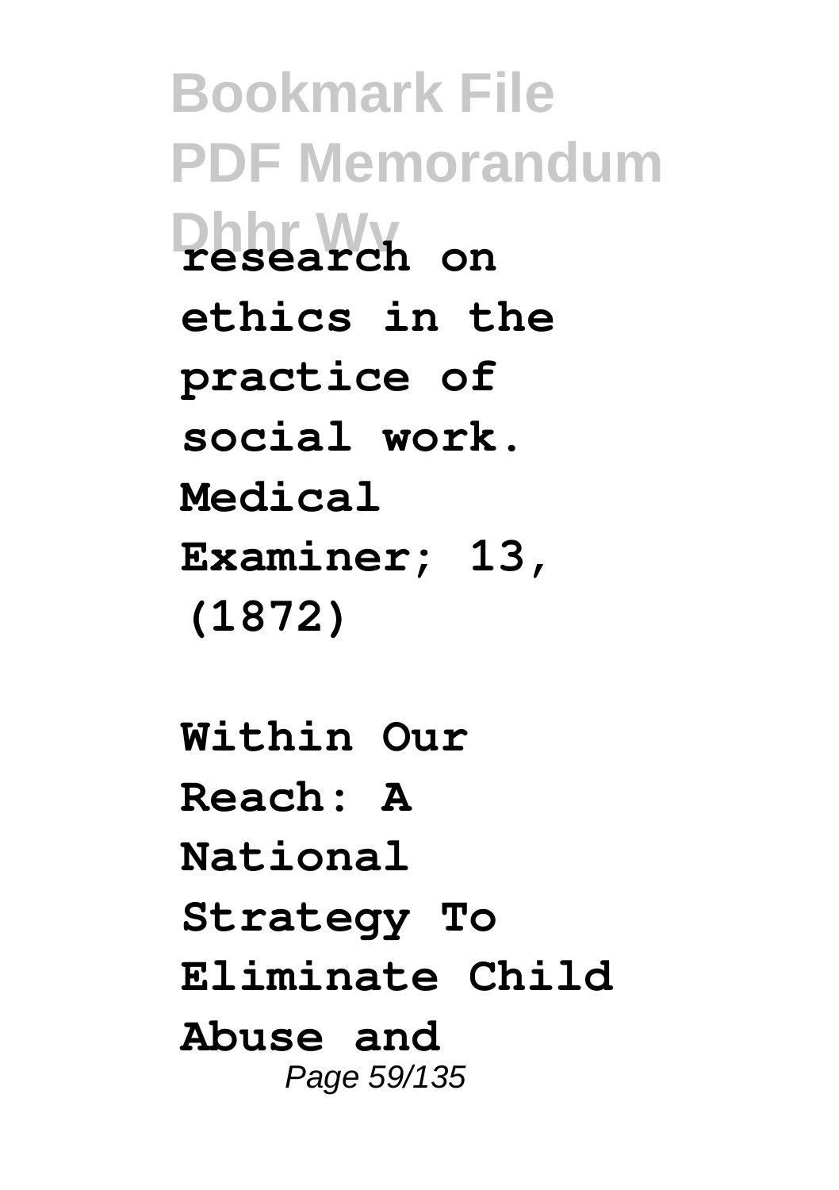**research on ethics in the practice of social work. Medical Examiner; 13, (1872)**

**Within Our Reach: A National Strategy To Eliminate Child Abuse and**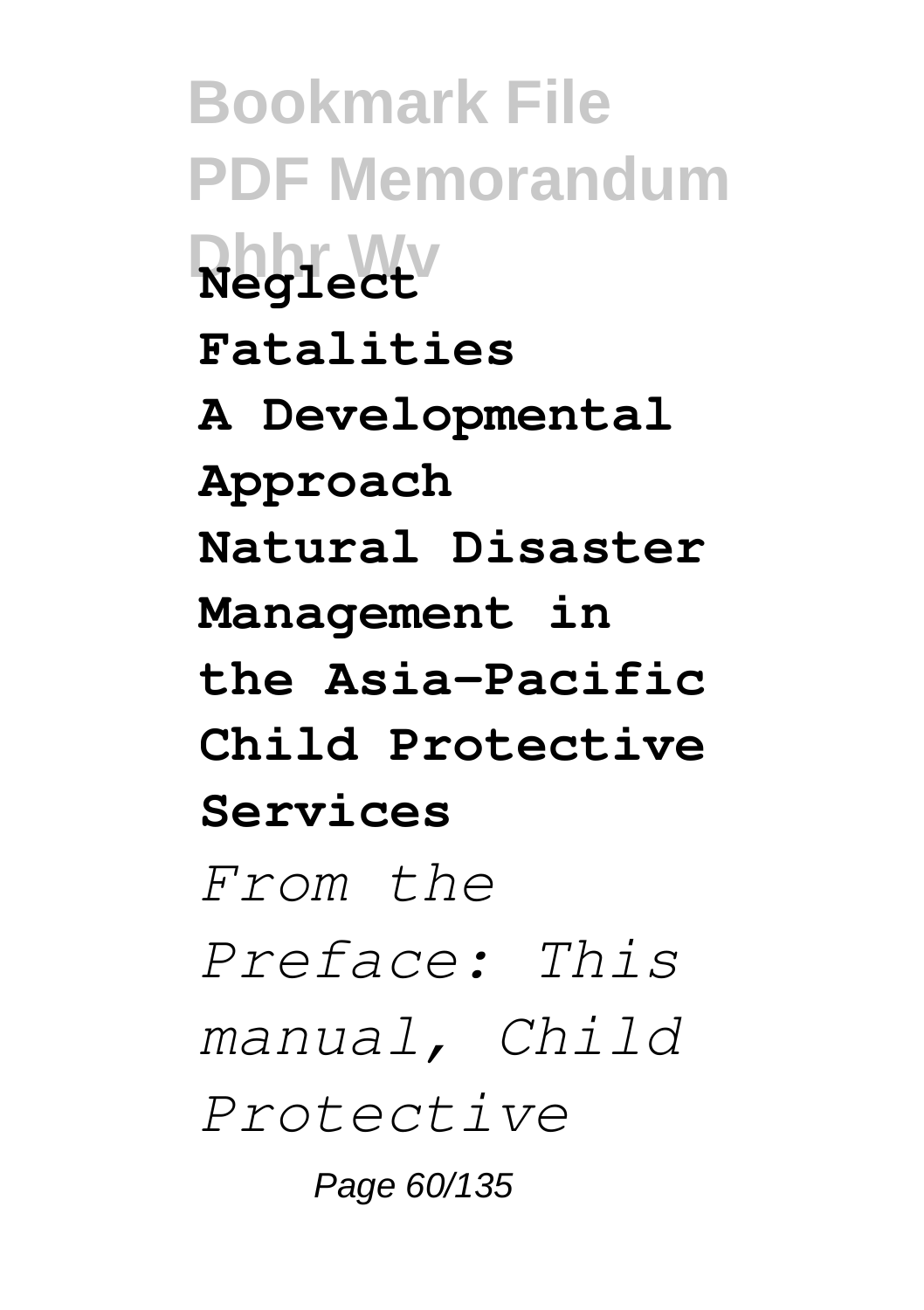**Neglect Fatalities**

**A Developmental Approach**

**Natural Disaster Management in the Asia-Pacific**

**Child Protective Services**

*From the Preface: This manual, Child Protective*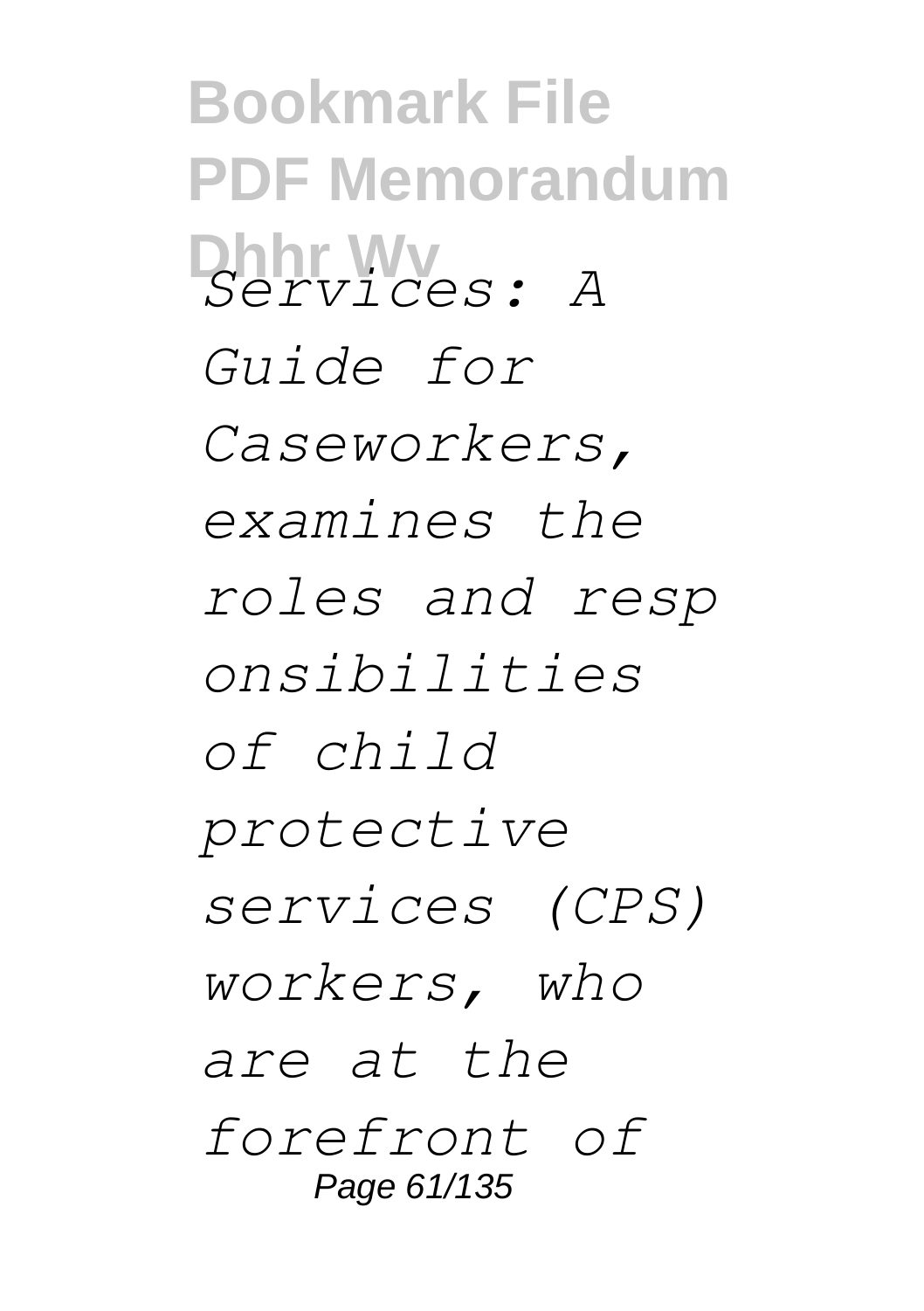*Services: A Guide for Caseworkers, examines the roles and responsibilities of child protective services (CPS) workers, who are at the forefront of*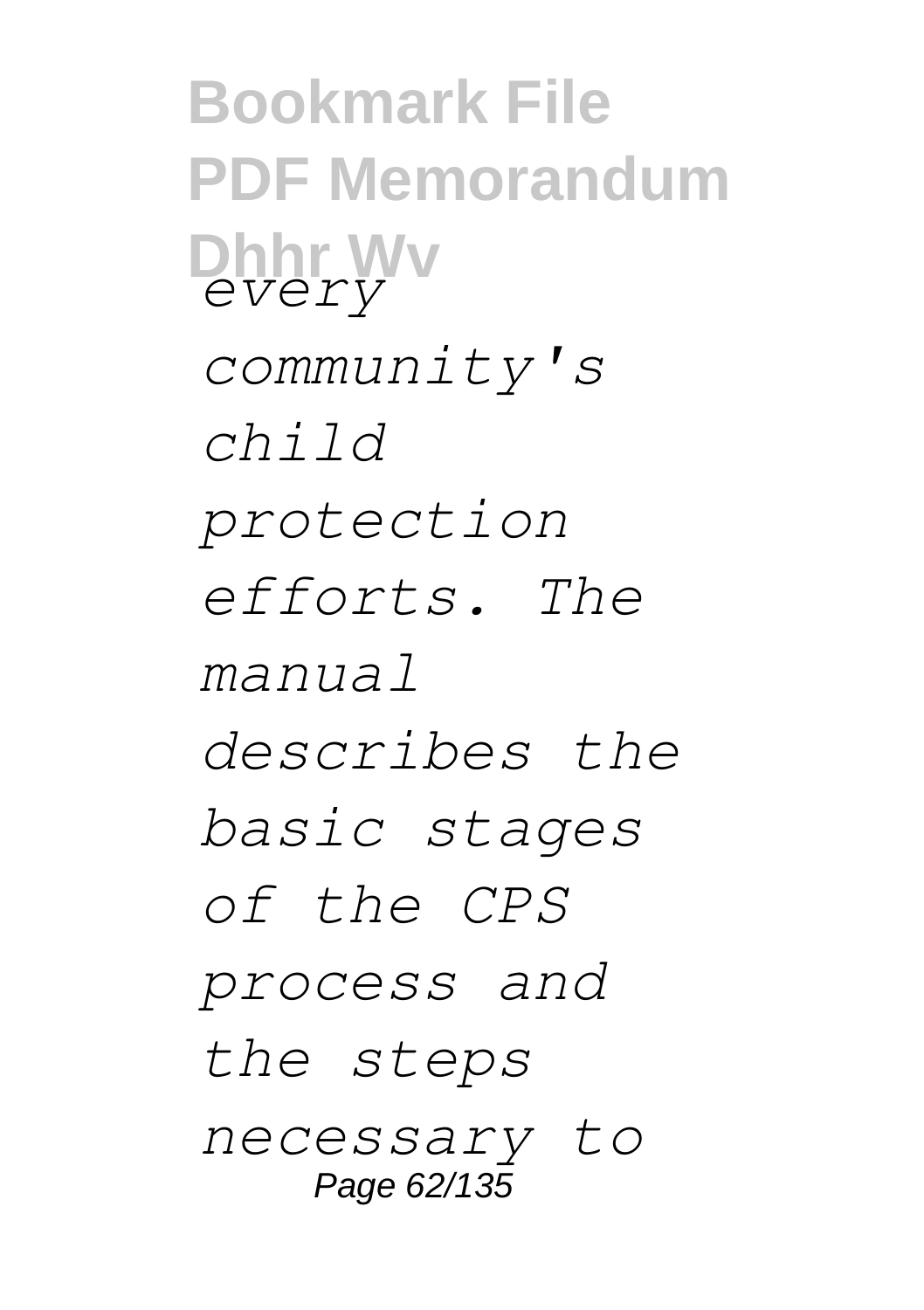*every community's child protection efforts. The manual describes the basic stages of the CPS process and the steps necessary to*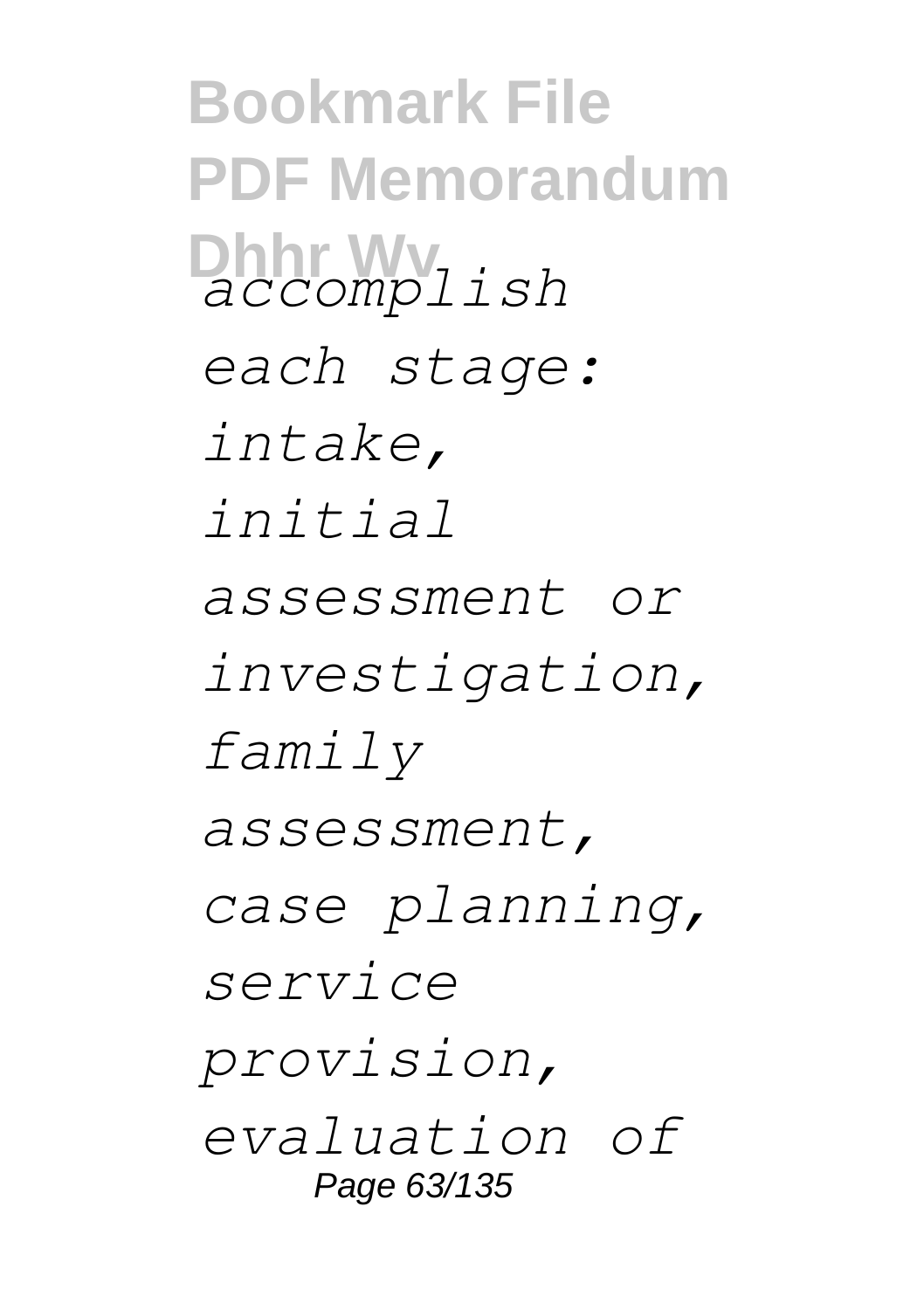*accomplish each stage: intake, initial assessment or investigation, family assessment, case planning, service provision, evaluation of*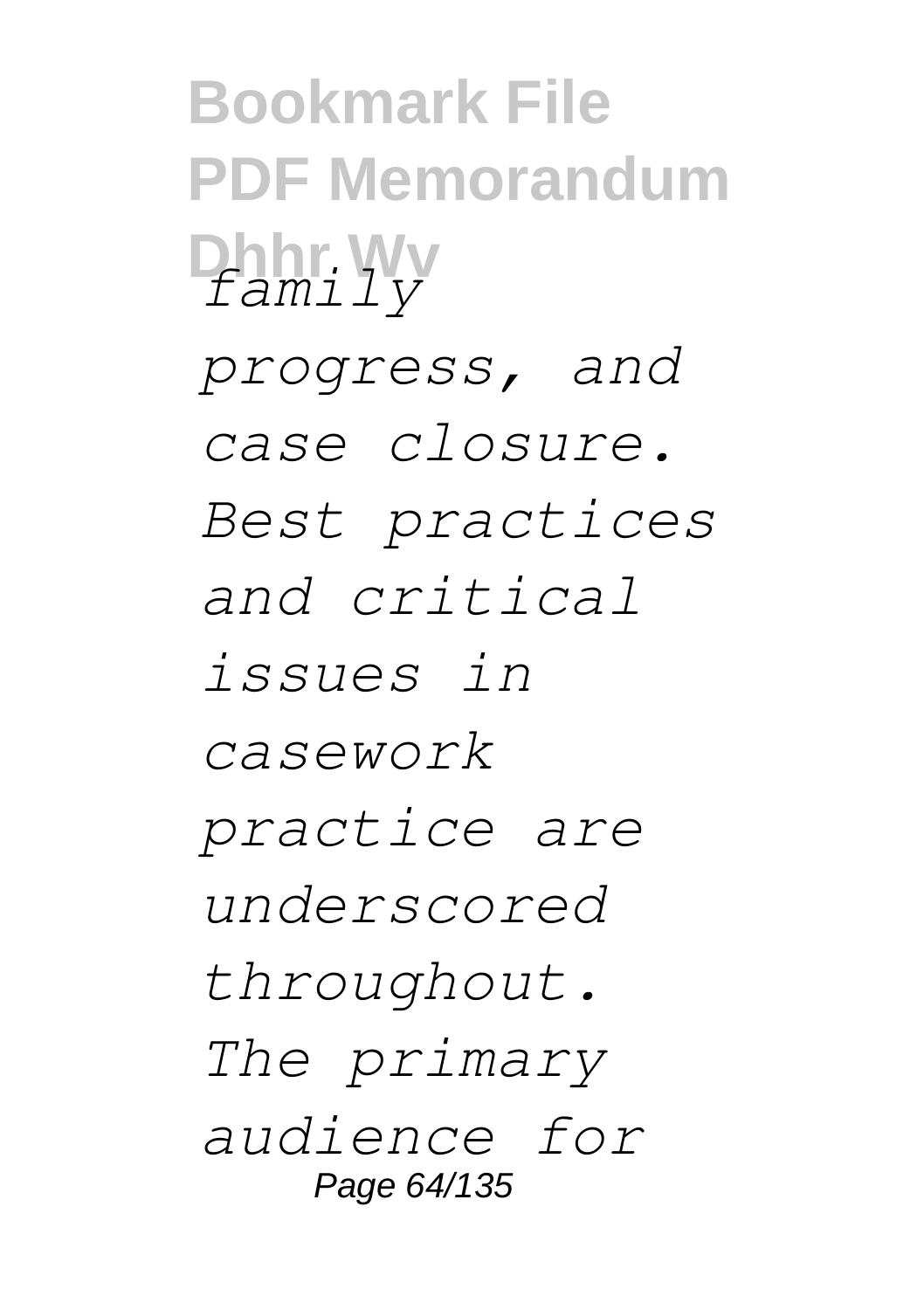*family progress, and case closure. Best practices and critical issues in casework practice are underscored throughout. The primary audience for*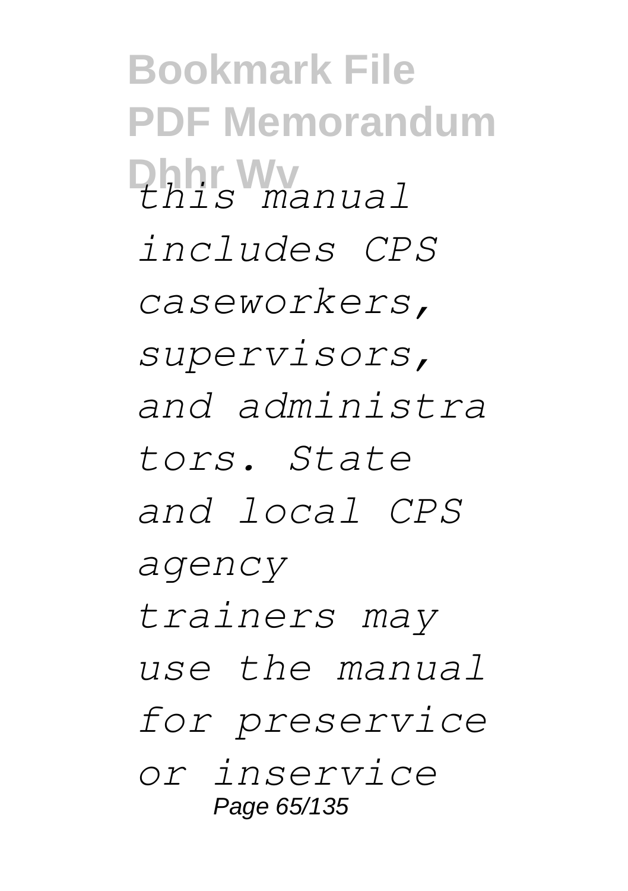*this manual includes CPS caseworkers, supervisors, and administrators. State and local CPS agency trainers may use the manual for preservice or inservice*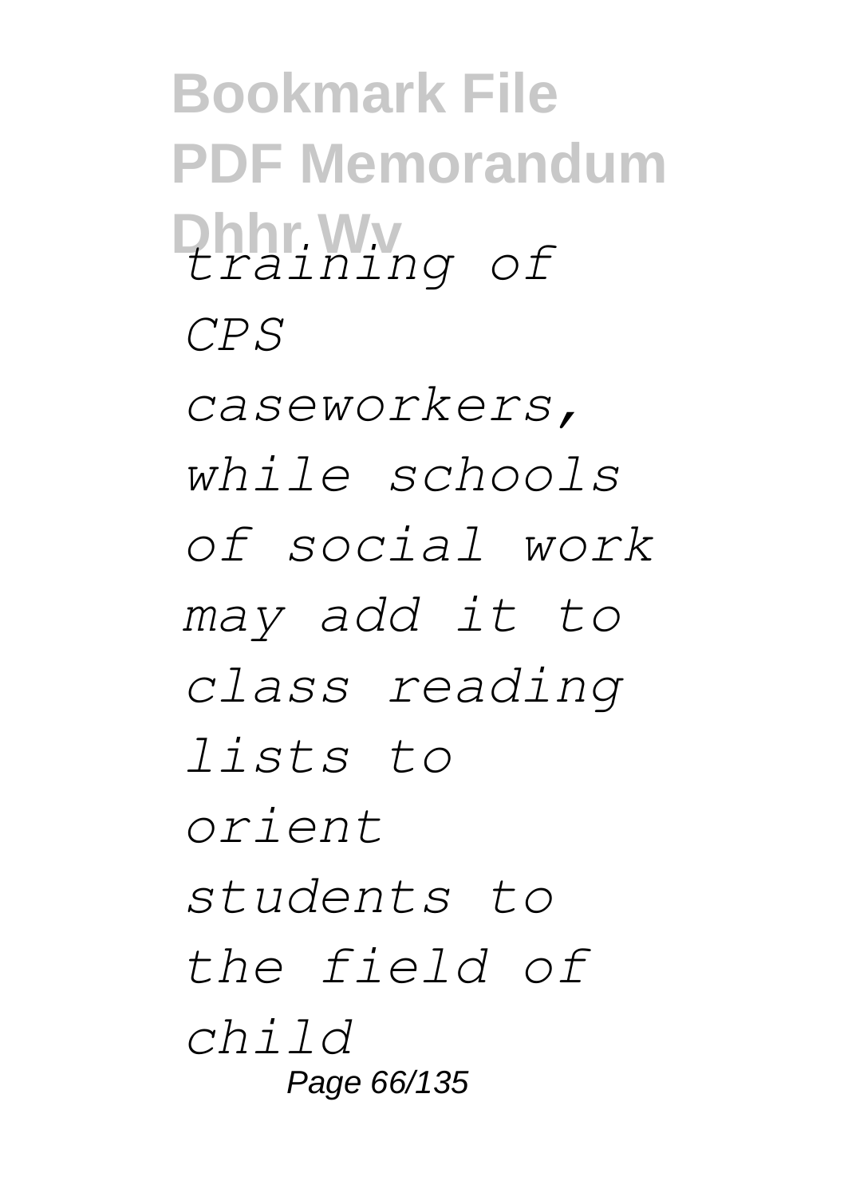*training of CPS caseworkers, while schools of social work may add it to class reading lists to orient students to the field of child*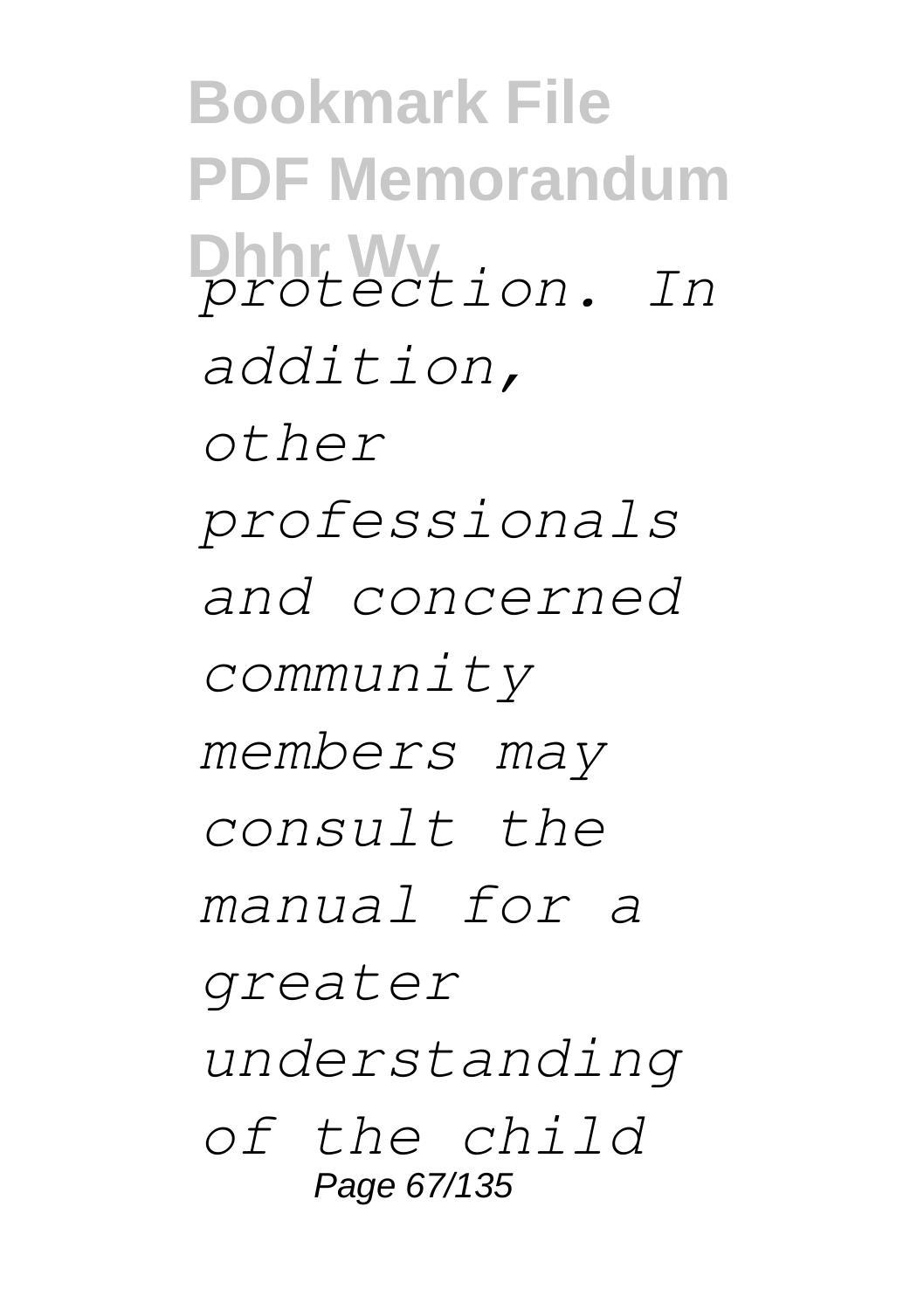*protection. In addition, other professionals and concerned community members may consult the manual for a greater understanding of the child*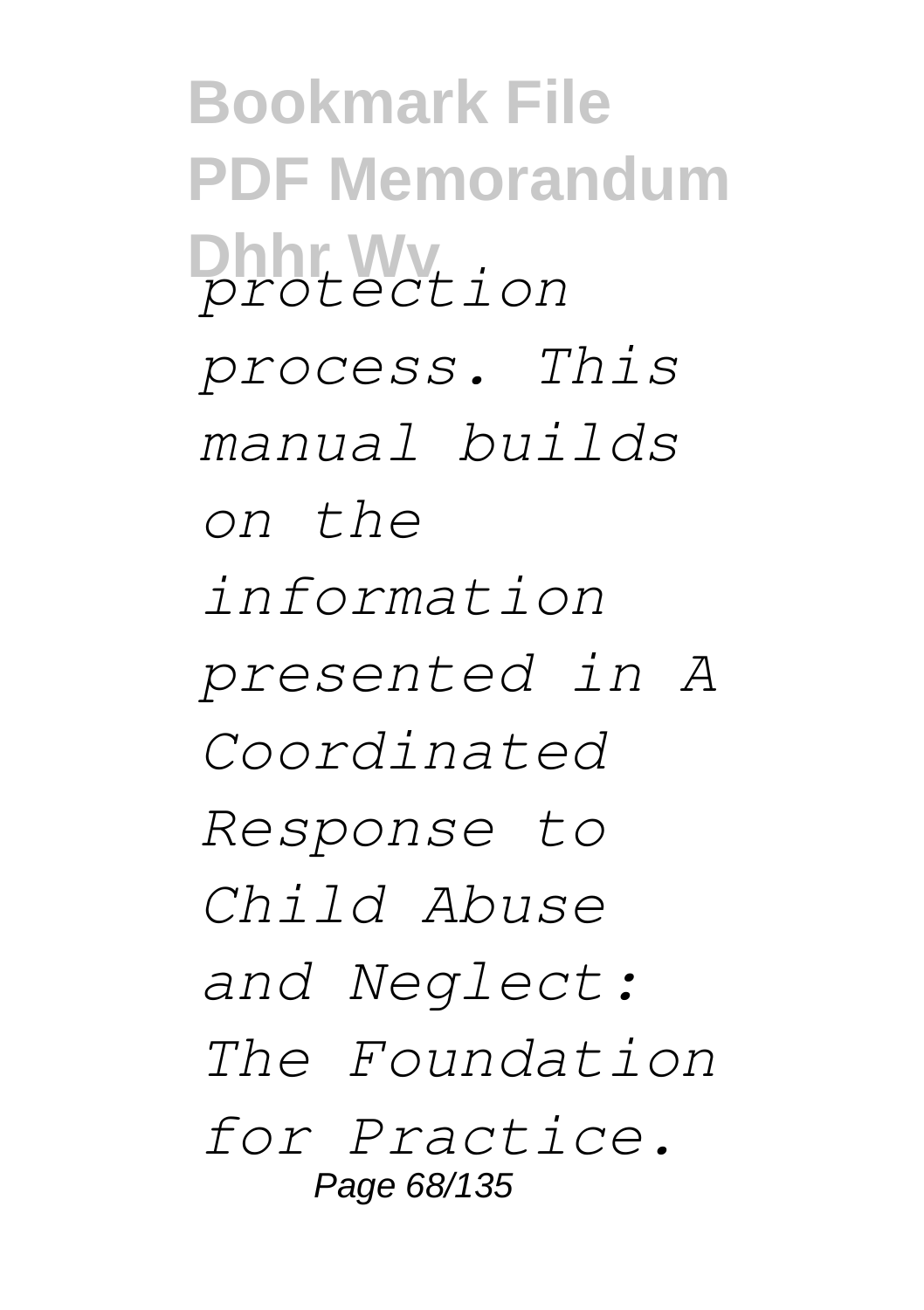*protection process. This manual builds on the information presented in A Coordinated Response to Child Abuse and Neglect: The Foundation for Practice.*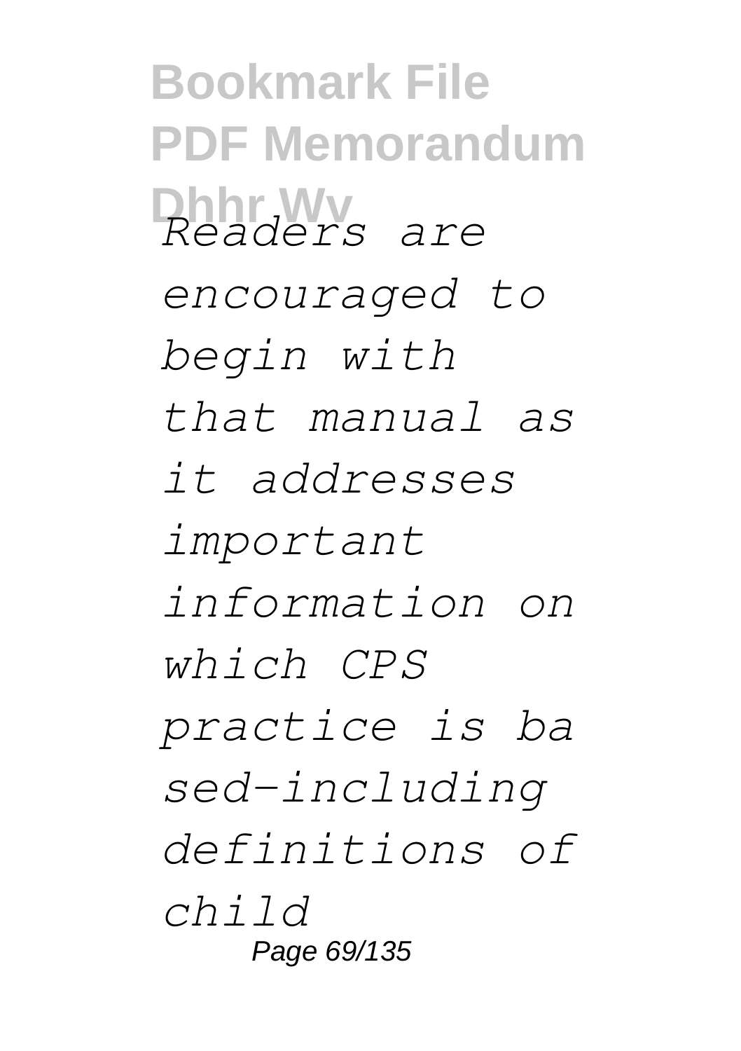*Readers are encouraged to begin with that manual as it addresses important information on which CPS practice is based-including definitions of child*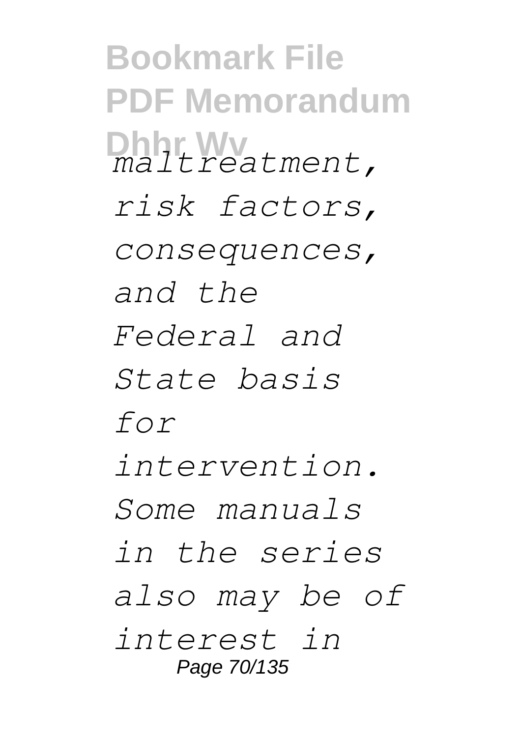*maltreatment, risk factors, consequences, and the Federal and State basis for intervention. Some manuals in the series also may be of interest in*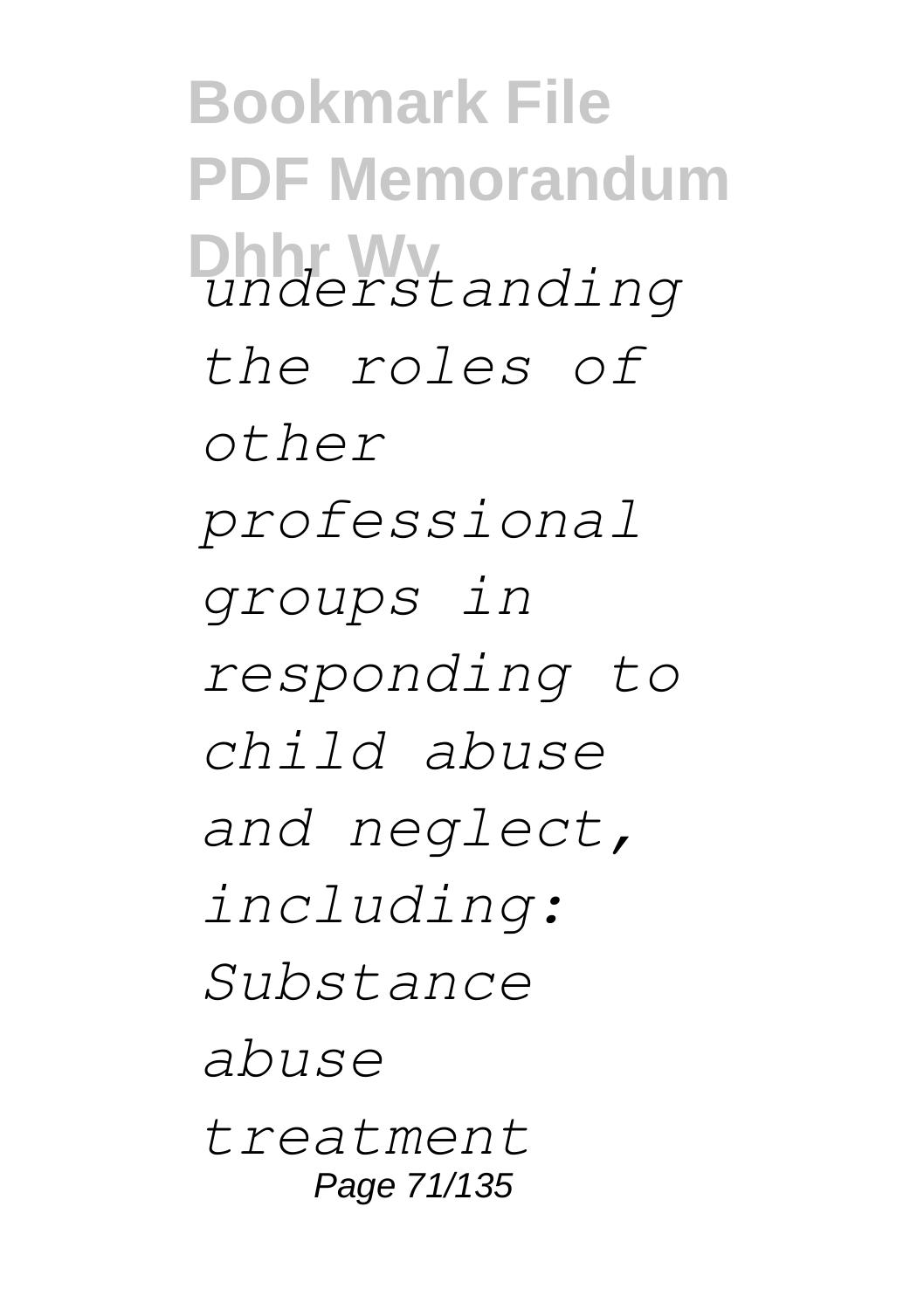*understanding the roles of other professional groups in responding to child abuse and neglect, including: Substance abuse treatment*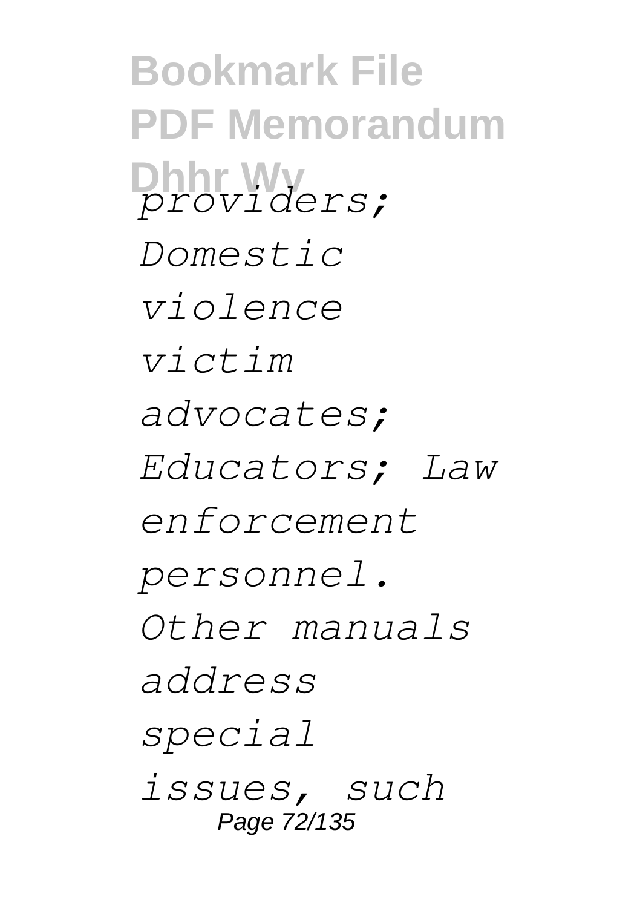*providers; Domestic violence victim advocates; Educators; Law enforcement personnel. Other manuals address special issues, such*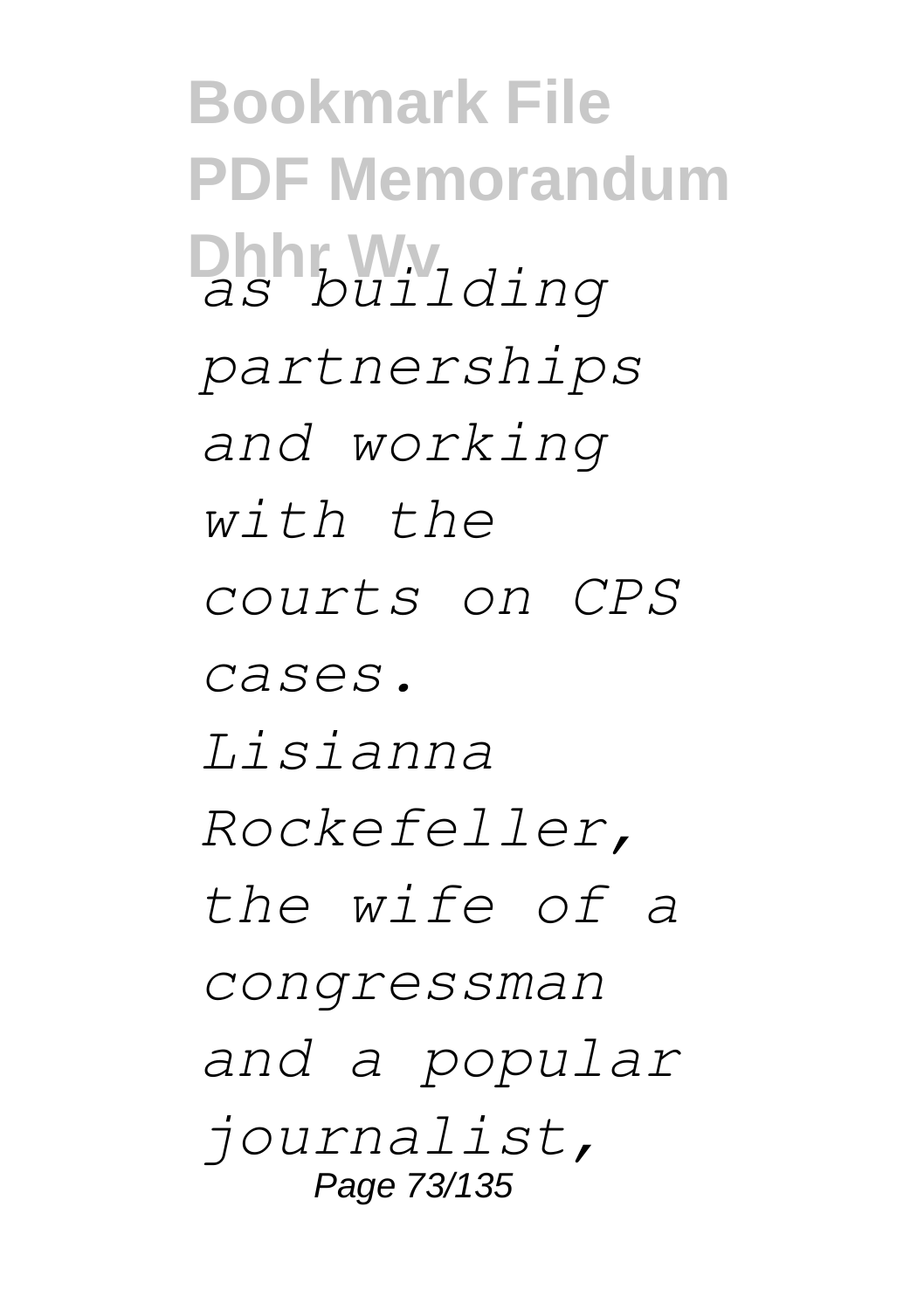*as building partnerships and working with the courts on CPS cases. Lisianna Rockefeller, the wife of a congressman and a popular journalist,*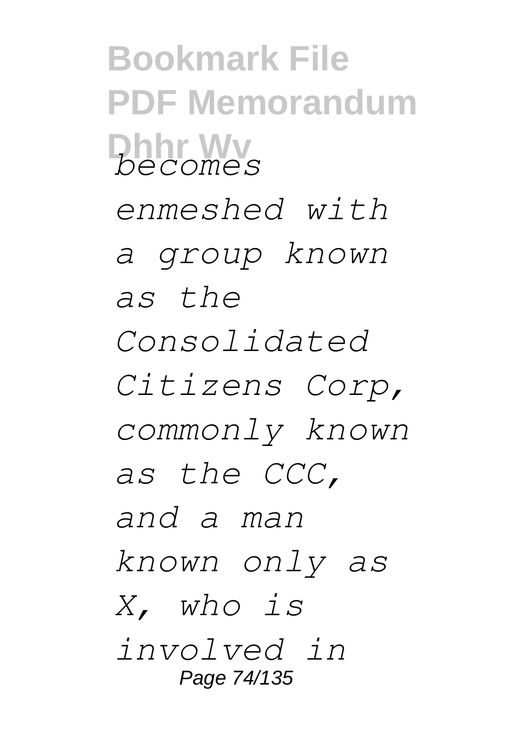*becomes enmeshed with a group known as the Consolidated Citizens Corp, commonly known as the CCC, and a man known only as X, who is involved in*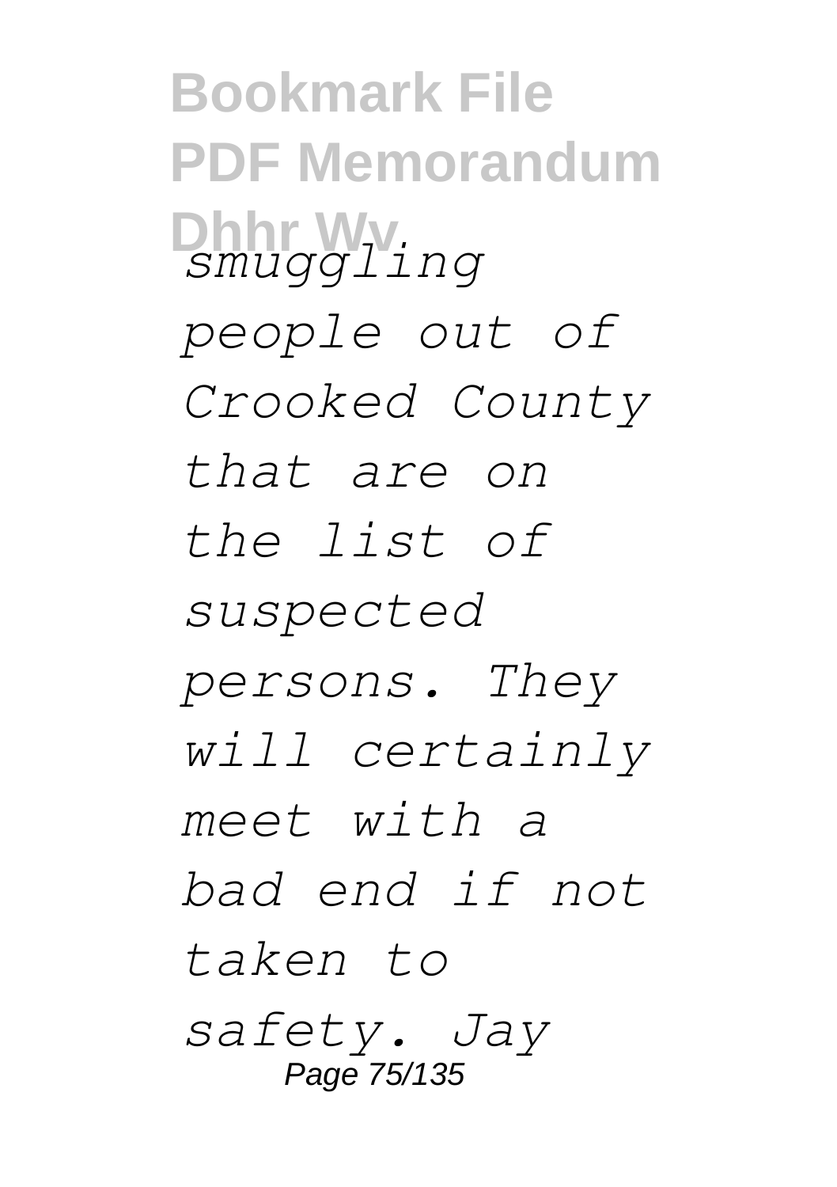*smuggling people out of Crooked County that are on the list of suspected persons. They will certainly meet with a bad end if not taken to safety. Jay*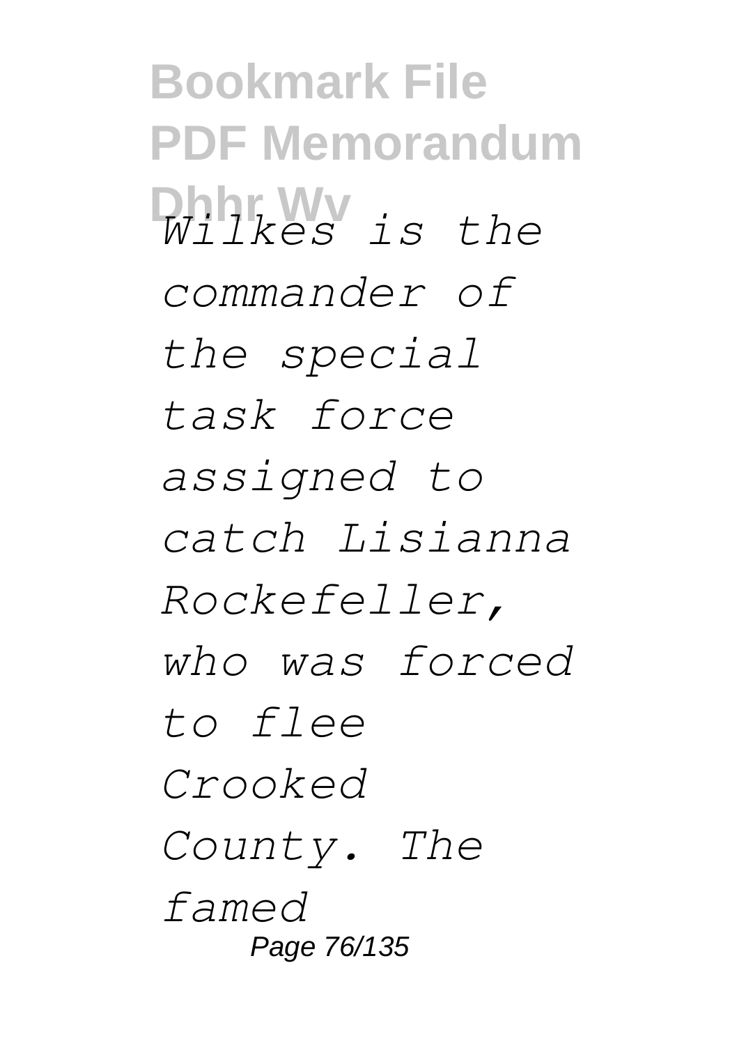*Wilkes is the commander of the special task force assigned to catch Lisianna Rockefeller, who was forced to flee Crooked County. The famed*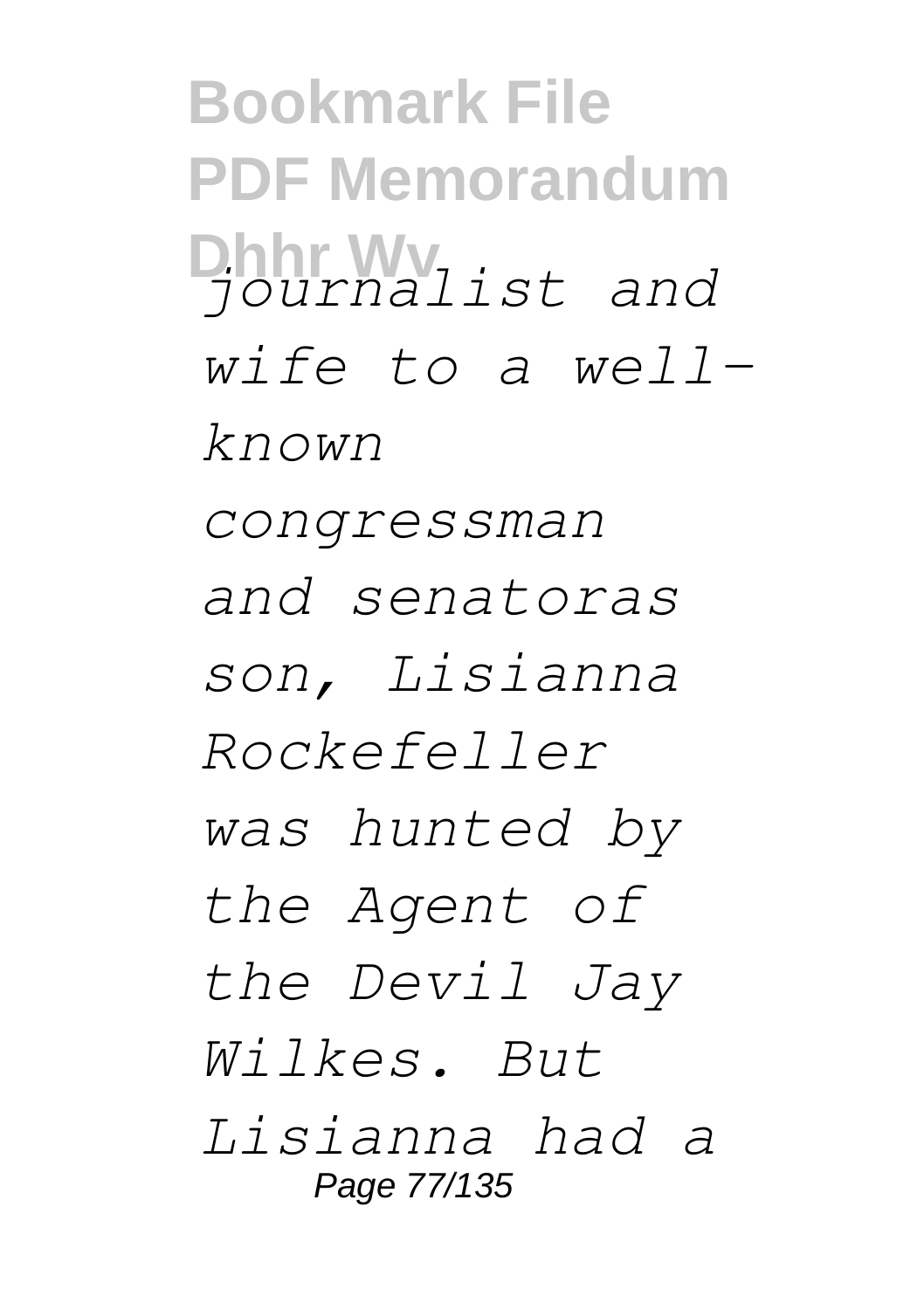*journalist and wife to a well-known congressman and senatoras son, Lisianna Rockefeller was hunted by the Agent of the Devil Jay Wilkes. But Lisianna had a*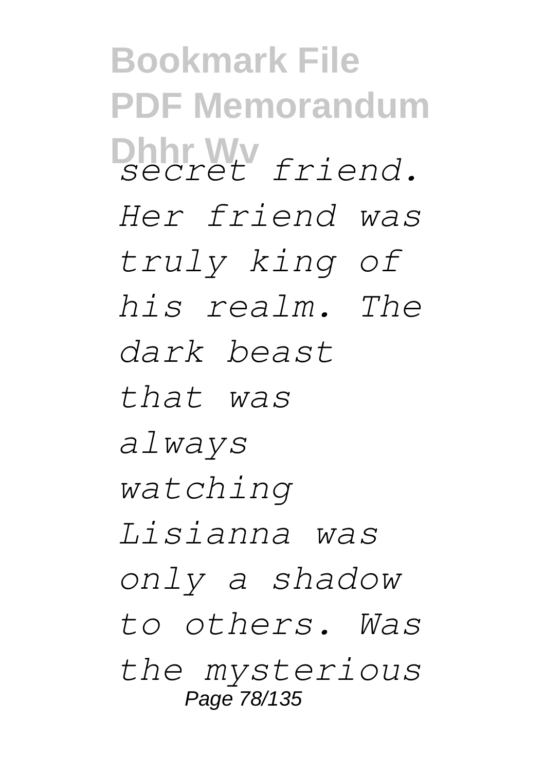*secret friend. Her friend was truly king of his realm. The dark beast that was always watching Lisianna was only a shadow to others. Was the mysterious*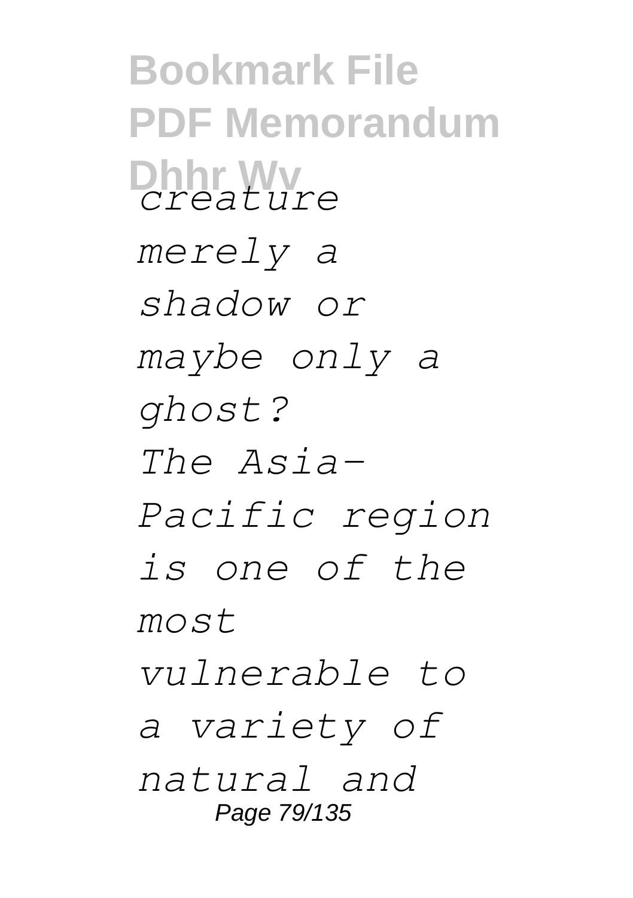*creature merely a shadow or maybe only a ghost?*

*The Asia-Pacific region is one of the most vulnerable to a variety of natural and*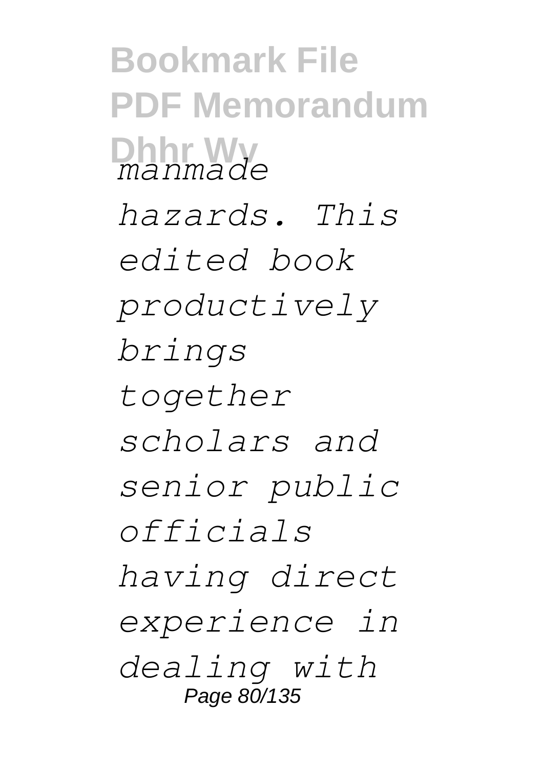*manmade hazards. This edited book productively brings together scholars and senior public officials having direct experience in dealing with*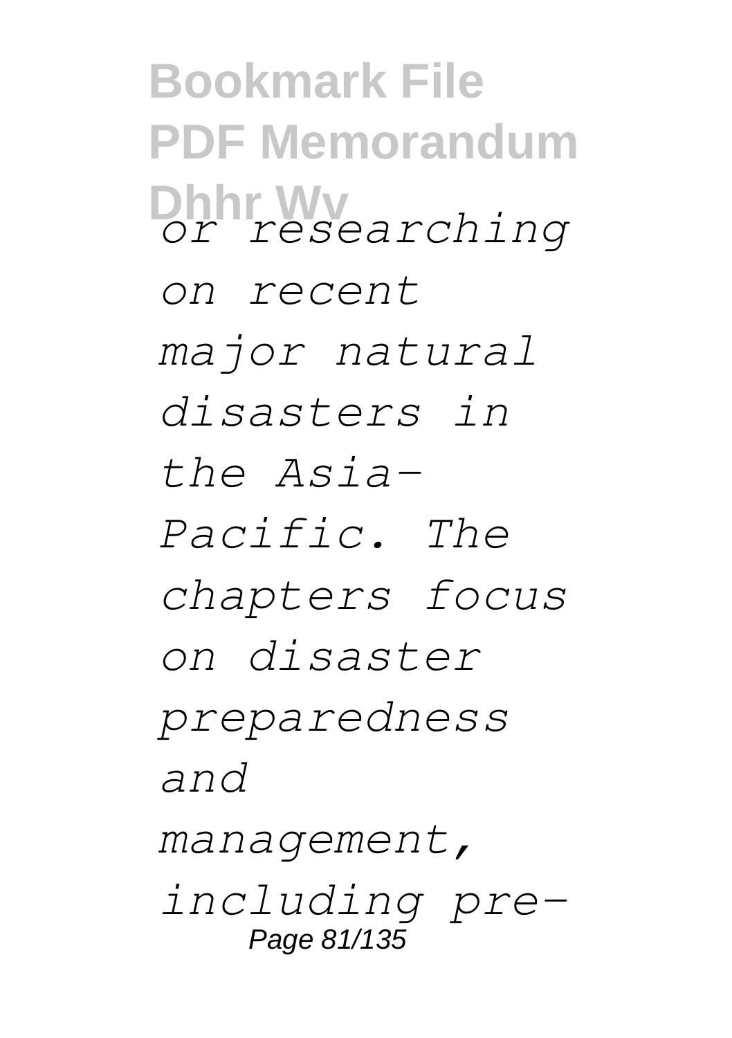*or researching on recent major natural disasters in the Asia-Pacific. The chapters focus on disaster preparedness and management, including pre-*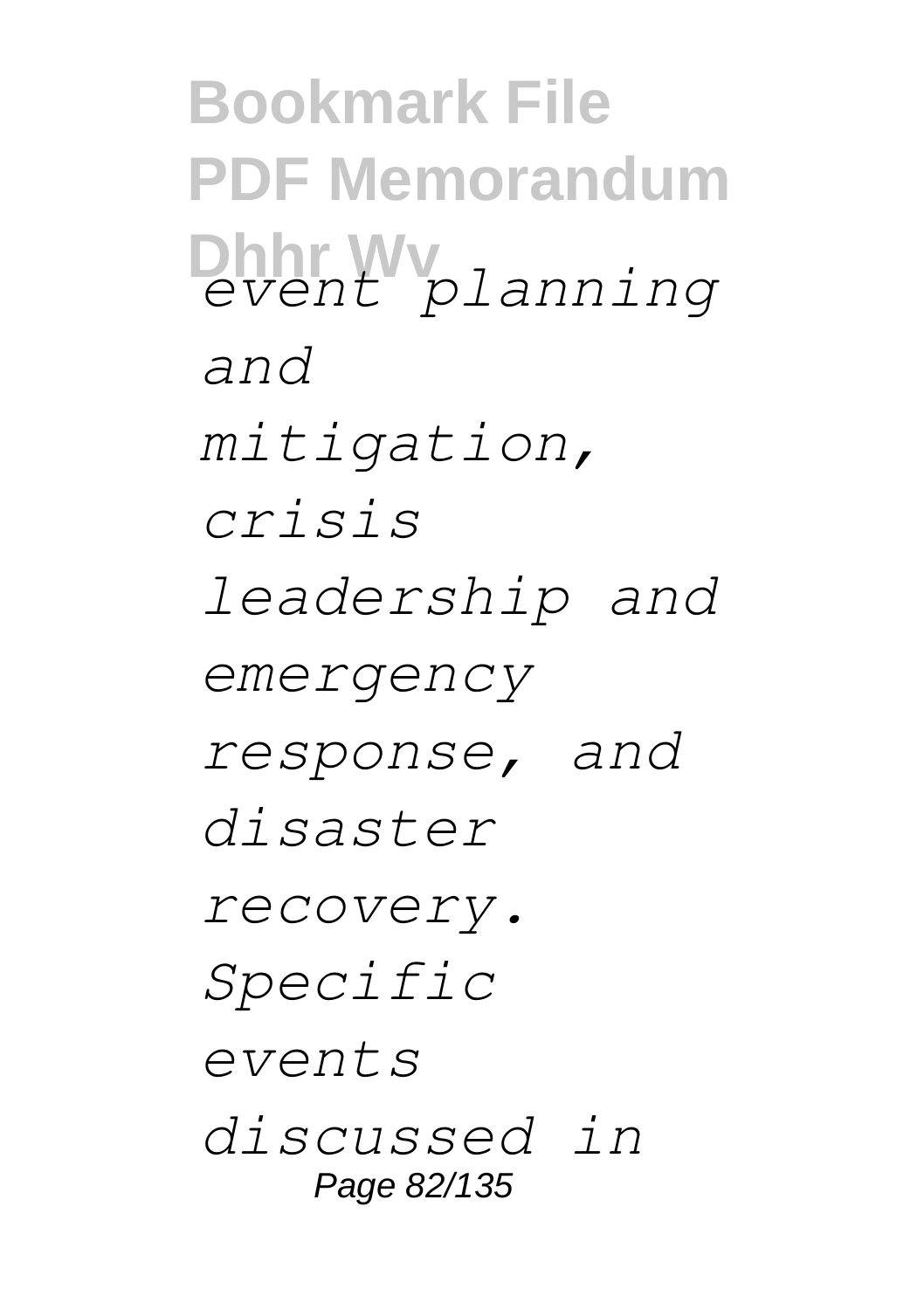*event planning and mitigation, crisis leadership and emergency response, and disaster recovery. Specific events discussed in*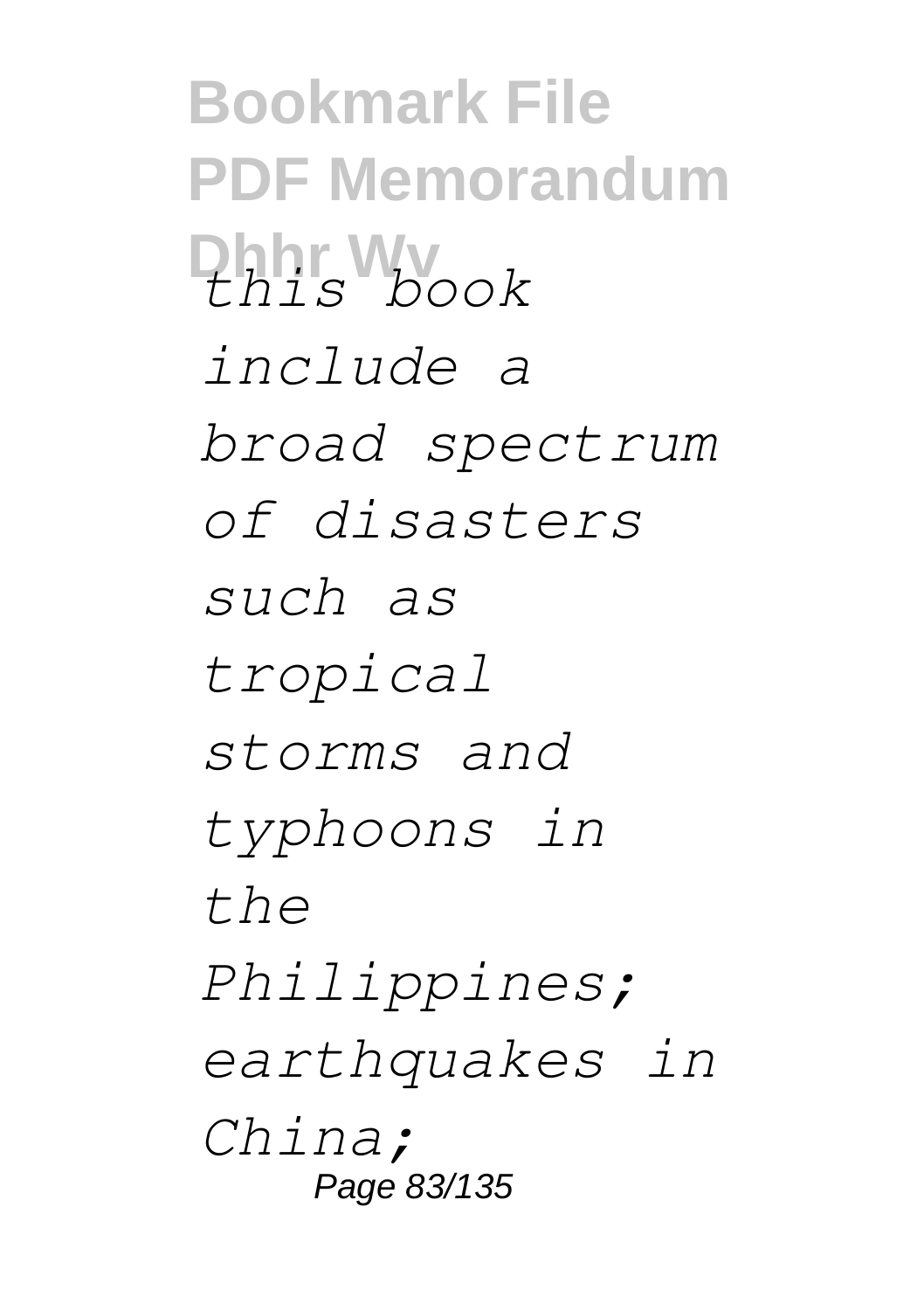*this book include a broad spectrum of disasters such as tropical storms and typhoons in the Philippines; earthquakes in China;*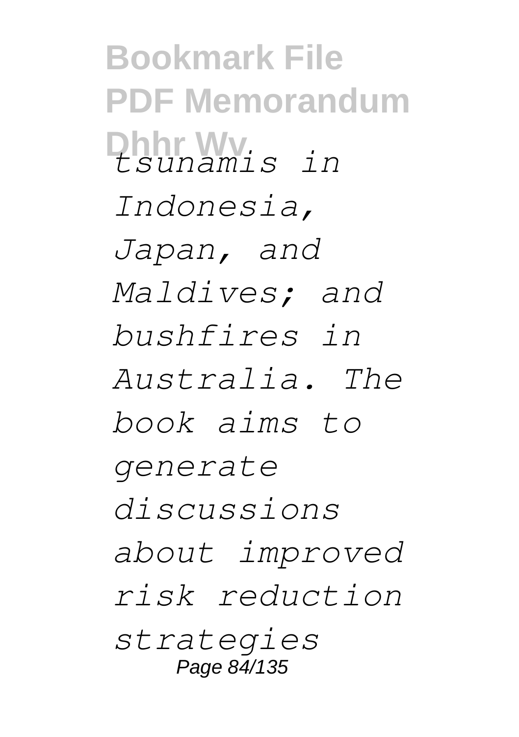*tsunamis in Indonesia, Japan, and Maldives; and bushfires in Australia. The book aims to generate discussions about improved risk reduction strategies*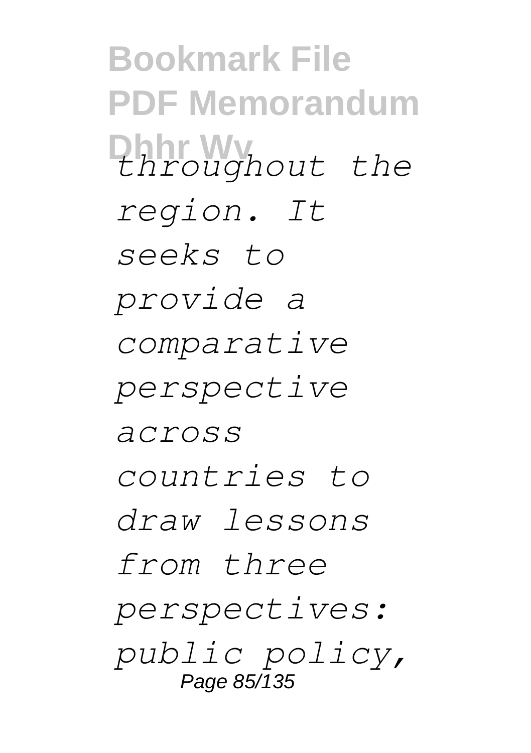*throughout the region. It seeks to provide a comparative perspective across countries to draw lessons from three perspectives: public policy,*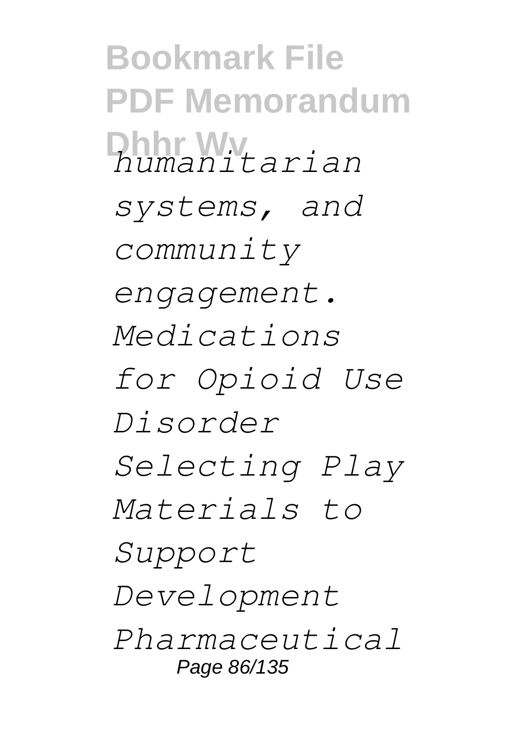*humanitarian systems, and community engagement. Medications for Opioid Use Disorder Selecting Play Materials to Support Development Pharmaceutical*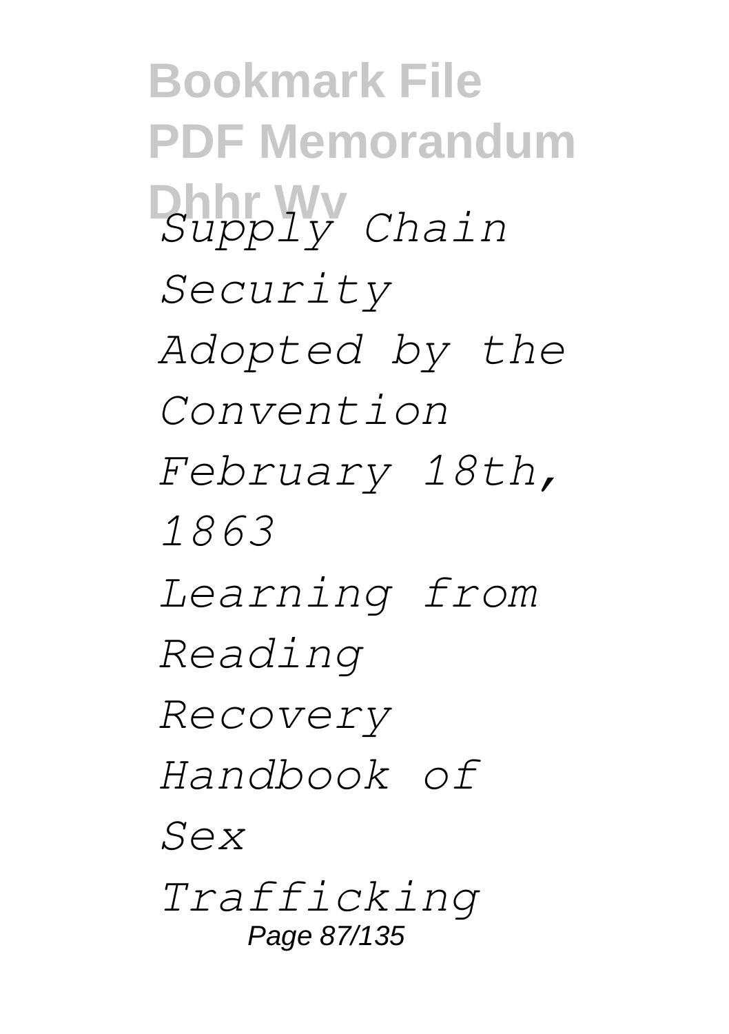*Supply Chain Security*

*Adopted by the Convention February 18th, 1863*

*Learning from Reading Recovery*

*Handbook of Sex Trafficking*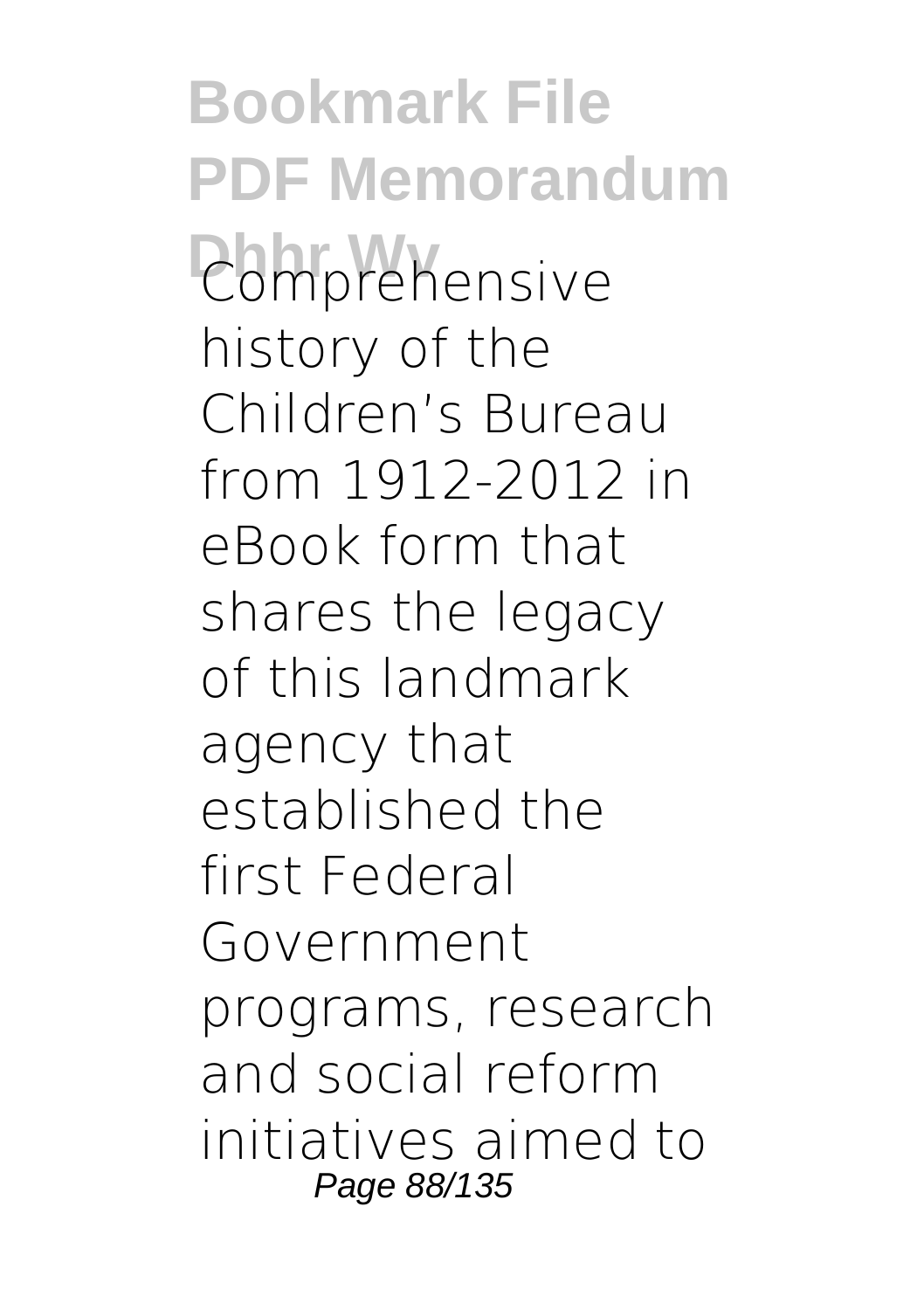Comprehensive history of the Children's Bureau from 1912-2012 in eBook form that shares the legacy of this landmark agency that established the first Federal Government programs, research and social reform initiatives aimed to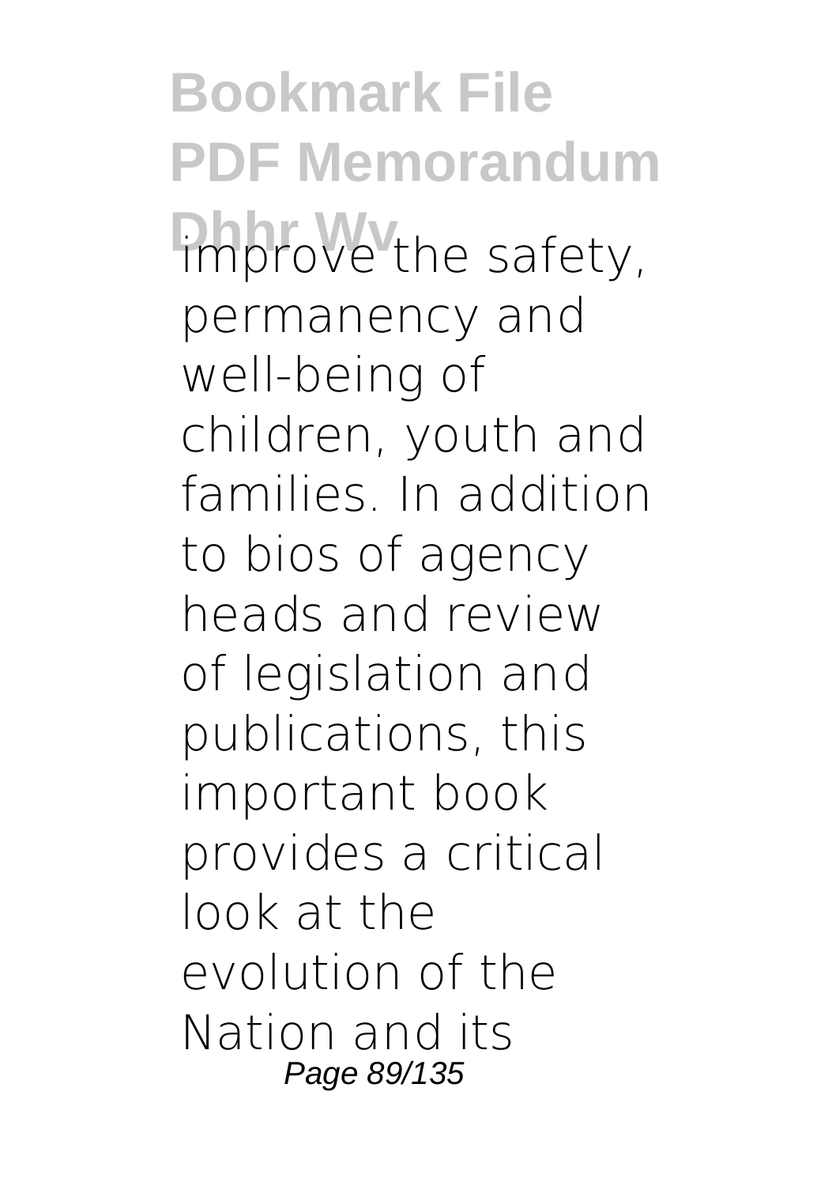improve the safety, permanency and well-being of children, youth and families. In addition to bios of agency heads and review of legislation and publications, this important book provides a critical look at the evolution of the Nation and its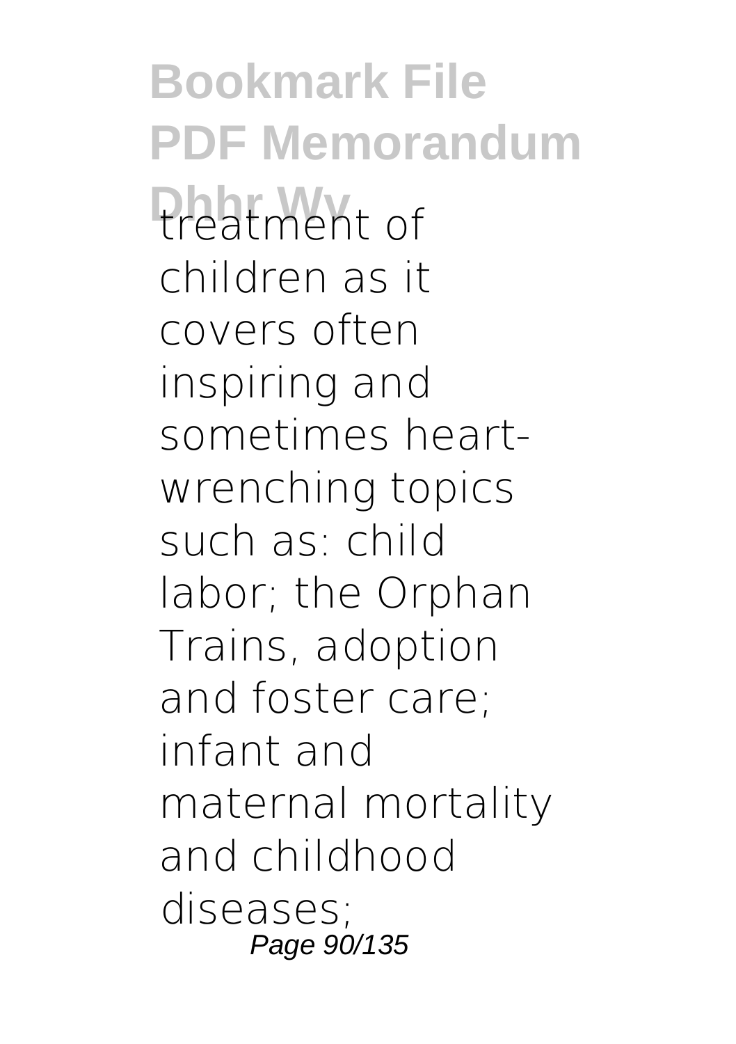treatment of children as it covers often inspiring and sometimes heart-wrenching topics such as: child labor; the Orphan Trains, adoption and foster care; infant and maternal mortality and childhood diseases;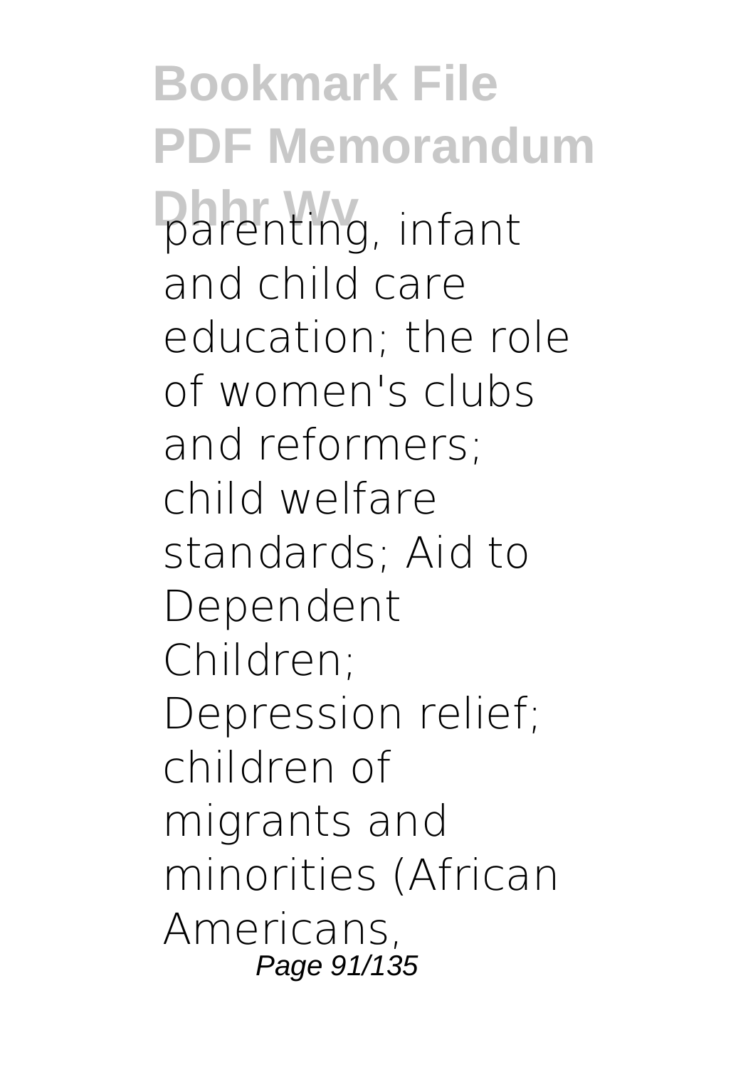parenting, infant and child care education; the role of women's clubs and reformers; child welfare standards; Aid to Dependent Children; Depression relief; children of migrants and minorities (African Americans,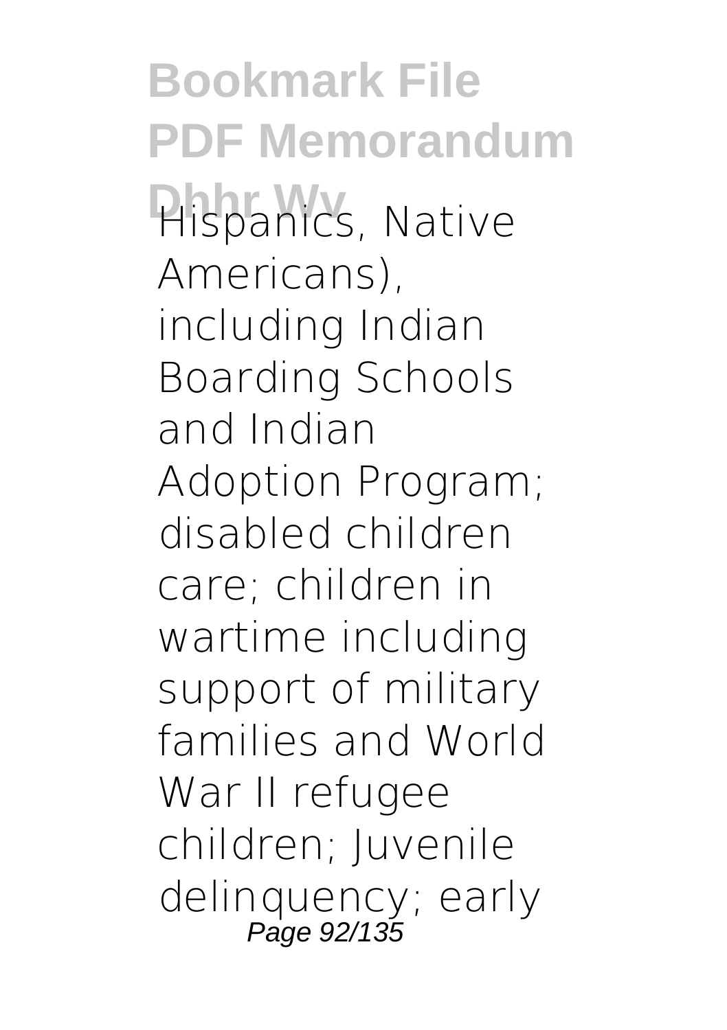Hispanics, Native Americans), including Indian Boarding Schools and Indian Adoption Program; disabled children care; children in wartime including support of military families and World War II refugee children; Juvenile delinquency; early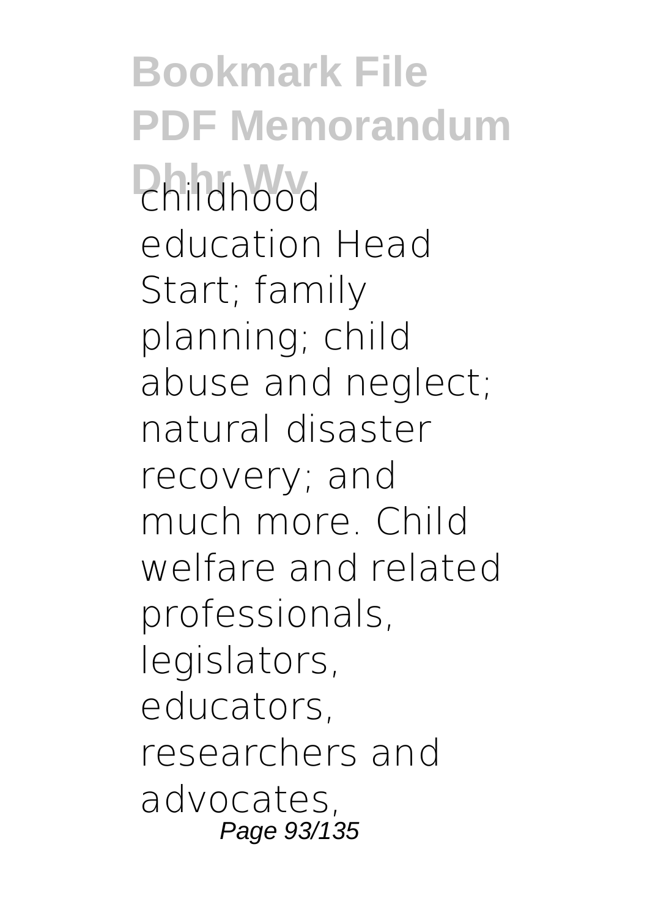childhood education Head Start; family planning; child abuse and neglect; natural disaster recovery; and much more. Child welfare and related professionals, legislators, educators, researchers and advocates,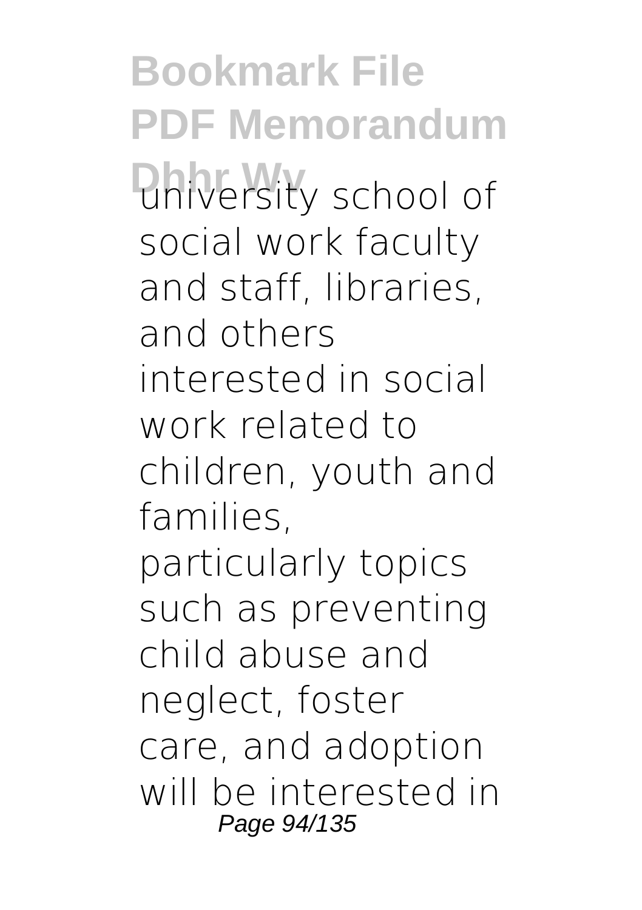university school of social work faculty and staff, libraries, and others interested in social work related to children, youth and families, particularly topics such as preventing child abuse and neglect, foster care, and adoption will be interested in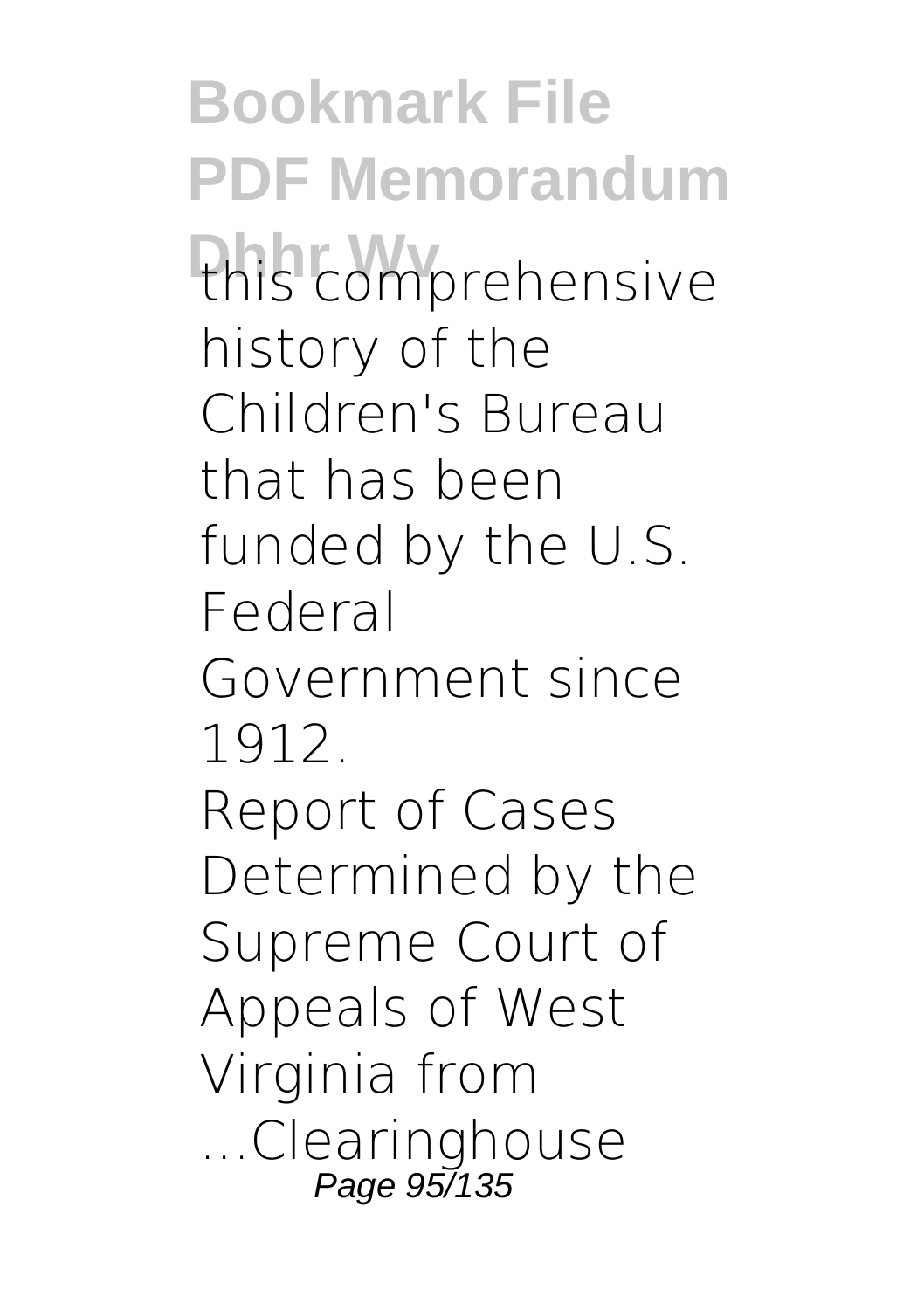this comprehensive history of the Children's Bureau that has been funded by the U.S. Federal Government since 1912.

Report of Cases Determined by the Supreme Court of Appeals of West Virginia from ...Clearinghouse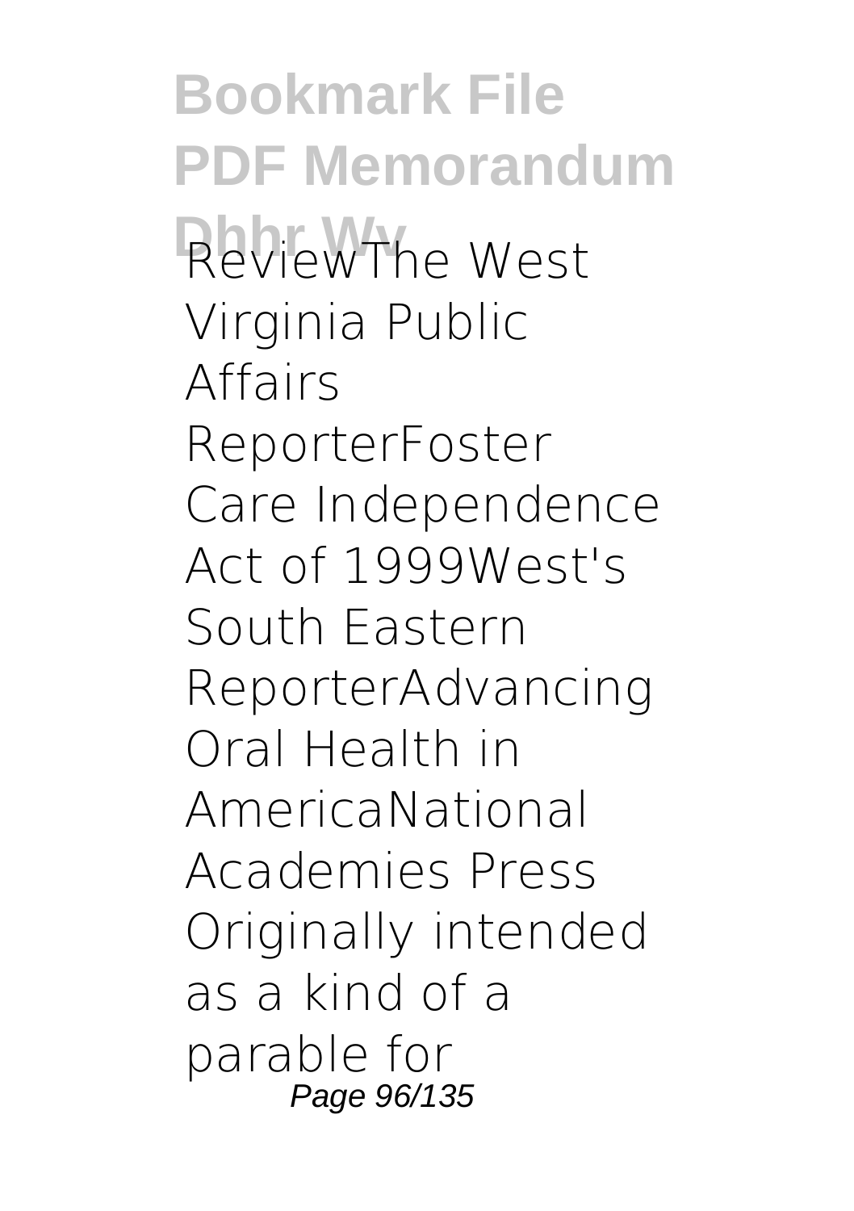ReviewThe West Virginia Public Affairs ReporterFoster Care Independence Act of 1999West's South Eastern ReporterAdvancing Oral Health in AmericaNational Academies Press Originally intended as a kind of a parable for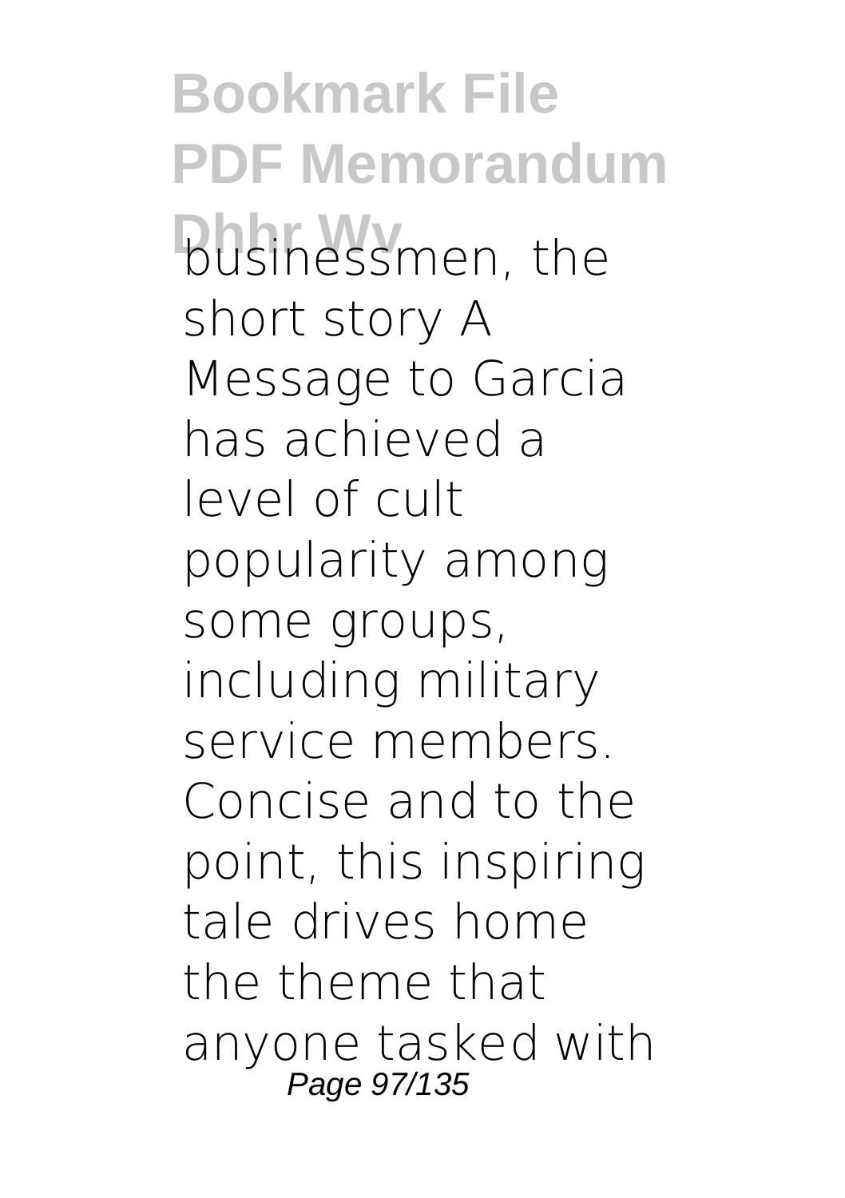businessmen, the short story A Message to Garcia has achieved a level of cult popularity among some groups, including military service members. Concise and to the point, this inspiring tale drives home the theme that anyone tasked with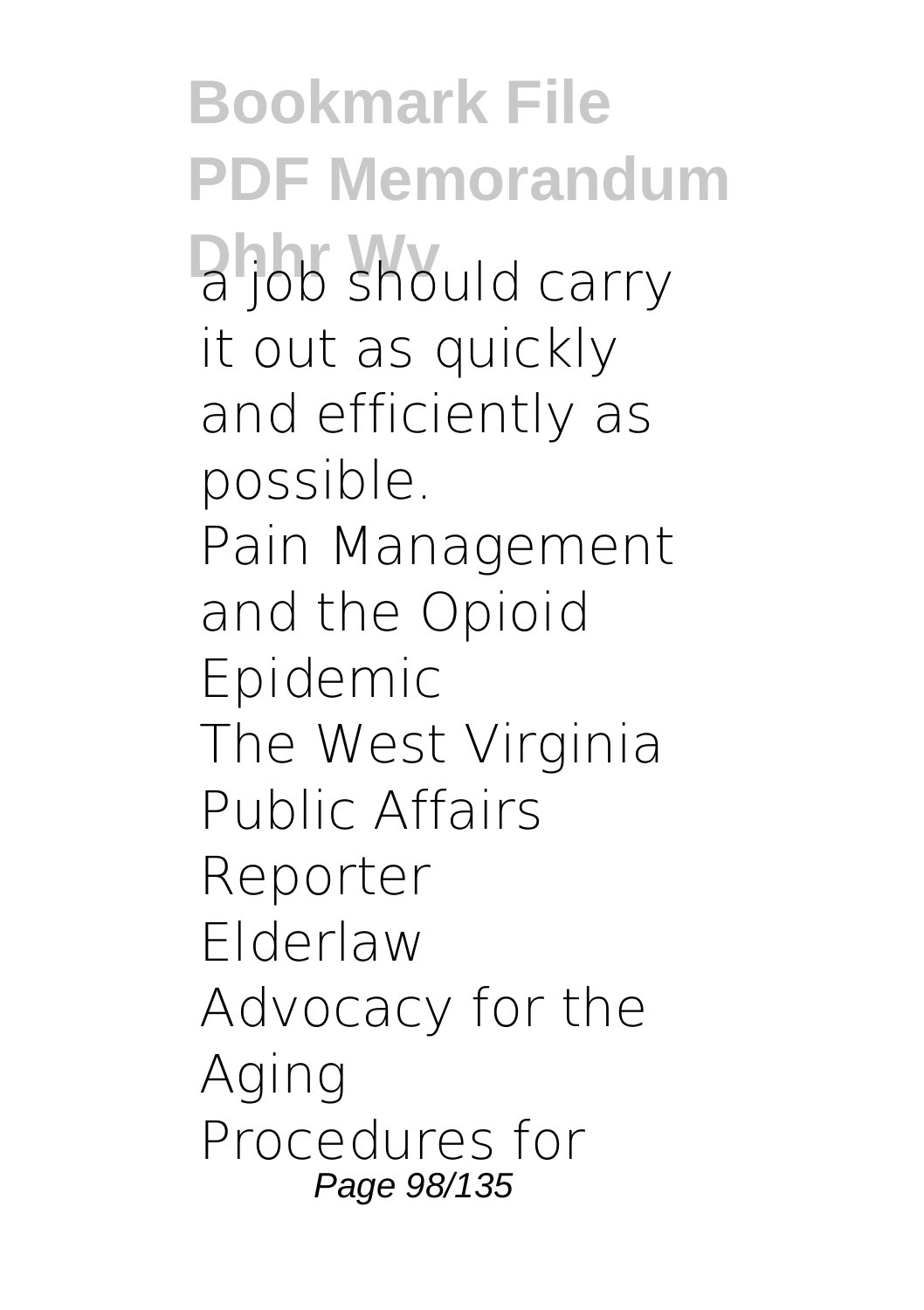a job should carry it out as quickly and efficiently as possible.

Pain Management and the Opioid Epidemic

The West Virginia Public Affairs Reporter

Elderlaw

Advocacy for the Aging

Procedures for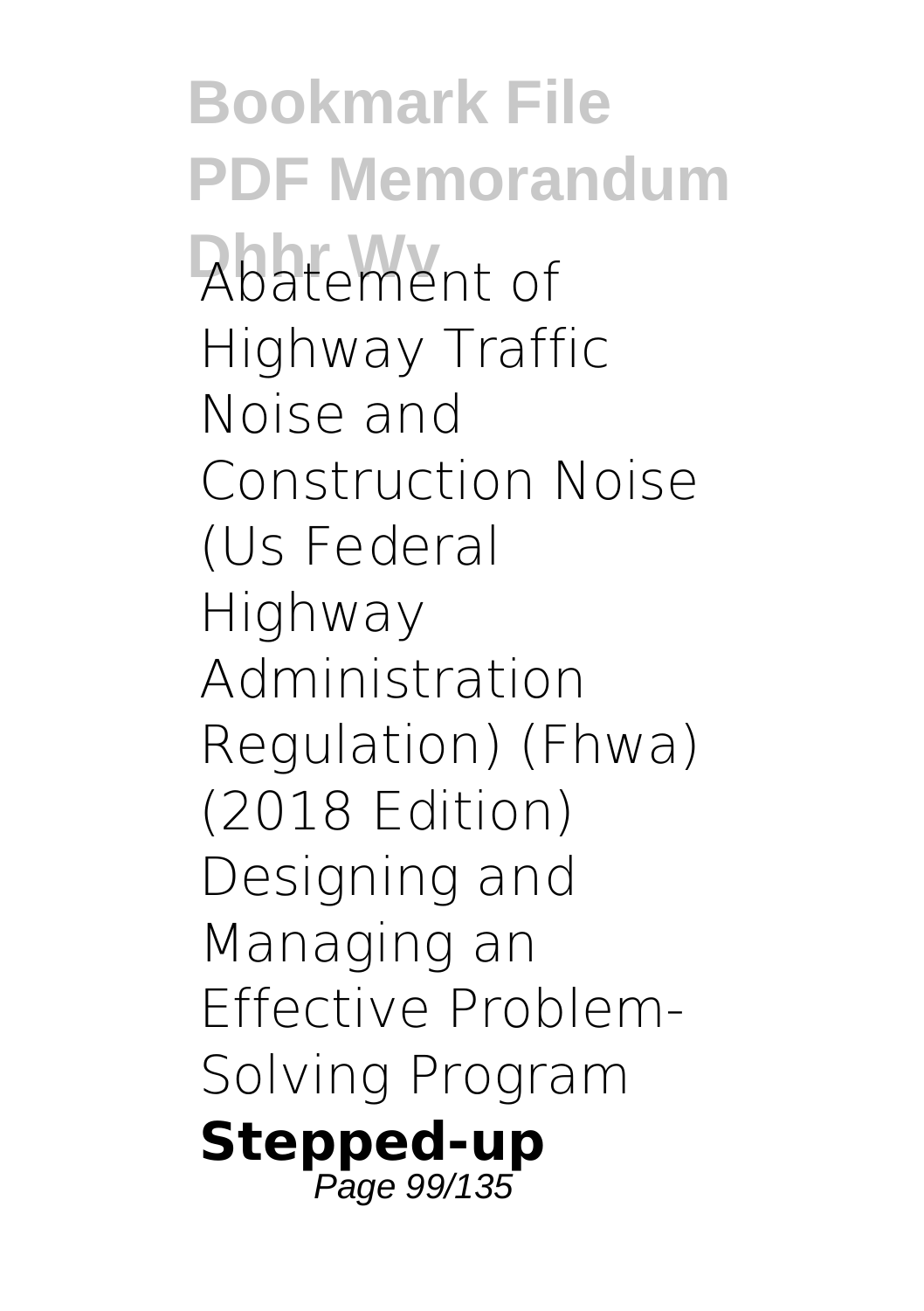Abatement of Highway Traffic Noise and Construction Noise (Us Federal Highway Administration Regulation) (Fhwa) (2018 Edition) Designing and Managing an Effective Problem-Solving Program

**Stepped-up**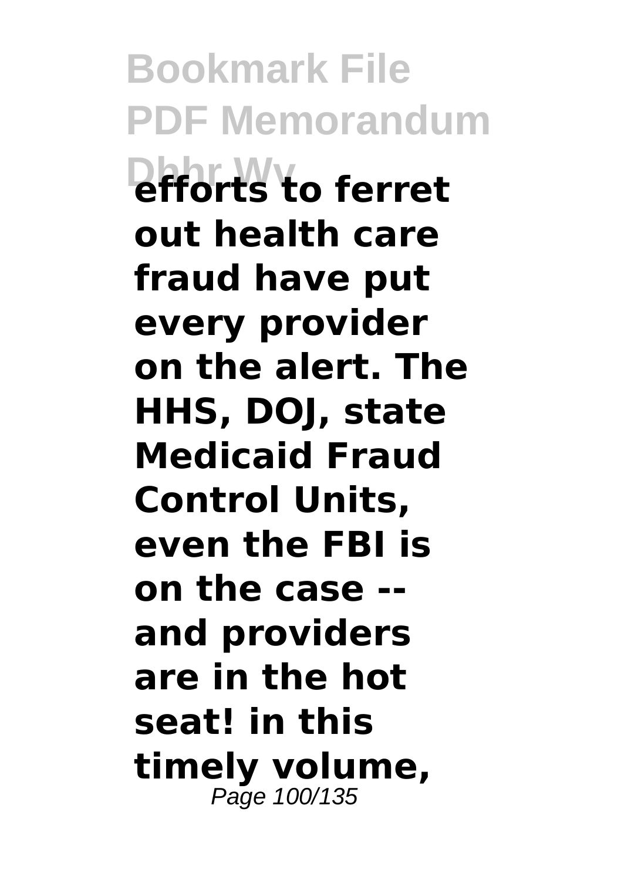**efforts to ferret out health care fraud have put every provider on the alert. The HHS, DOJ, state Medicaid Fraud Control Units, even the FBI is on the case -- and providers are in the hot seat! in this timely volume,**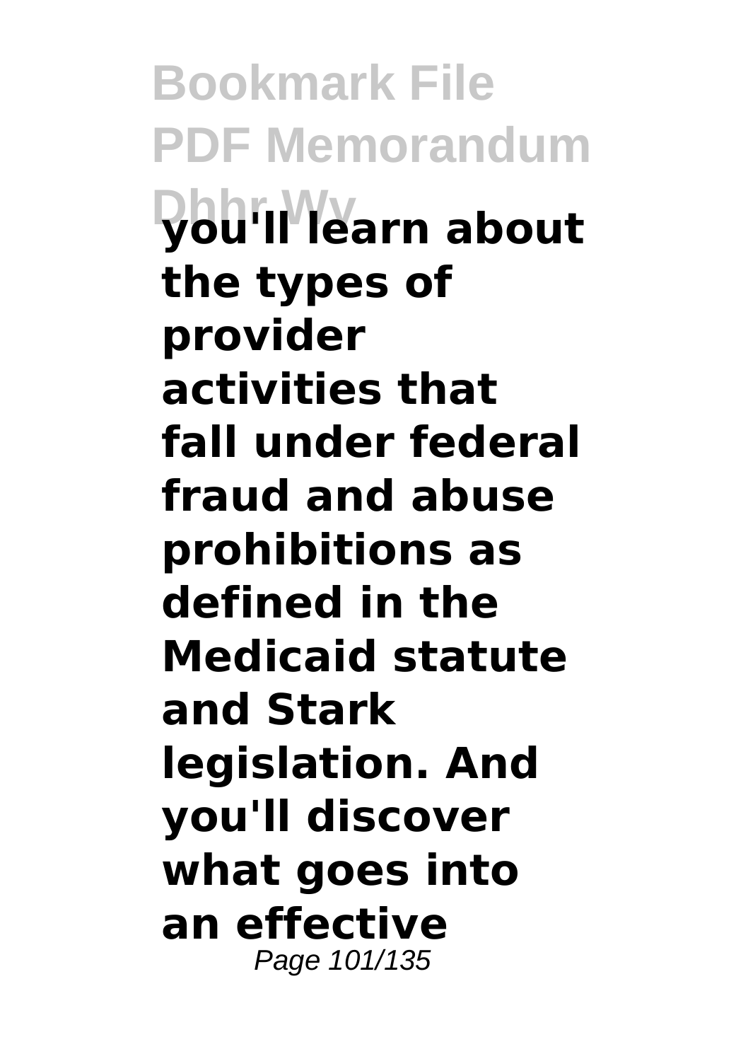**you'll learn about the types of provider activities that fall under federal fraud and abuse prohibitions as defined in the Medicaid statute and Stark legislation. And you'll discover what goes into an effective**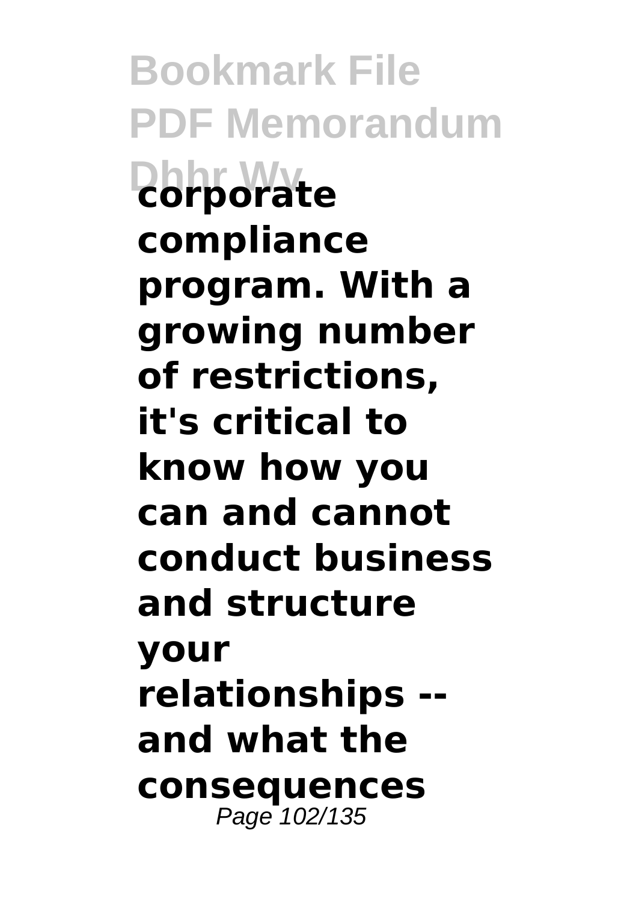**corporate compliance program. With a growing number of restrictions, it's critical to know how you can and cannot conduct business and structure your relationships -- and what the consequences**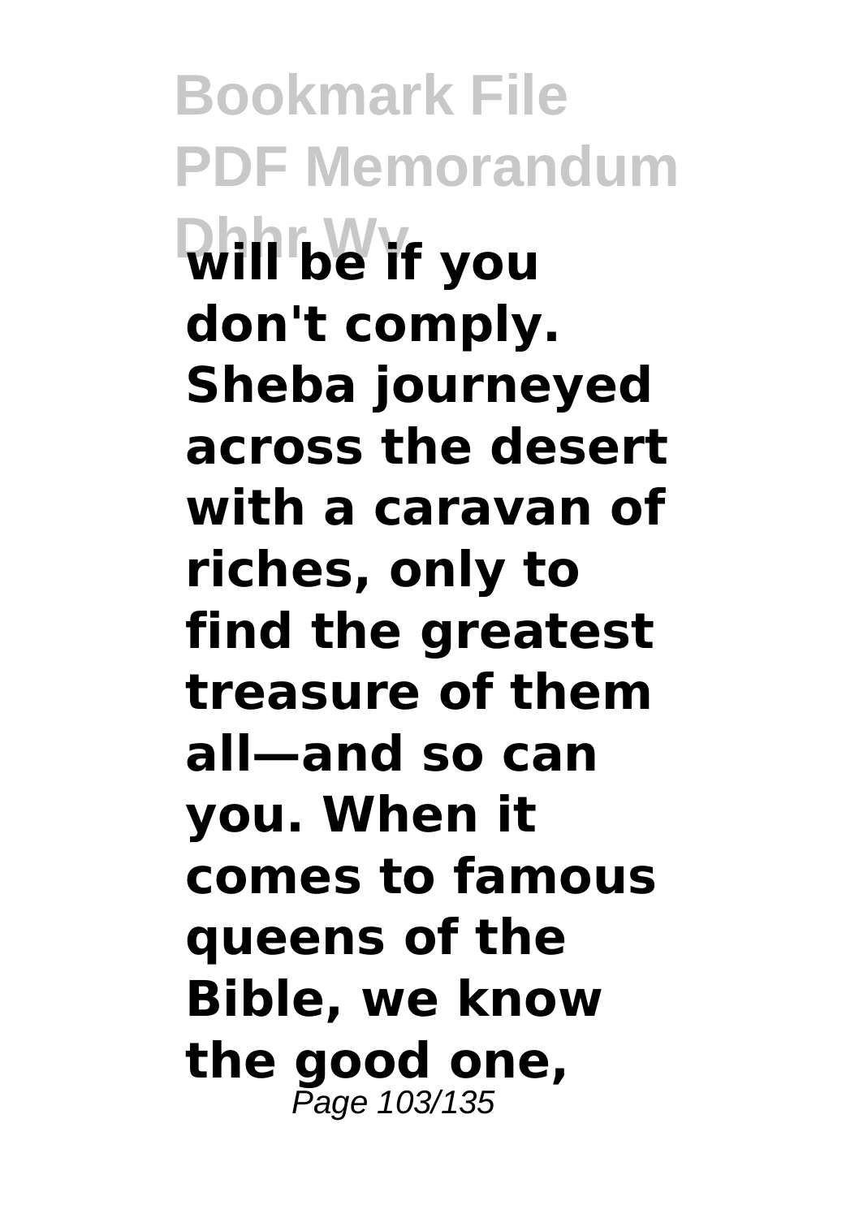**will be if you don't comply. Sheba journeyed across the desert with a caravan of riches, only to find the greatest treasure of them all—and so can you. When it comes to famous queens of the Bible, we know the good one,**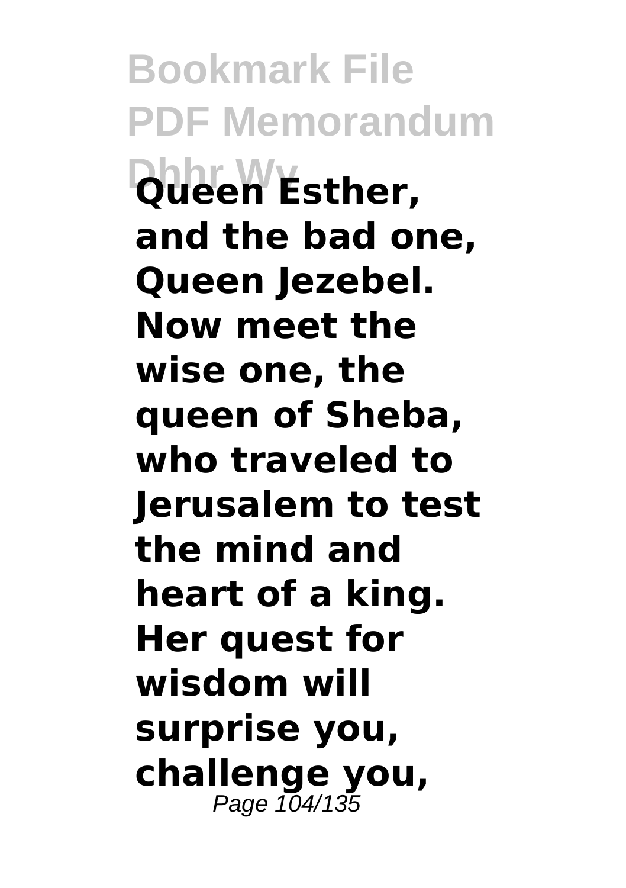**Queen Esther, and the bad one, Queen Jezebel. Now meet the wise one, the queen of Sheba, who traveled to Jerusalem to test the mind and heart of a king. Her quest for wisdom will surprise you, challenge you,**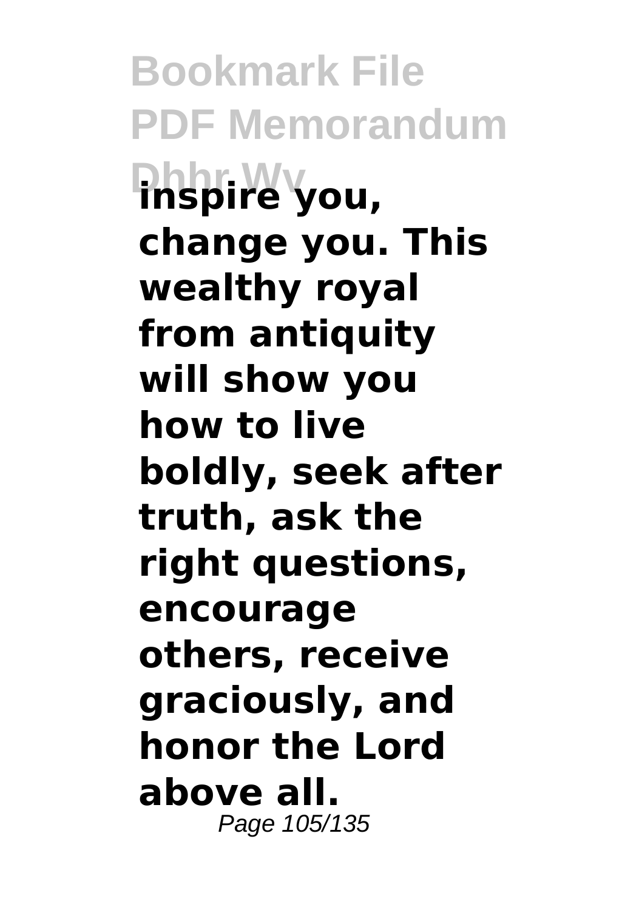**inspire you, change you. This wealthy royal from antiquity will show you how to live boldly, seek after truth, ask the right questions, encourage others, receive graciously, and honor the Lord above all.**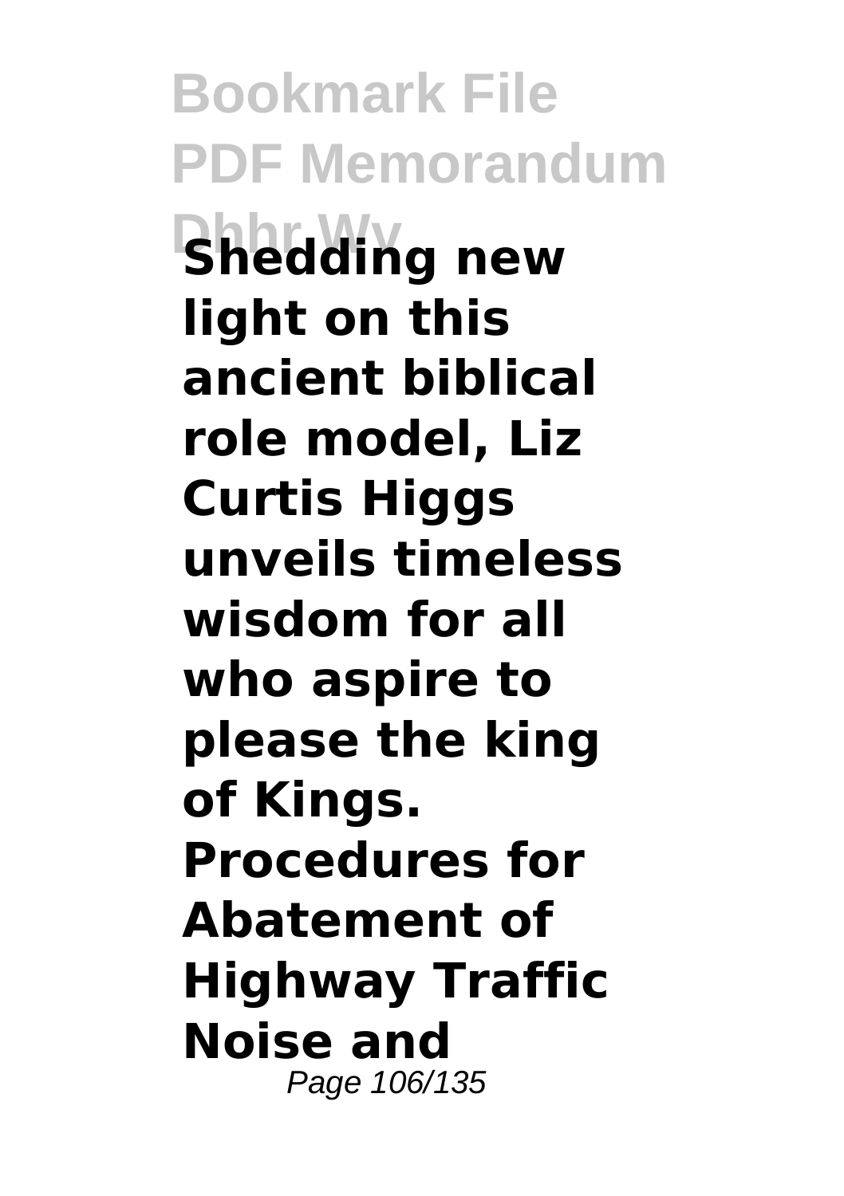**Shedding new light on this ancient biblical role model, Liz Curtis Higgs unveils timeless wisdom for all who aspire to please the king of Kings.**

**Procedures for Abatement of Highway Traffic Noise and**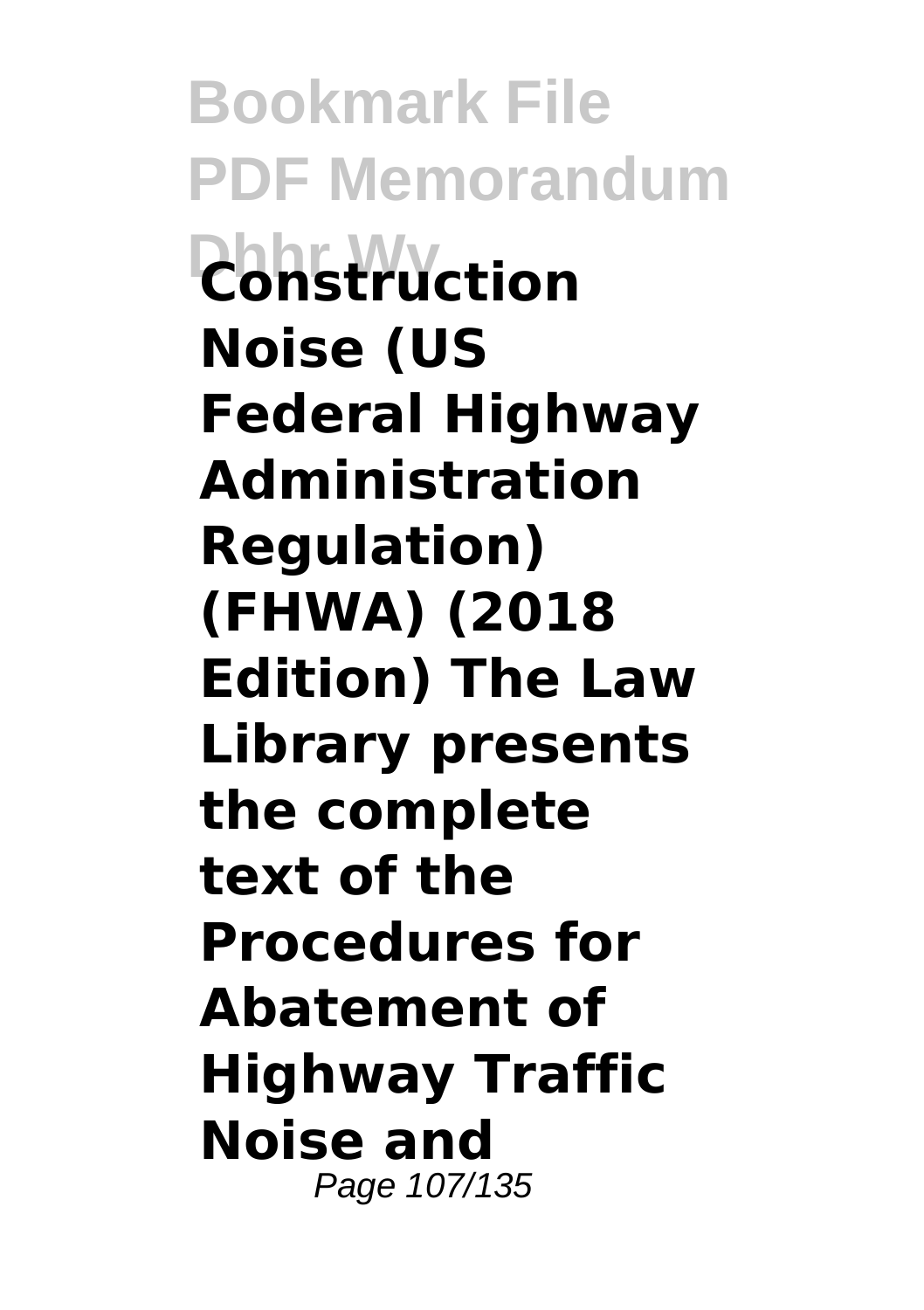**Construction Noise (US Federal Highway Administration Regulation) (FHWA) (2018 Edition) The Law Library presents the complete text of the Procedures for Abatement of Highway Traffic Noise and**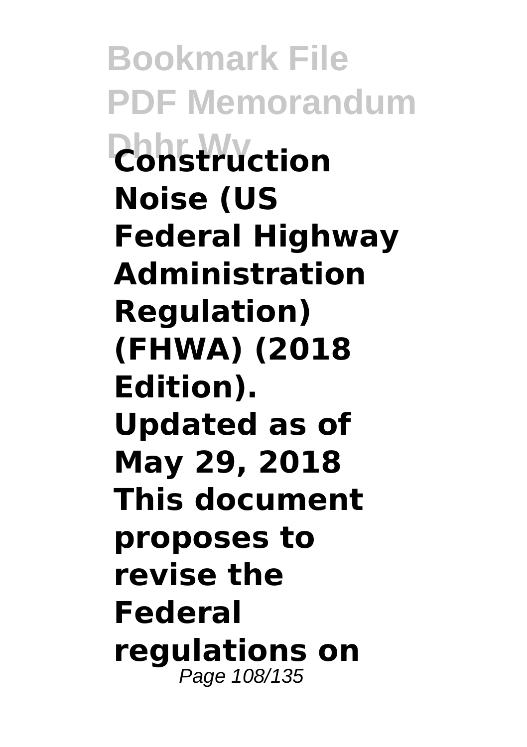**Construction Noise (US Federal Highway Administration Regulation) (FHWA) (2018 Edition). Updated as of May 29, 2018 This document proposes to revise the Federal regulations on**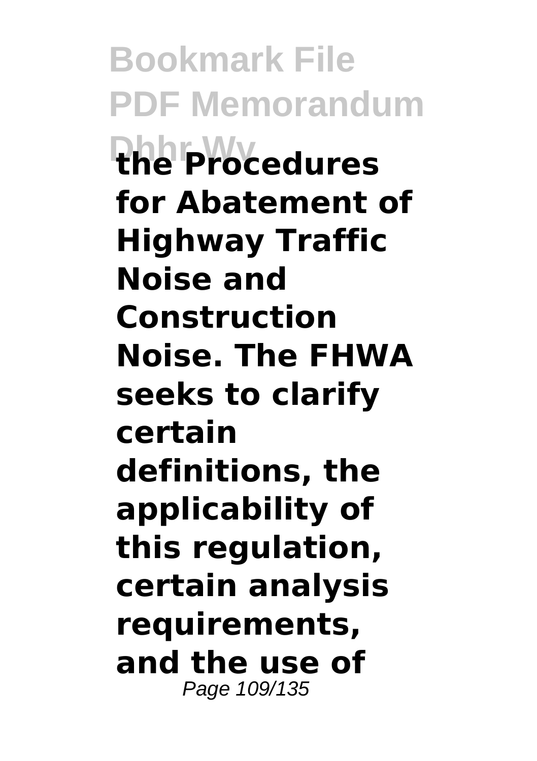**the Procedures for Abatement of Highway Traffic Noise and Construction Noise. The FHWA seeks to clarify certain definitions, the applicability of this regulation, certain analysis requirements, and the use of**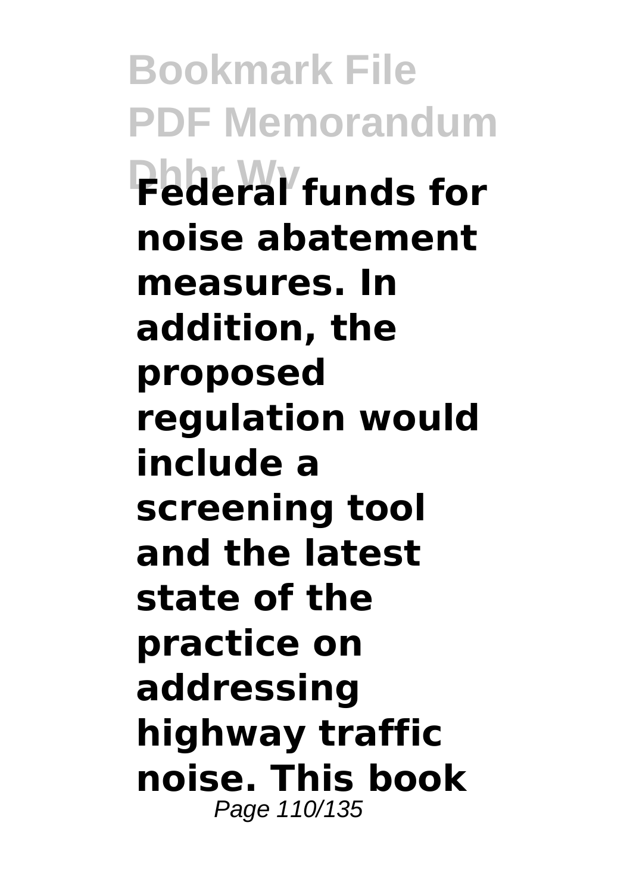**Federal funds for noise abatement measures. In addition, the proposed regulation would include a screening tool and the latest state of the practice on addressing highway traffic noise. This book**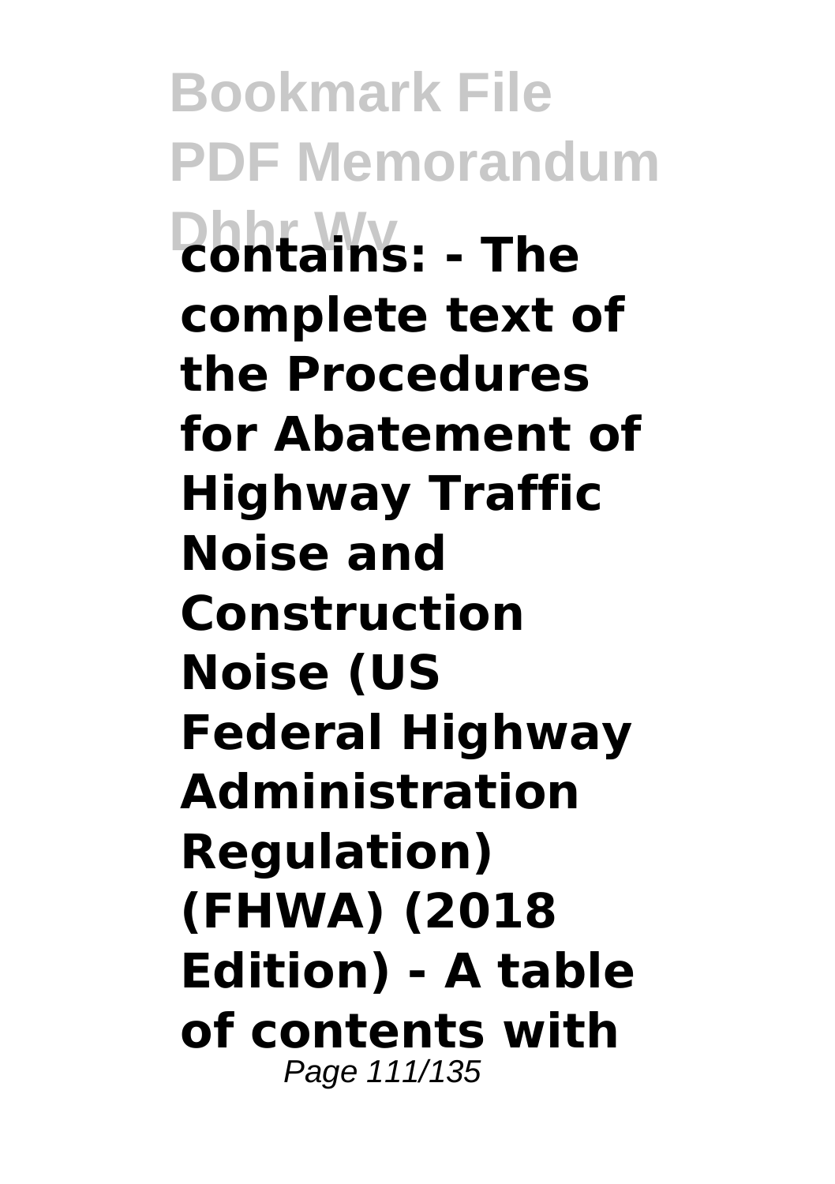**contains: - The complete text of the Procedures for Abatement of Highway Traffic Noise and Construction Noise (US Federal Highway Administration Regulation) (FHWA) (2018 Edition) - A table of contents with**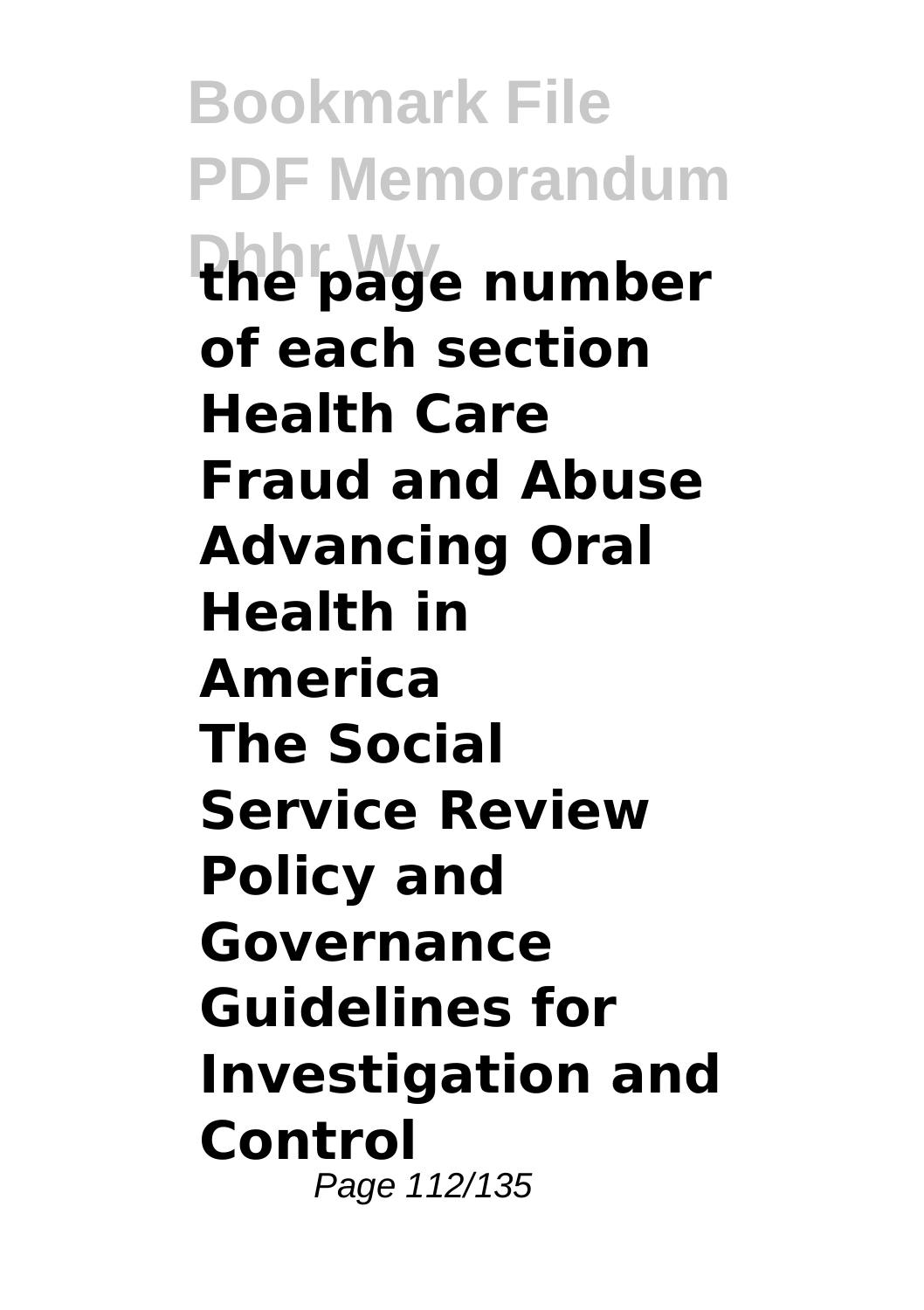**the page number of each section**

**Health Care Fraud and Abuse**

**Advancing Oral Health in America**

**The Social Service Review**

**Policy and Governance**

**Guidelines for Investigation and Control**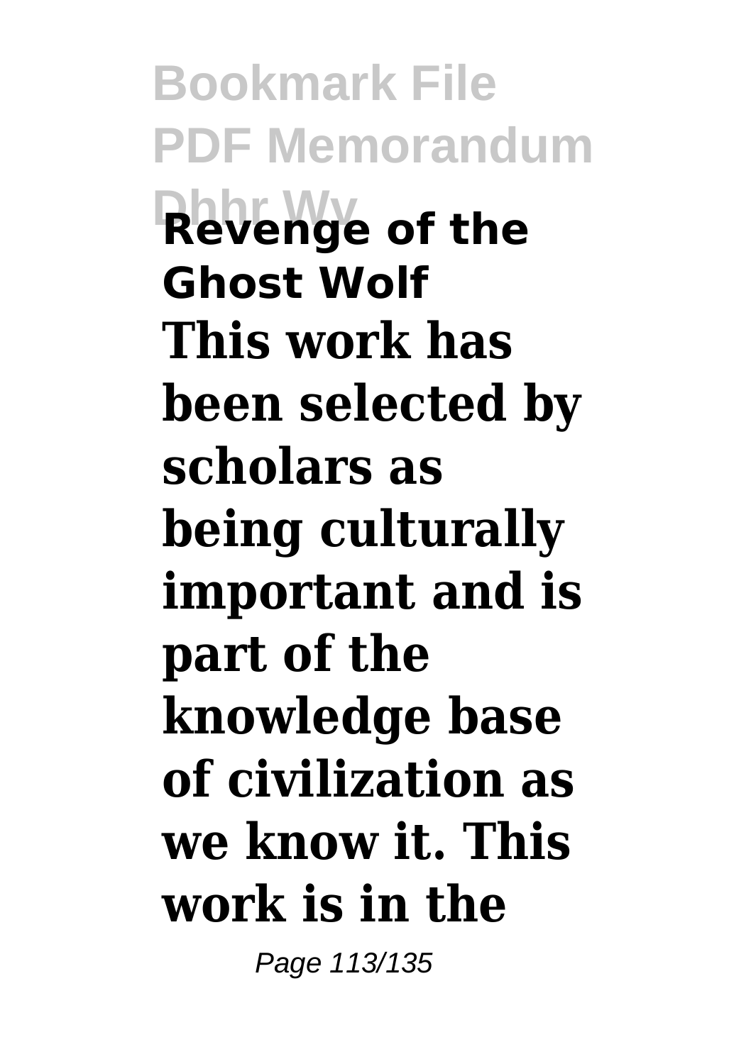**Revenge of the Ghost Wolf**

**This work has been selected by scholars as being culturally important and is part of the knowledge base of civilization as we know it. This work is in the**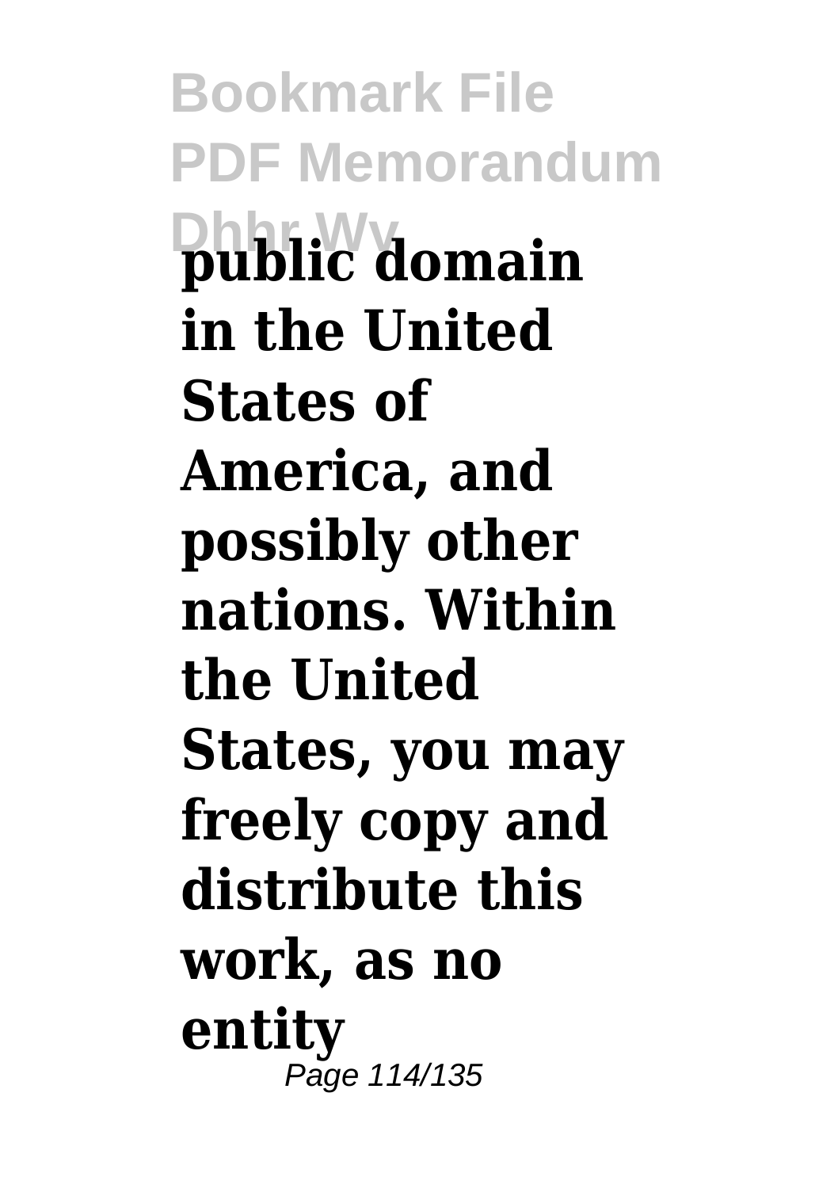**public domain in the United States of America, and possibly other nations. Within the United States, you may freely copy and distribute this work, as no entity**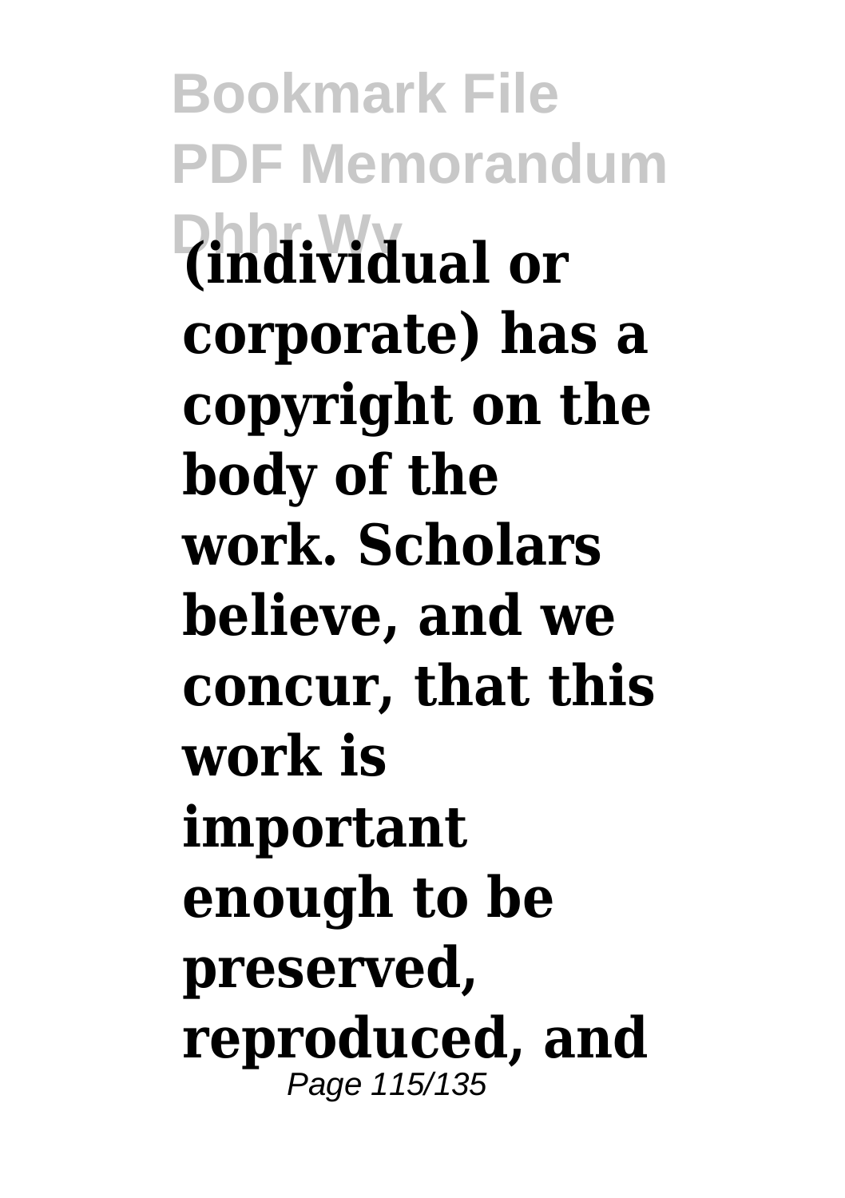**(individual or corporate) has a copyright on the body of the work. Scholars believe, and we concur, that this work is important enough to be preserved, reproduced, and**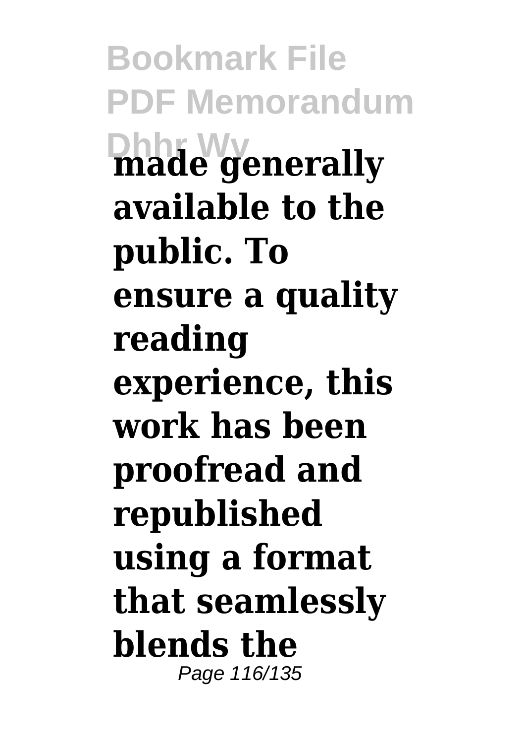**made generally available to the public. To ensure a quality reading experience, this work has been proofread and republished using a format that seamlessly blends the**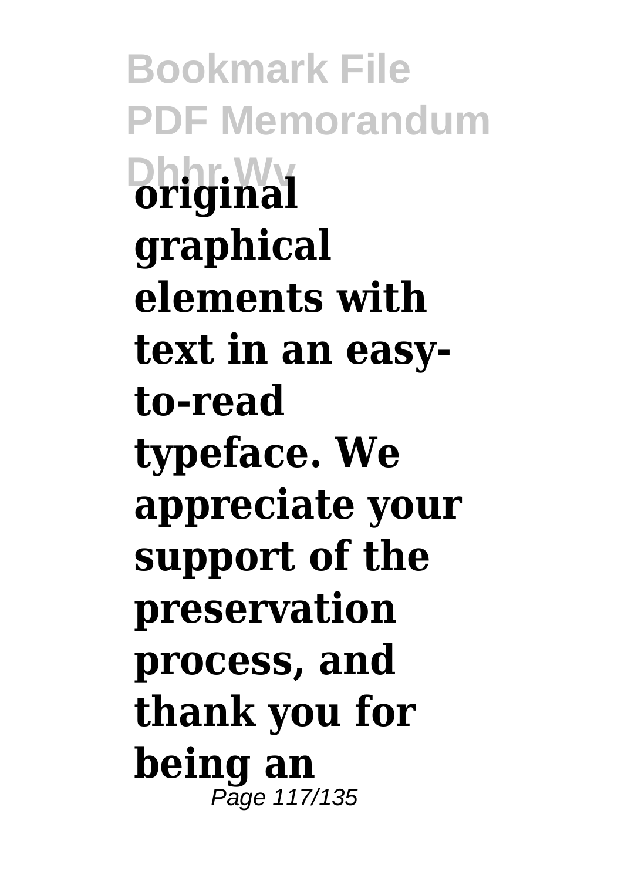**original graphical elements with text in an easy-to-read typeface. We appreciate your support of the preservation process, and thank you for being an**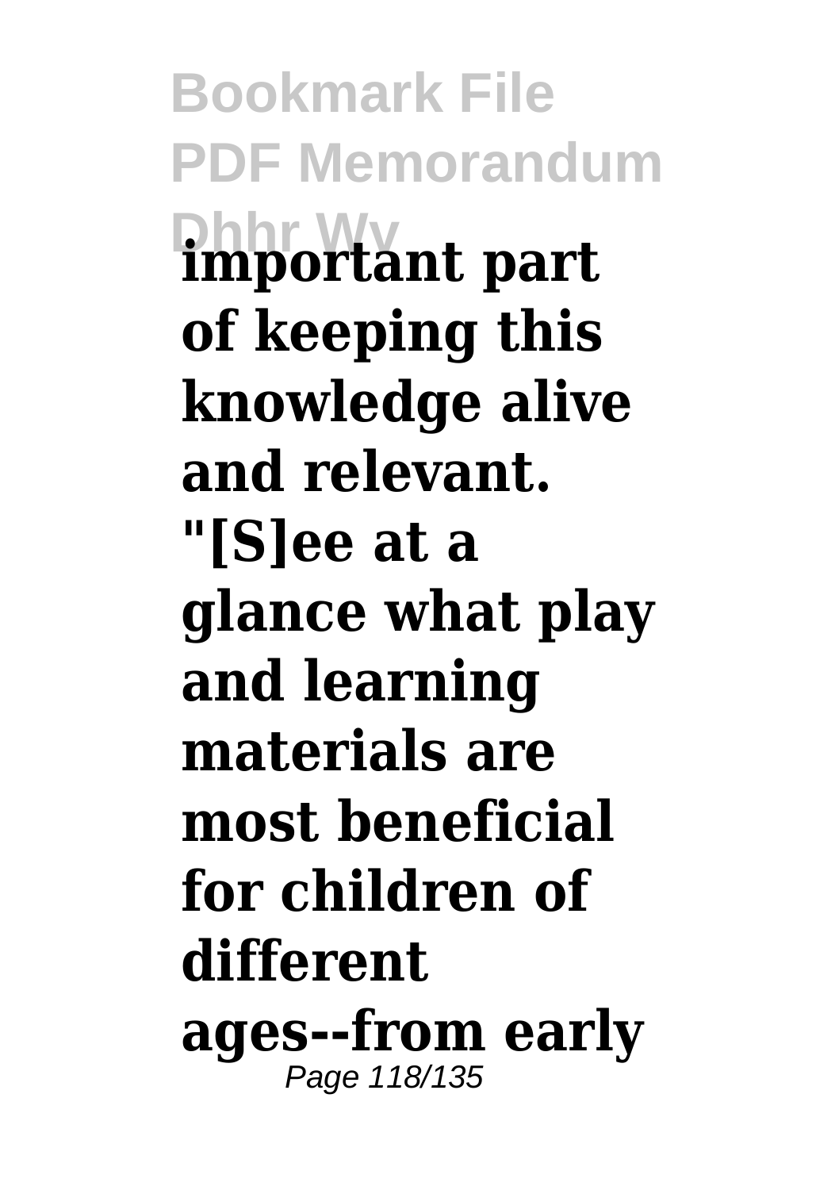**important part of keeping this knowledge alive and relevant. "[S]ee at a glance what play and learning materials are most beneficial for children of different ages--from early**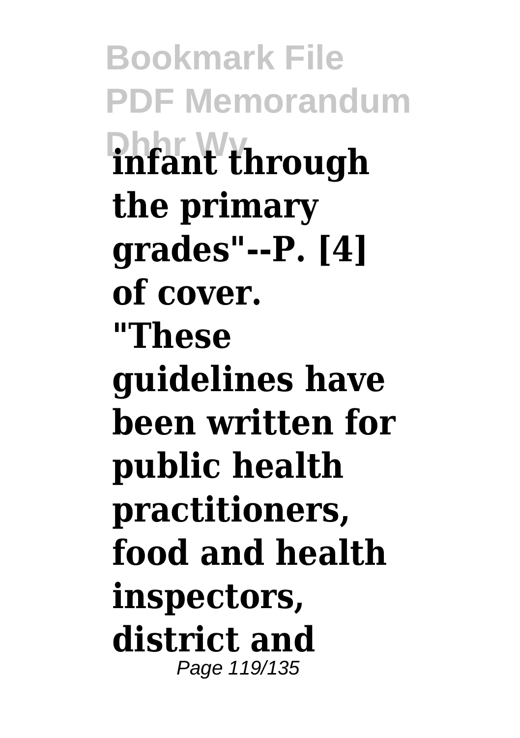**infant through the primary grades"--P. [4] of cover.**

**"These guidelines have been written for public health practitioners, food and health inspectors, district and**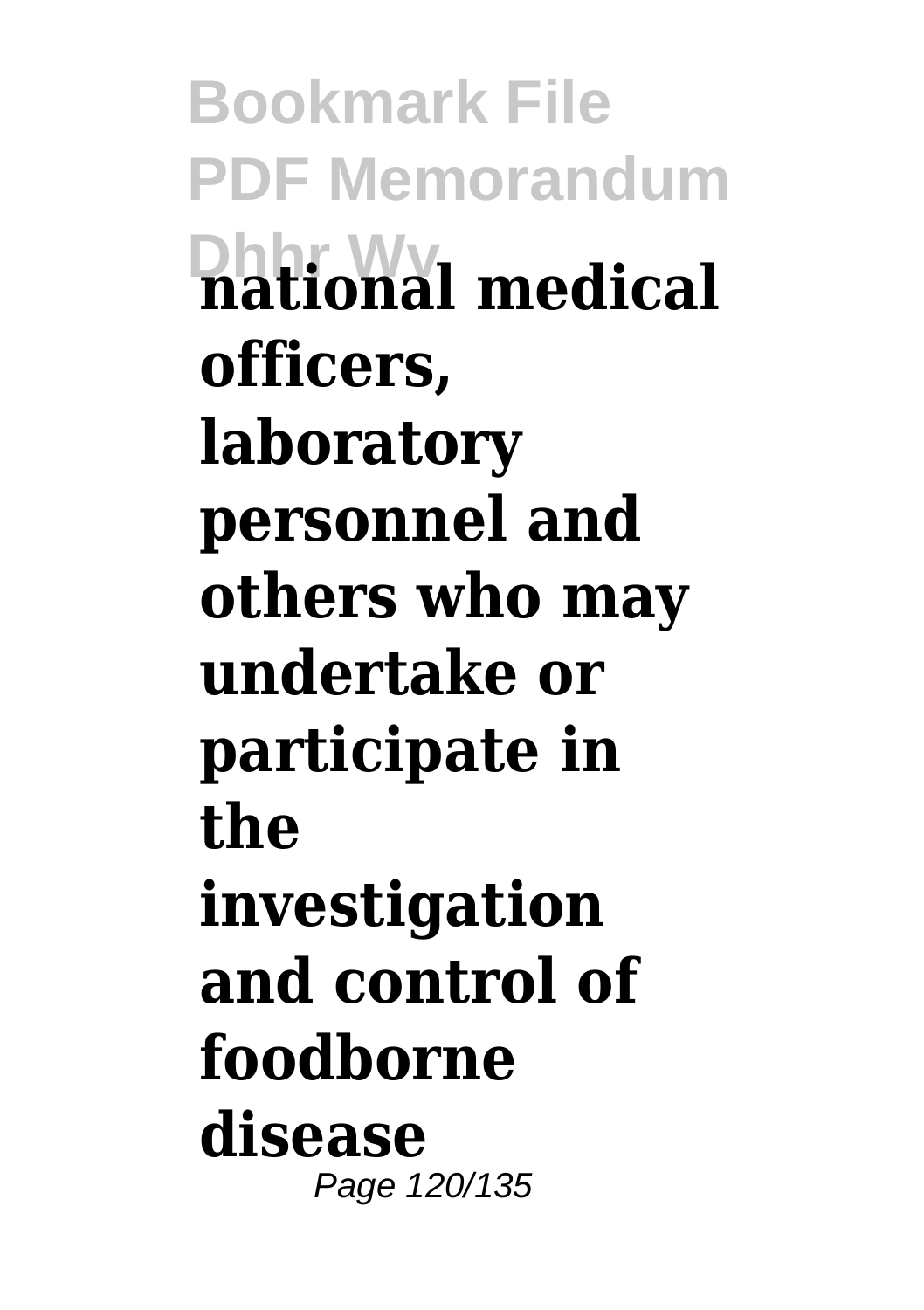**national medical officers, laboratory personnel and others who may undertake or participate in the investigation and control of foodborne disease**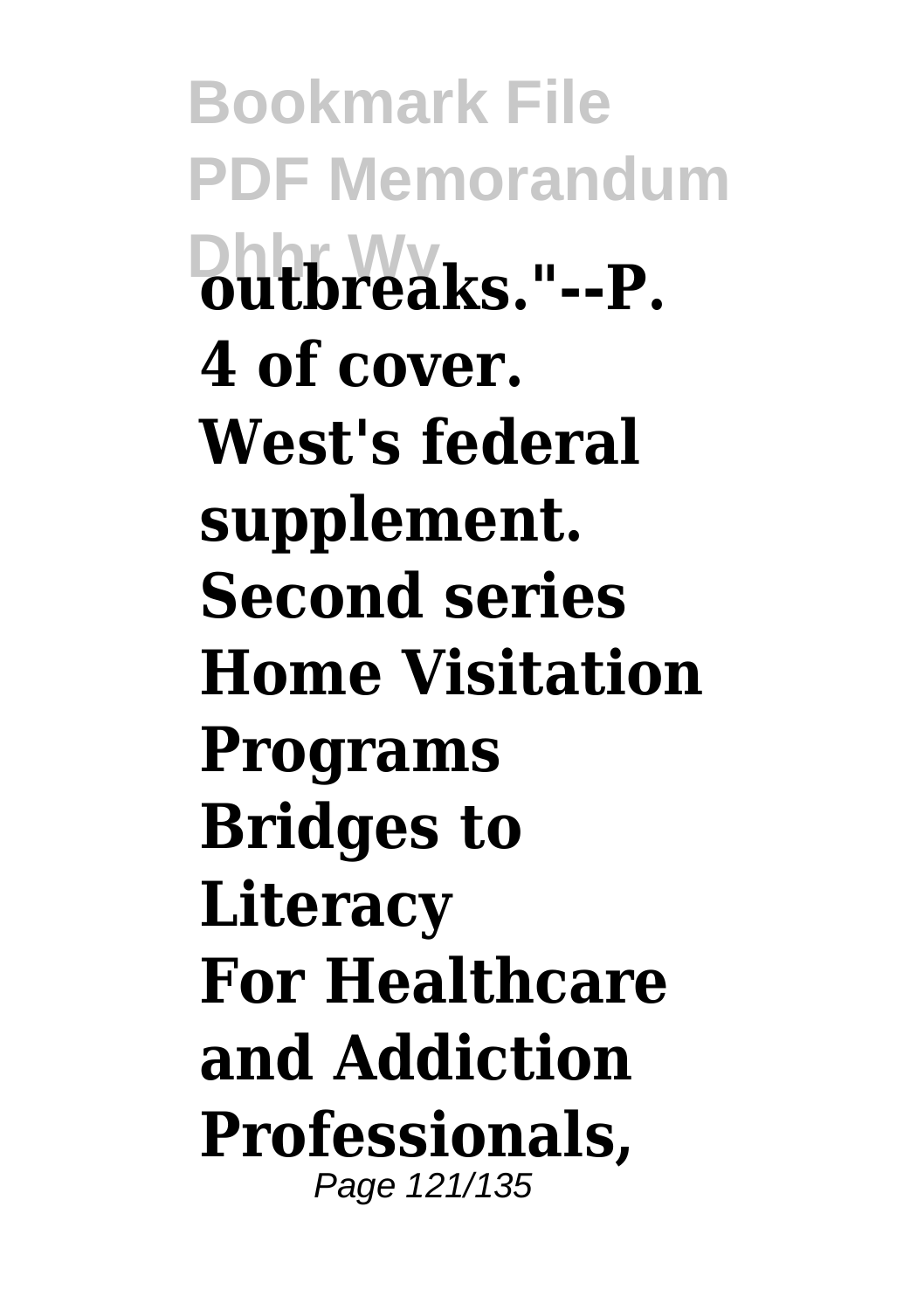**outbreaks."--P. 4 of cover.**

**West's federal supplement. Second series**

**Home Visitation Programs**

**Bridges to Literacy**

**For Healthcare and Addiction Professionals,**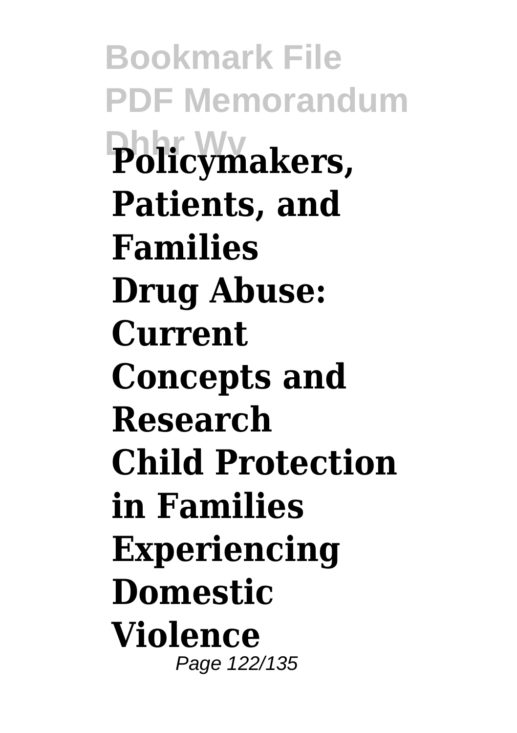**Policymakers, Patients, and Families**

**Drug Abuse: Current Concepts and Research**

**Child Protection in Families Experiencing Domestic Violence**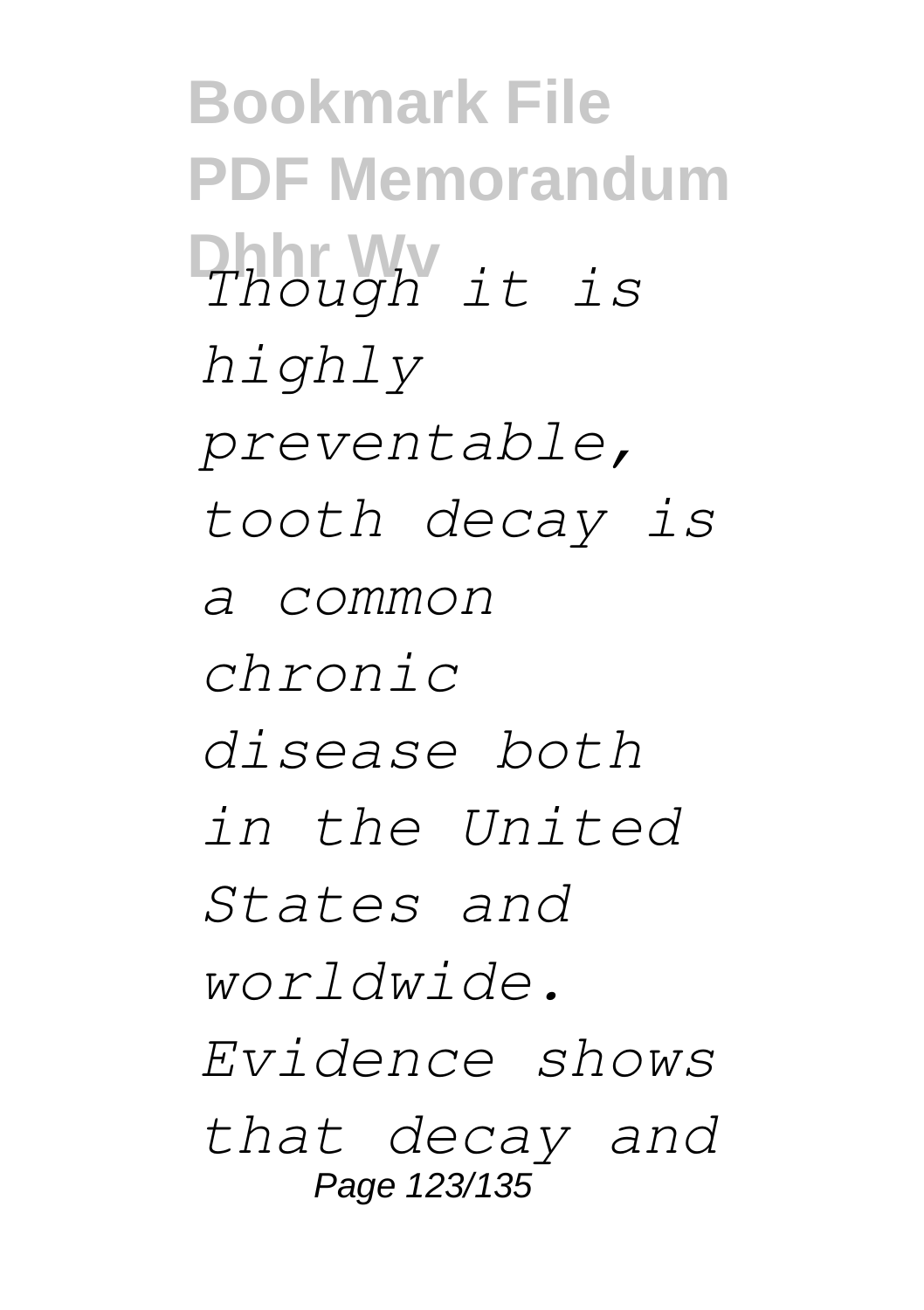*Though it is highly preventable, tooth decay is a common chronic disease both in the United States and worldwide. Evidence shows that decay and*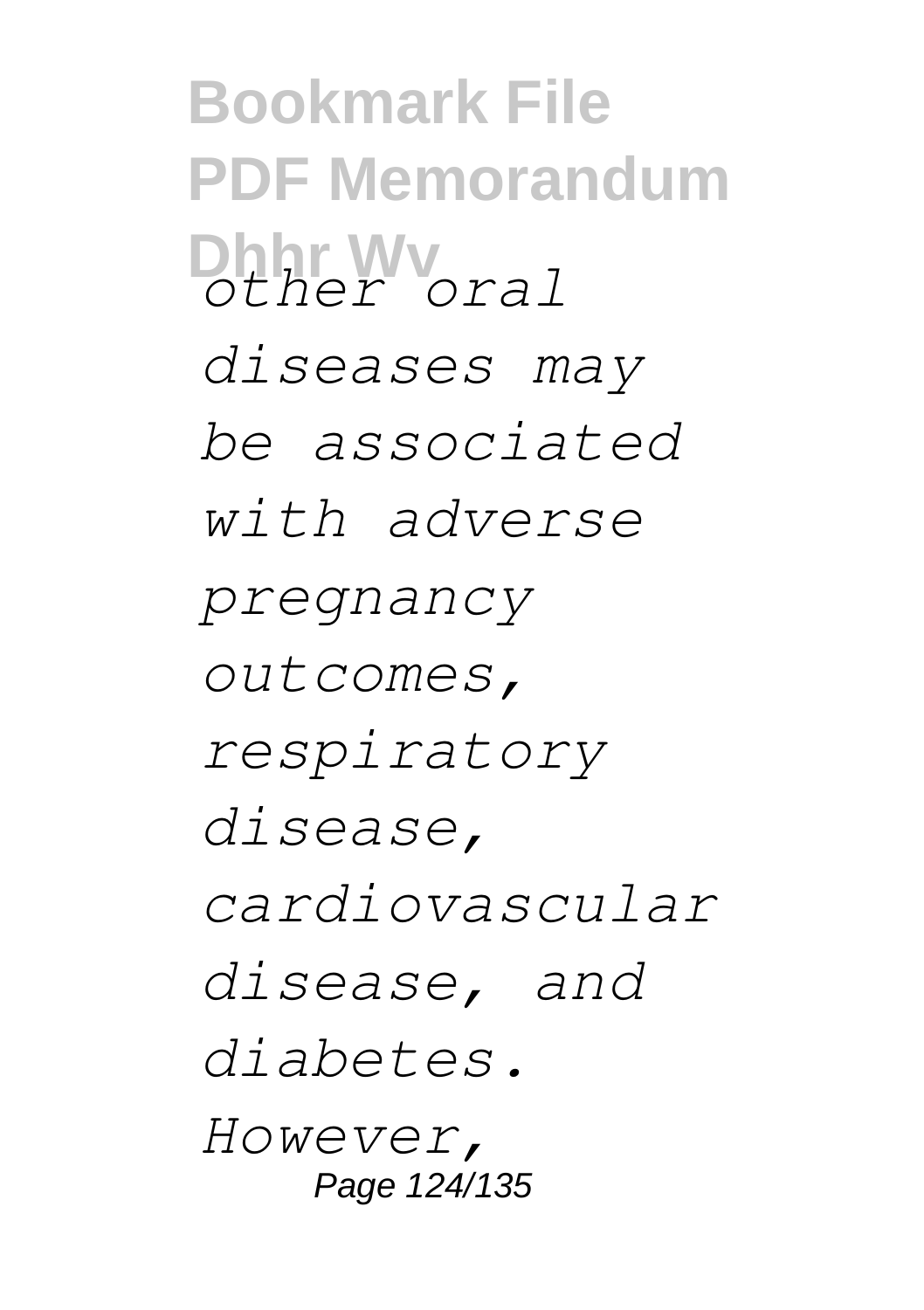*other oral diseases may be associated with adverse pregnancy outcomes, respiratory disease, cardiovascular disease, and diabetes. However,*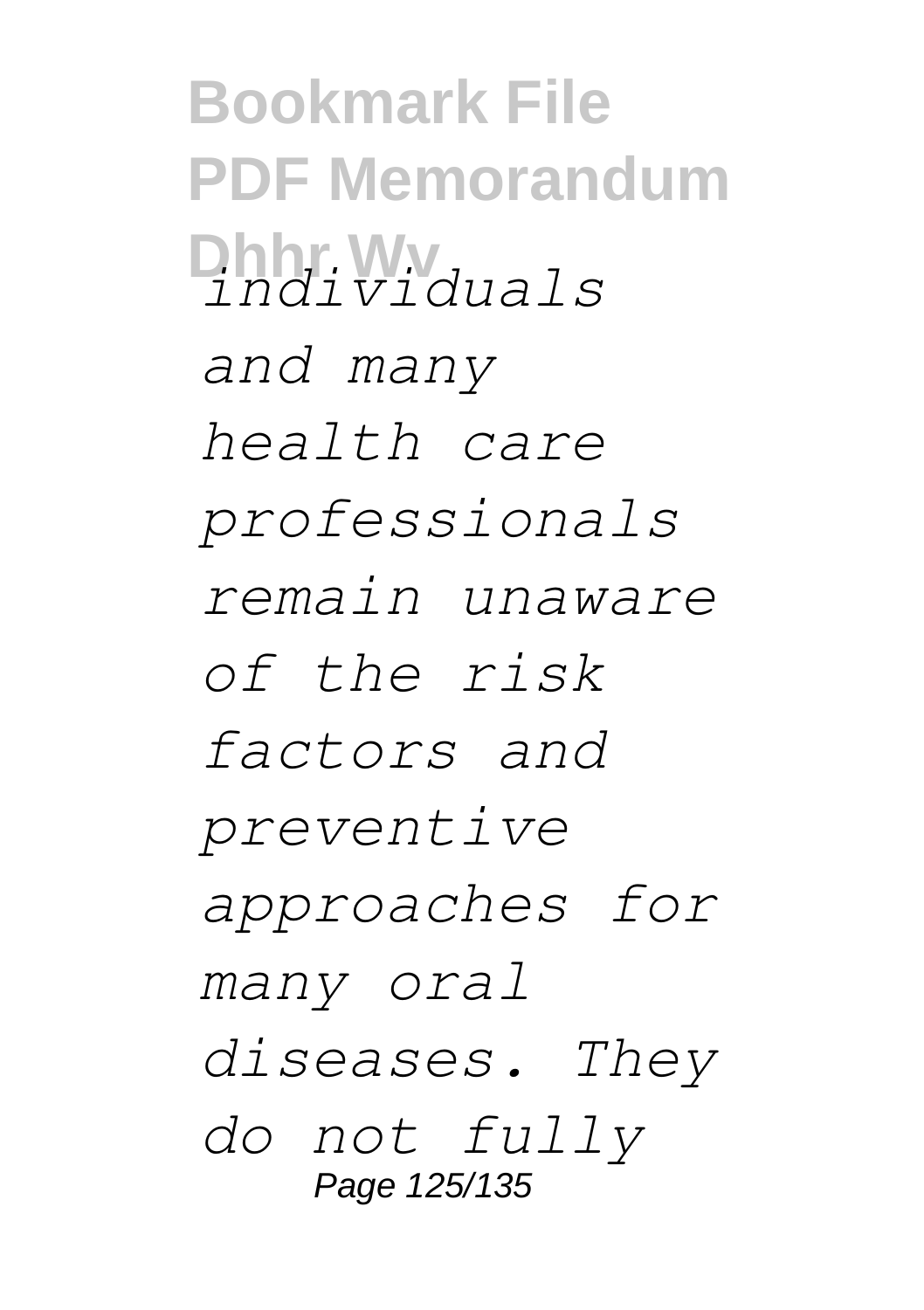*individuals and many health care professionals remain unaware of the risk factors and preventive approaches for many oral diseases. They do not fully*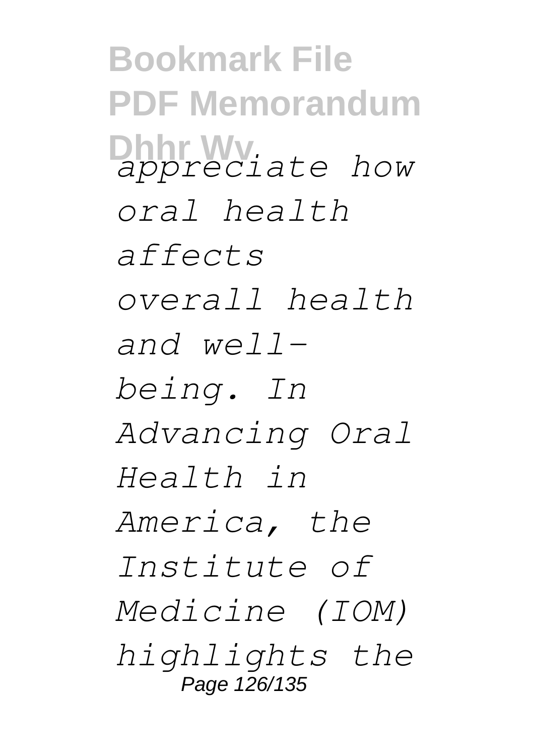*appreciate how oral health affects overall health and well-being. In Advancing Oral Health in America, the Institute of Medicine (IOM) highlights the*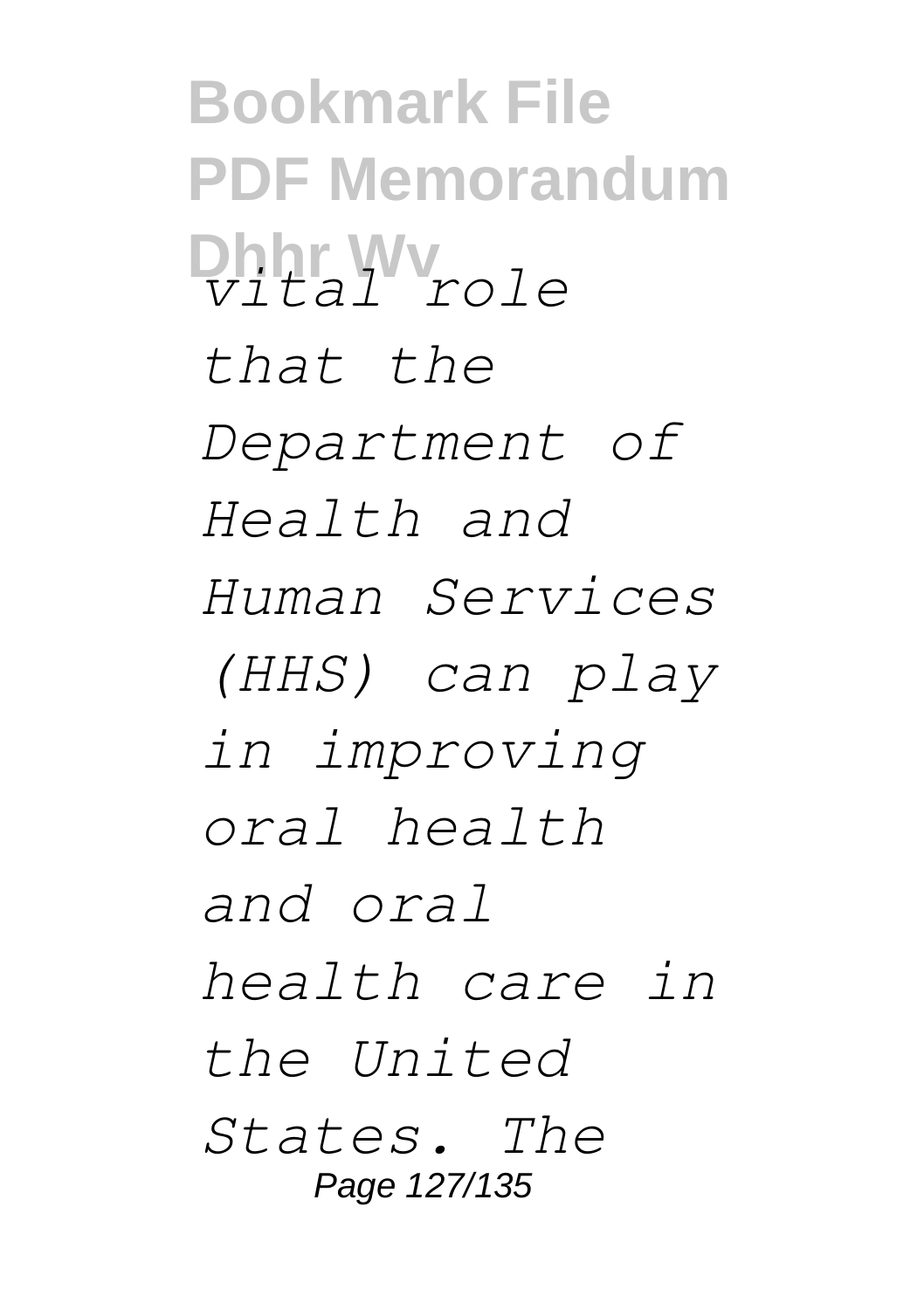*vital role that the Department of Health and Human Services (HHS) can play in improving oral health and oral health care in the United States. The*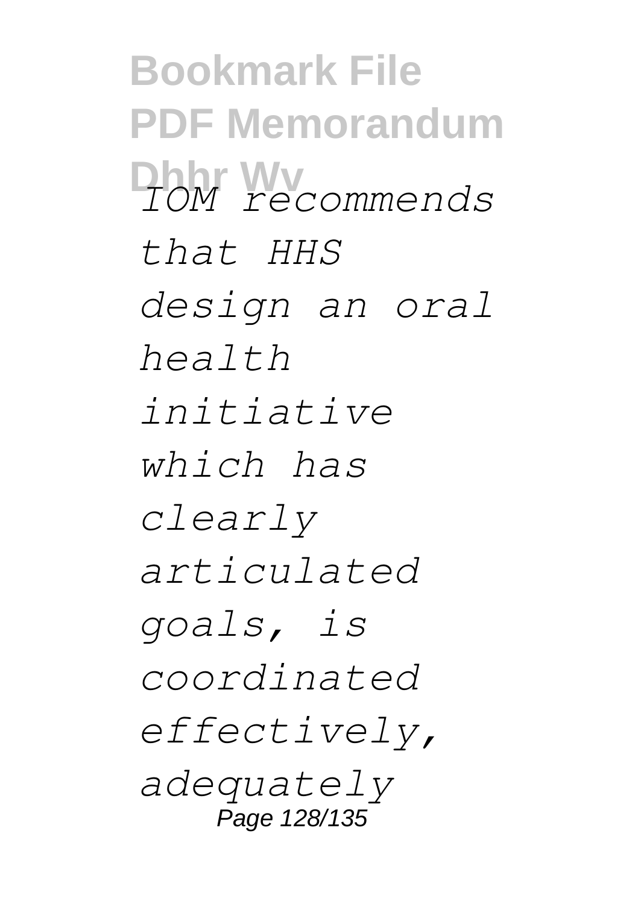*IOM recommends that HHS design an oral health initiative which has clearly articulated goals, is coordinated effectively, adequately*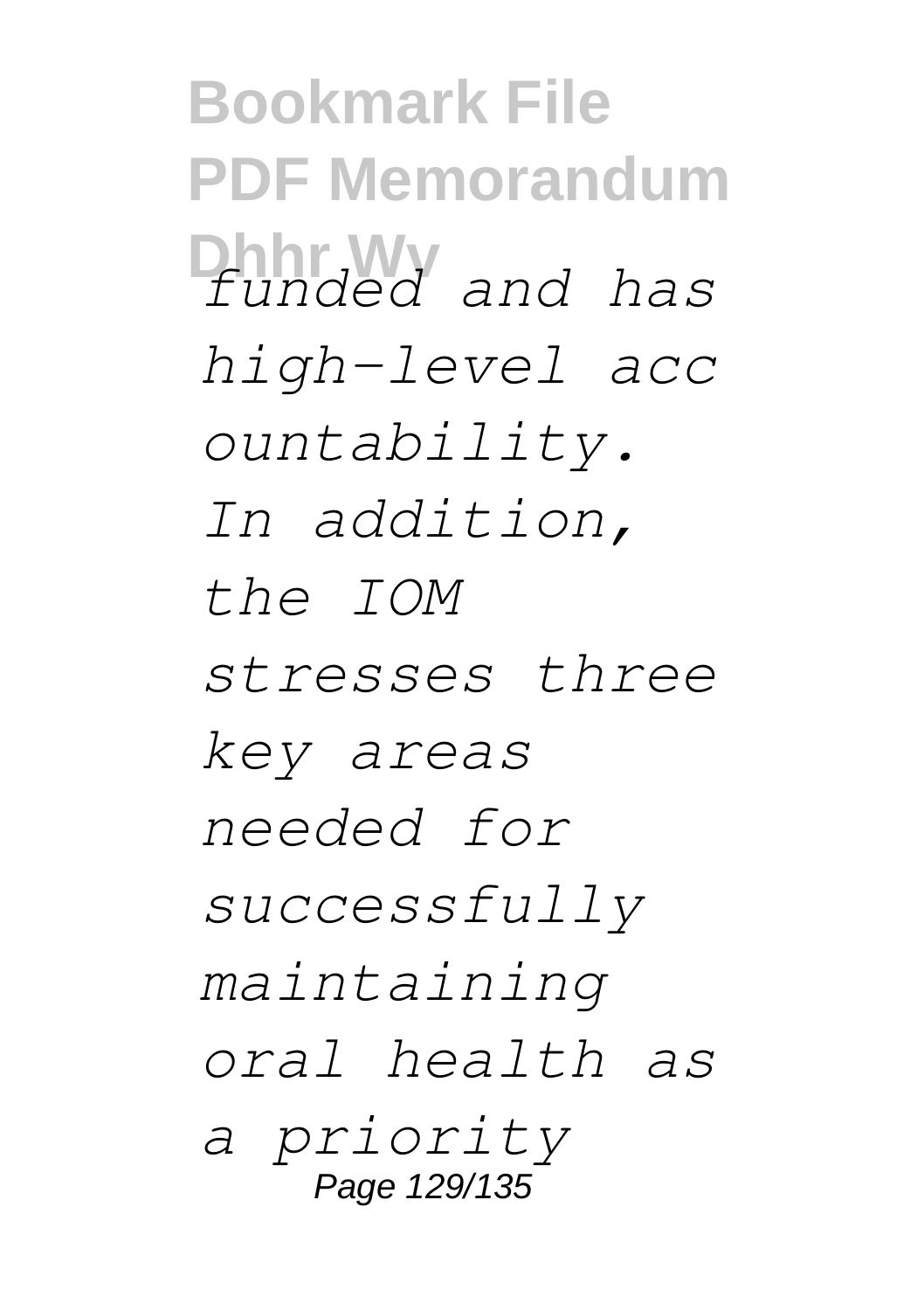*funded and has high-level accountability. In addition, the IOM stresses three key areas needed for successfully maintaining oral health as a priority*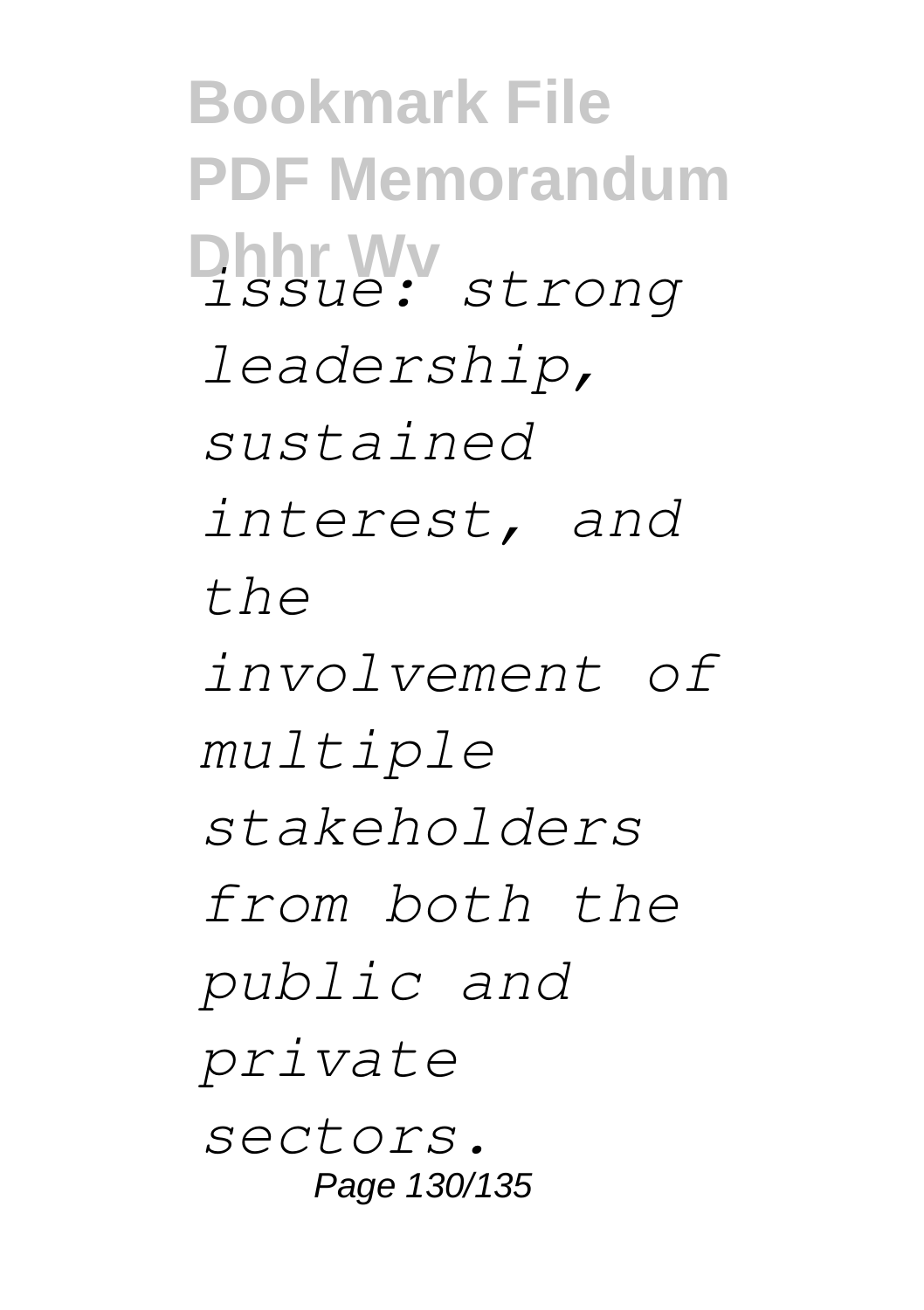*issue: strong leadership, sustained interest, and the involvement of multiple stakeholders from both the public and private sectors.*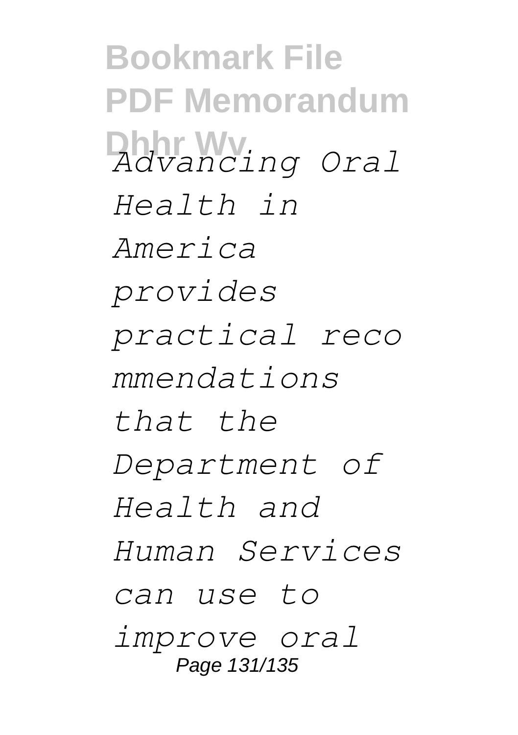*Advancing Oral Health in America provides practical recommendations that the Department of Health and Human Services can use to improve oral*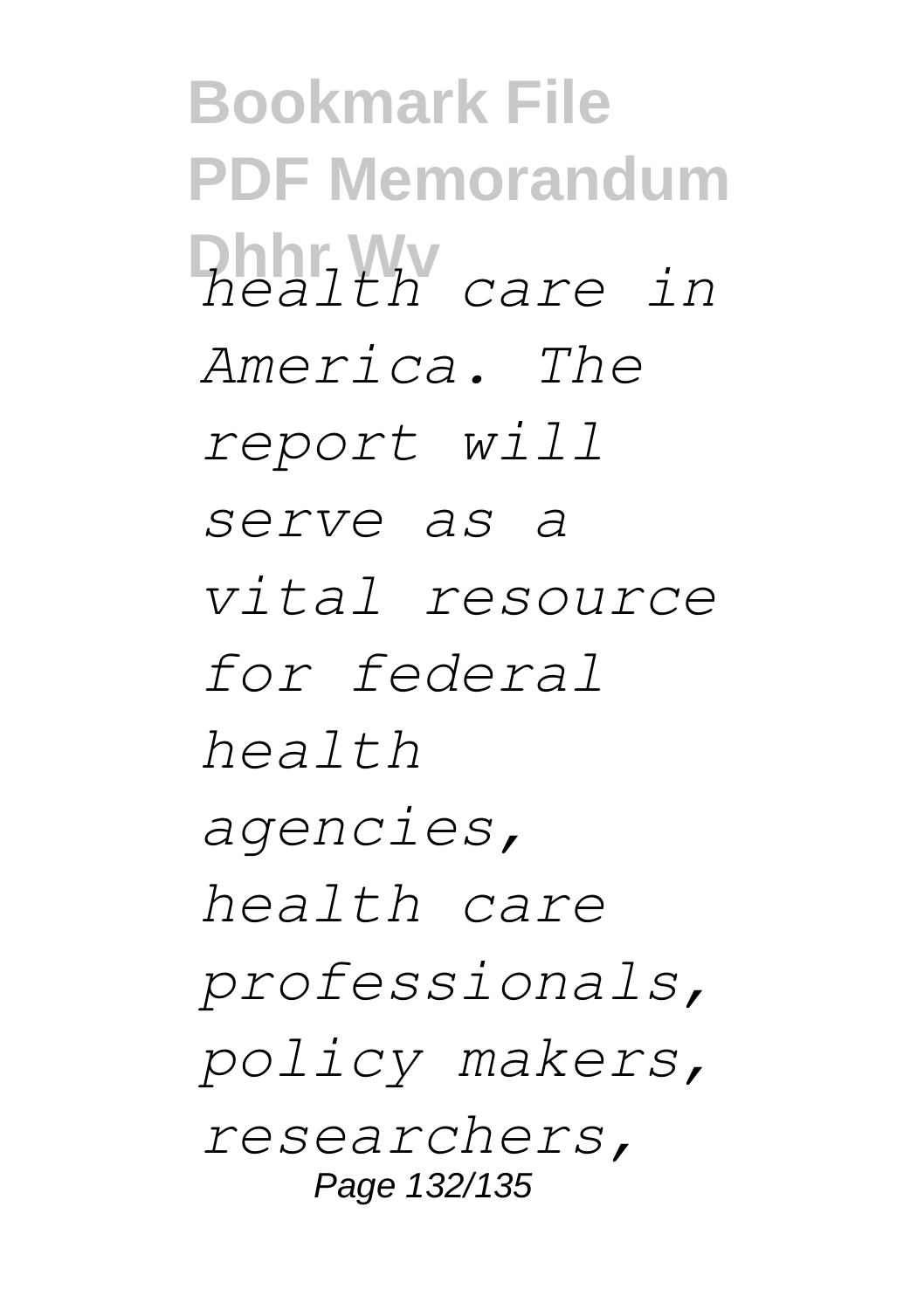*health care in America. The report will serve as a vital resource for federal health agencies, health care professionals, policy makers, researchers,*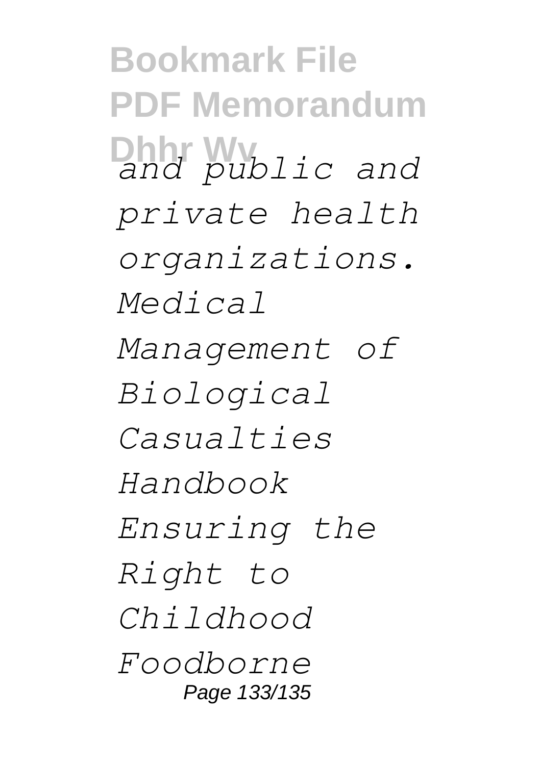*and public and private health organizations. Medical Management of Biological Casualties Handbook Ensuring the Right to Childhood Foodborne*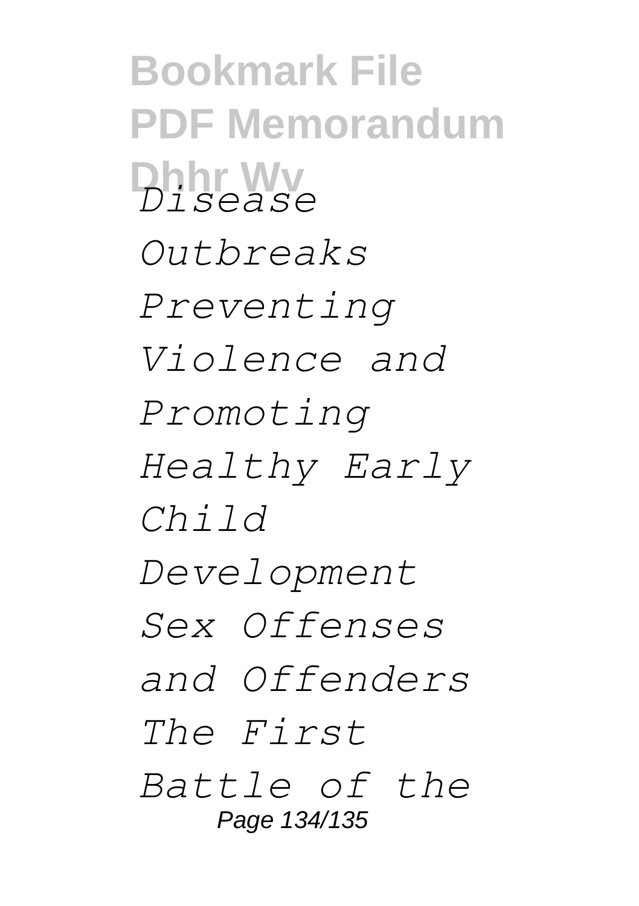*Disease Outbreaks Preventing Violence and Promoting Healthy Early Child Development Sex Offenses and Offenders The First Battle of the*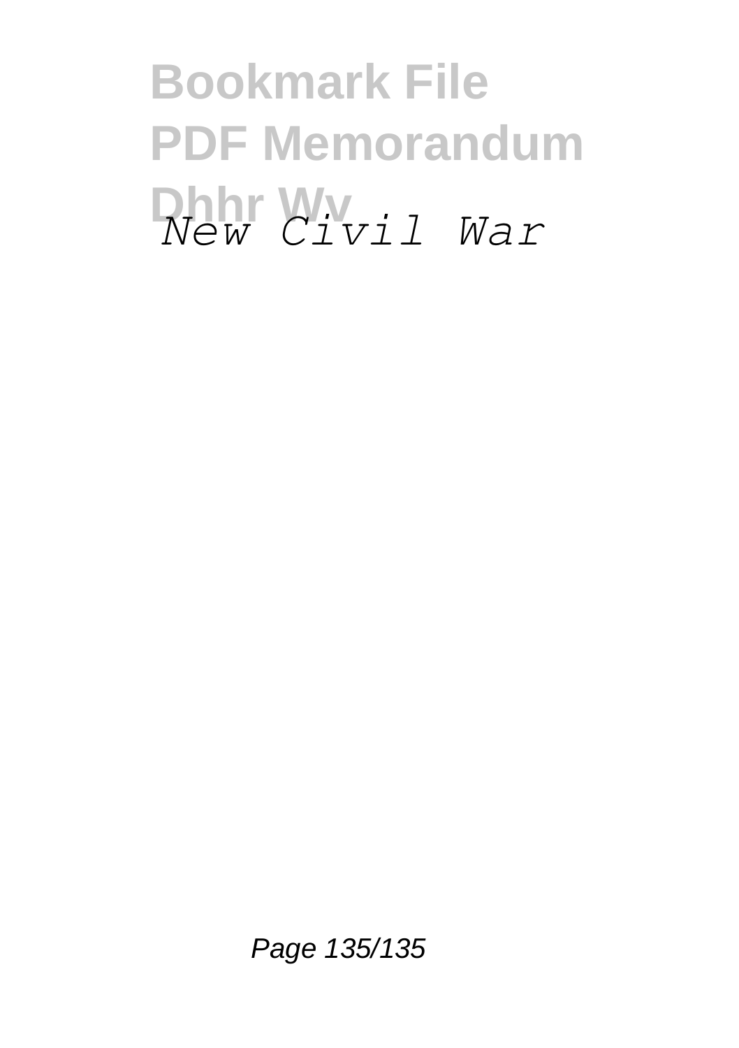*New Civil War*